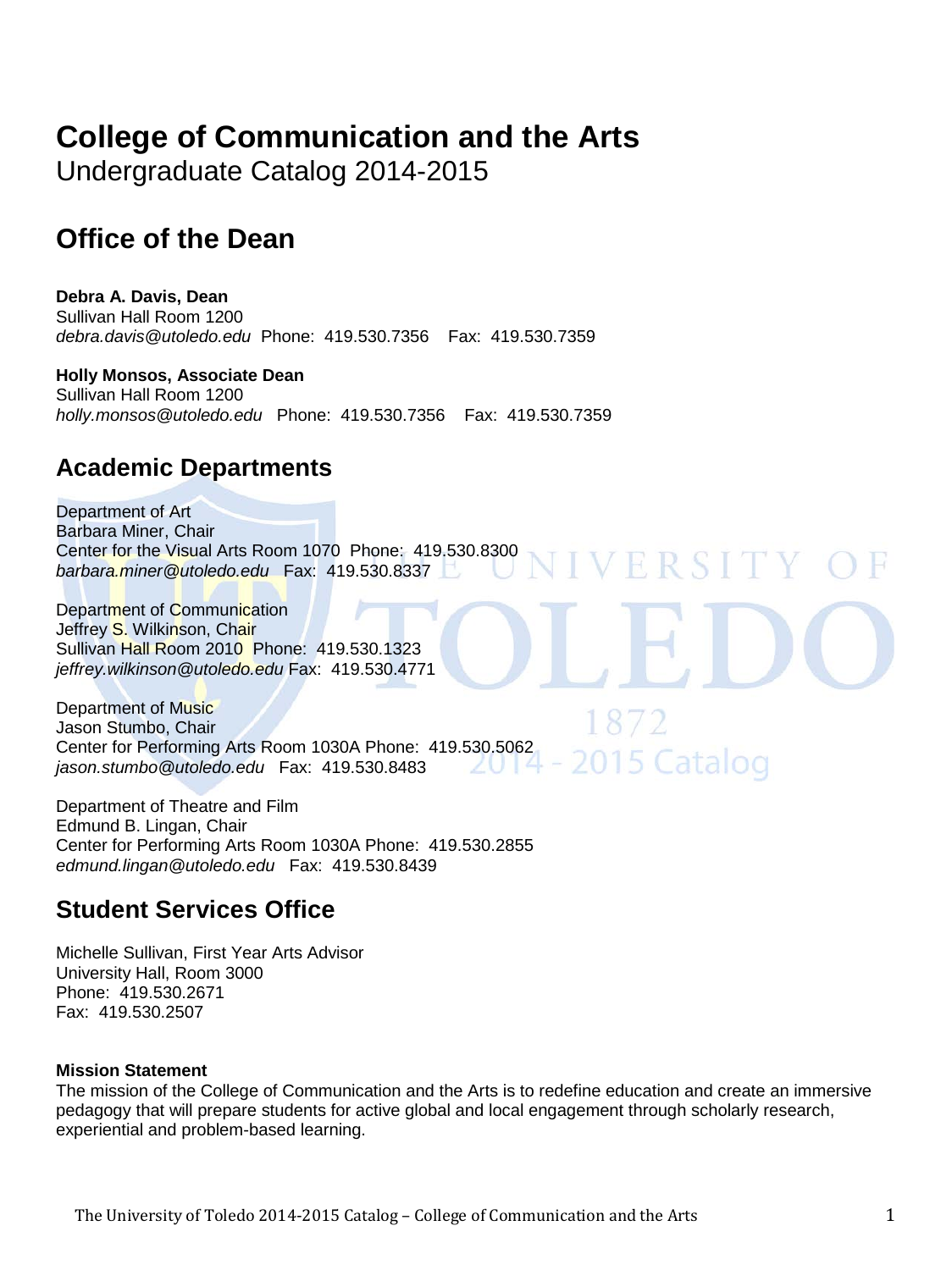# College of Communication and the Arts

Undergraduate Catalog 2014-2015

## Office of the Dean

**Debra A. Davis, Dean**
Sullivan Hall Room 1200
*debra.davis@utoledo.edu* Phone: 419.530.7356 Fax: 419.530.7359

**Holly Monsos, Associate Dean**
Sullivan Hall Room 1200
*holly.monsos@utoledo.edu* Phone: 419.530.7356 Fax: 419.530.7359

## Academic Departments

Department of Art
Barbara Miner, Chair
Center for the Visual Arts Room 1070 Phone: 419.530.8300
*barbara.miner@utoledo.edu* Fax: 419.530.8337

Department of Communication
Jeffrey S. Wilkinson, Chair
Sullivan Hall Room 2010 Phone: 419.530.1323
*jeffrey.wilkinson@utoledo.edu* Fax: 419.530.4771

Department of Music
Jason Stumbo, Chair
Center for Performing Arts Room 1030A Phone: 419.530.5062
*jason.stumbo@utoledo.edu* Fax: 419.530.8483

Department of Theatre and Film
Edmund B. Lingan, Chair
Center for Performing Arts Room 1030A Phone: 419.530.2855
*edmund.lingan@utoledo.edu* Fax: 419.530.8439

## Student Services Office

Michelle Sullivan, First Year Arts Advisor
University Hall, Room 3000
Phone: 419.530.2671
Fax: 419.530.2507

**Mission Statement**
The mission of the College of Communication and the Arts is to redefine education and create an immersive pedagogy that will prepare students for active global and local engagement through scholarly research, experiential and problem-based learning.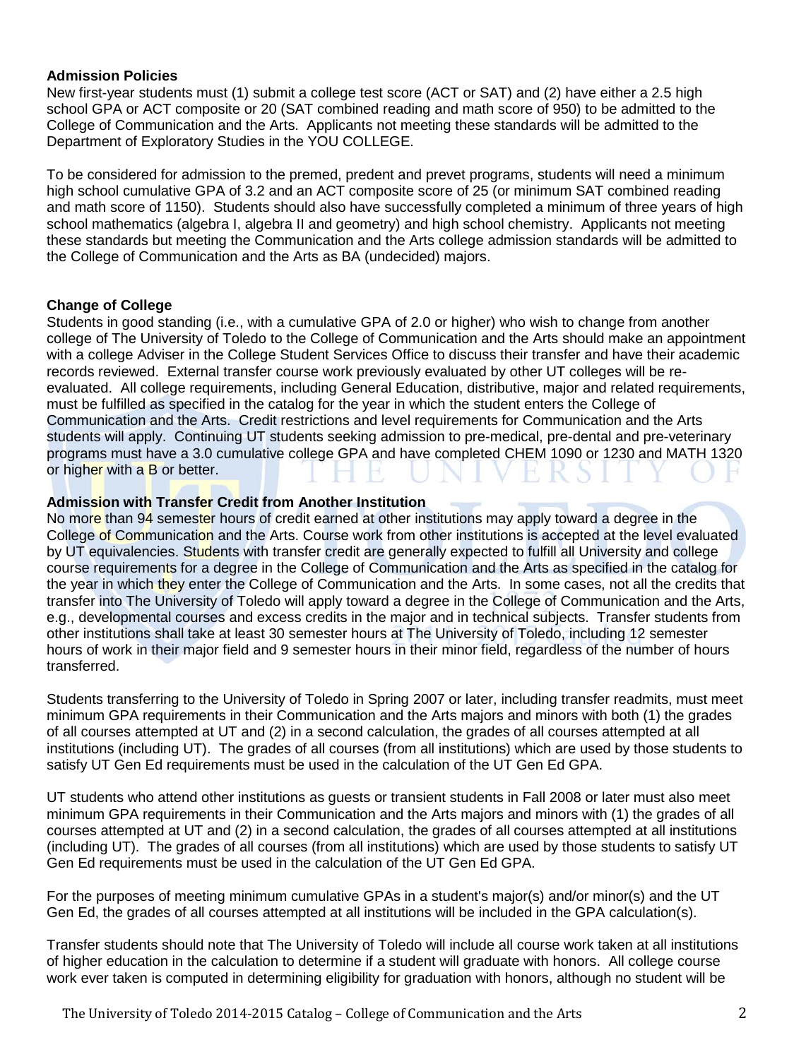**Admission Policies**

New first-year students must (1) submit a college test score (ACT or SAT) and (2) have either a 2.5 high school GPA or ACT composite or 20 (SAT combined reading and math score of 950) to be admitted to the College of Communication and the Arts. Applicants not meeting these standards will be admitted to the Department of Exploratory Studies in the YOU COLLEGE.

To be considered for admission to the premed, predent and prevet programs, students will need a minimum high school cumulative GPA of 3.2 and an ACT composite score of 25 (or minimum SAT combined reading and math score of 1150). Students should also have successfully completed a minimum of three years of high school mathematics (algebra I, algebra II and geometry) and high school chemistry. Applicants not meeting these standards but meeting the Communication and the Arts college admission standards will be admitted to the College of Communication and the Arts as BA (undecided) majors.

**Change of College**

Students in good standing (i.e., with a cumulative GPA of 2.0 or higher) who wish to change from another college of The University of Toledo to the College of Communication and the Arts should make an appointment with a college Adviser in the College Student Services Office to discuss their transfer and have their academic records reviewed. External transfer course work previously evaluated by other UT colleges will be re-evaluated. All college requirements, including General Education, distributive, major and related requirements, must be fulfilled as specified in the catalog for the year in which the student enters the College of Communication and the Arts. Credit restrictions and level requirements for Communication and the Arts students will apply. Continuing UT students seeking admission to pre-medical, pre-dental and pre-veterinary programs must have a 3.0 cumulative college GPA and have completed CHEM 1090 or 1230 and MATH 1320 or higher with a B or better.

**Admission with Transfer Credit from Another Institution**

No more than 94 semester hours of credit earned at other institutions may apply toward a degree in the College of Communication and the Arts. Course work from other institutions is accepted at the level evaluated by UT equivalencies. Students with transfer credit are generally expected to fulfill all University and college course requirements for a degree in the College of Communication and the Arts as specified in the catalog for the year in which they enter the College of Communication and the Arts. In some cases, not all the credits that transfer into The University of Toledo will apply toward a degree in the College of Communication and the Arts, e.g., developmental courses and excess credits in the major and in technical subjects. Transfer students from other institutions shall take at least 30 semester hours at The University of Toledo, including 12 semester hours of work in their major field and 9 semester hours in their minor field, regardless of the number of hours transferred.

Students transferring to the University of Toledo in Spring 2007 or later, including transfer readmits, must meet minimum GPA requirements in their Communication and the Arts majors and minors with both (1) the grades of all courses attempted at UT and (2) in a second calculation, the grades of all courses attempted at all institutions (including UT). The grades of all courses (from all institutions) which are used by those students to satisfy UT Gen Ed requirements must be used in the calculation of the UT Gen Ed GPA.

UT students who attend other institutions as guests or transient students in Fall 2008 or later must also meet minimum GPA requirements in their Communication and the Arts majors and minors with (1) the grades of all courses attempted at UT and (2) in a second calculation, the grades of all courses attempted at all institutions (including UT). The grades of all courses (from all institutions) which are used by those students to satisfy UT Gen Ed requirements must be used in the calculation of the UT Gen Ed GPA.

For the purposes of meeting minimum cumulative GPAs in a student's major(s) and/or minor(s) and the UT Gen Ed, the grades of all courses attempted at all institutions will be included in the GPA calculation(s).

Transfer students should note that The University of Toledo will include all course work taken at all institutions of higher education in the calculation to determine if a student will graduate with honors. All college course work ever taken is computed in determining eligibility for graduation with honors, although no student will be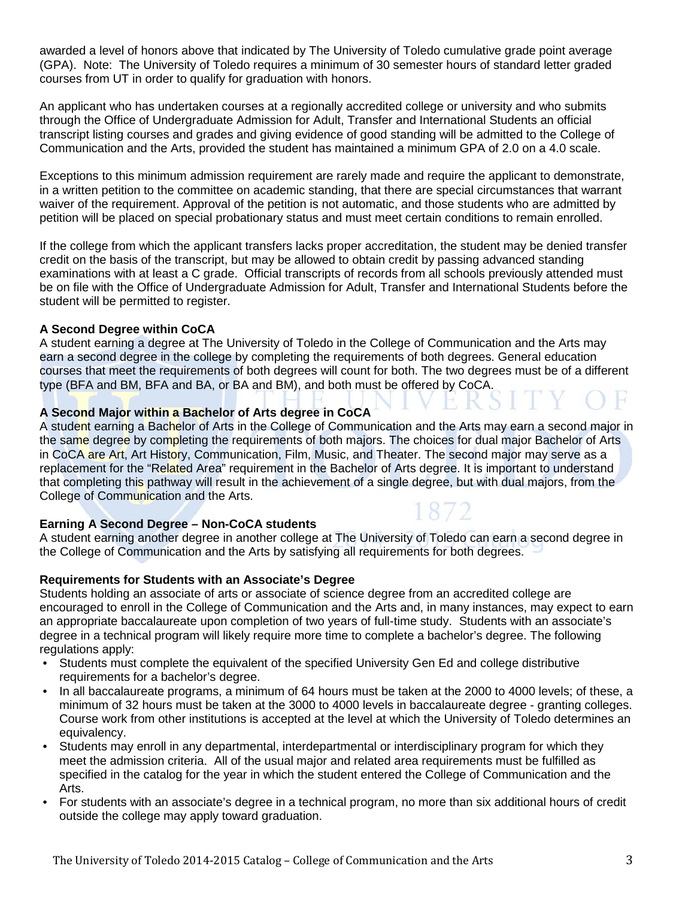awarded a level of honors above that indicated by The University of Toledo cumulative grade point average (GPA). Note: The University of Toledo requires a minimum of 30 semester hours of standard letter graded courses from UT in order to qualify for graduation with honors.

An applicant who has undertaken courses at a regionally accredited college or university and who submits through the Office of Undergraduate Admission for Adult, Transfer and International Students an official transcript listing courses and grades and giving evidence of good standing will be admitted to the College of Communication and the Arts, provided the student has maintained a minimum GPA of 2.0 on a 4.0 scale.

Exceptions to this minimum admission requirement are rarely made and require the applicant to demonstrate, in a written petition to the committee on academic standing, that there are special circumstances that warrant waiver of the requirement. Approval of the petition is not automatic, and those students who are admitted by petition will be placed on special probationary status and must meet certain conditions to remain enrolled.

If the college from which the applicant transfers lacks proper accreditation, the student may be denied transfer credit on the basis of the transcript, but may be allowed to obtain credit by passing advanced standing examinations with at least a C grade. Official transcripts of records from all schools previously attended must be on file with the Office of Undergraduate Admission for Adult, Transfer and International Students before the student will be permitted to register.

**A Second Degree within CoCA**
A student earning a degree at The University of Toledo in the College of Communication and the Arts may earn a second degree in the college by completing the requirements of both degrees. General education courses that meet the requirements of both degrees will count for both. The two degrees must be of a different type (BFA and BM, BFA and BA, or BA and BM), and both must be offered by CoCA.

**A Second Major within a Bachelor of Arts degree in CoCA**
A student earning a Bachelor of Arts in the College of Communication and the Arts may earn a second major in the same degree by completing the requirements of both majors. The choices for dual major Bachelor of Arts in CoCA are Art, Art History, Communication, Film, Music, and Theater. The second major may serve as a replacement for the "Related Area" requirement in the Bachelor of Arts degree. It is important to understand that completing this pathway will result in the achievement of a single degree, but with dual majors, from the College of Communication and the Arts.

**Earning A Second Degree – Non-CoCA students**
A student earning another degree in another college at The University of Toledo can earn a second degree in the College of Communication and the Arts by satisfying all requirements for both degrees.

**Requirements for Students with an Associate's Degree**
Students holding an associate of arts or associate of science degree from an accredited college are encouraged to enroll in the College of Communication and the Arts and, in many instances, may expect to earn an appropriate baccalaureate upon completion of two years of full-time study. Students with an associate's degree in a technical program will likely require more time to complete a bachelor's degree. The following regulations apply:

- Students must complete the equivalent of the specified University Gen Ed and college distributive requirements for a bachelor's degree.
- In all baccalaureate programs, a minimum of 64 hours must be taken at the 2000 to 4000 levels; of these, a minimum of 32 hours must be taken at the 3000 to 4000 levels in baccalaureate degree - granting colleges. Course work from other institutions is accepted at the level at which the University of Toledo determines an equivalency.
- Students may enroll in any departmental, interdepartmental or interdisciplinary program for which they meet the admission criteria. All of the usual major and related area requirements must be fulfilled as specified in the catalog for the year in which the student entered the College of Communication and the Arts.
- For students with an associate's degree in a technical program, no more than six additional hours of credit outside the college may apply toward graduation.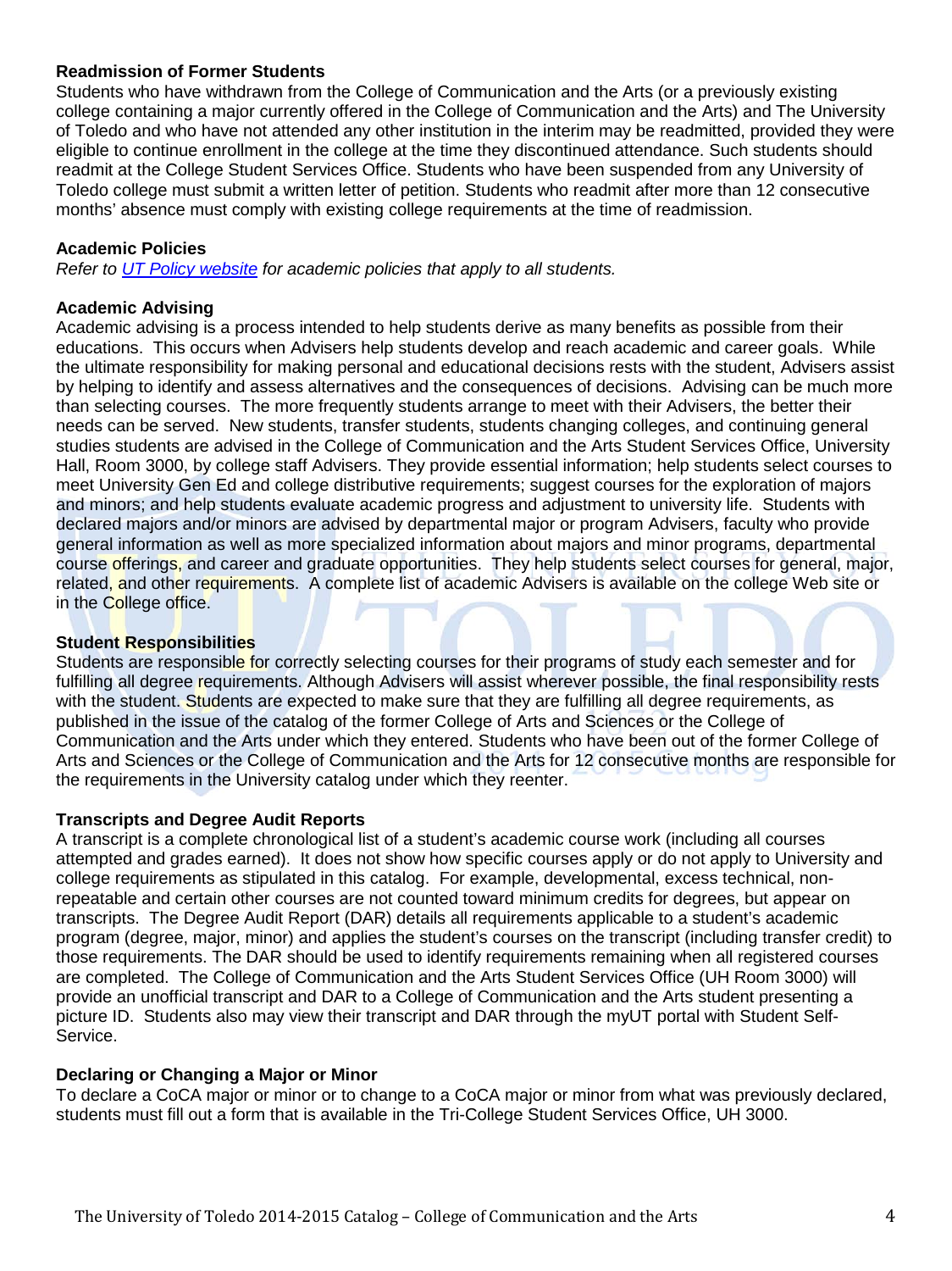## Readmission of Former Students

Students who have withdrawn from the College of Communication and the Arts (or a previously existing college containing a major currently offered in the College of Communication and the Arts) and The University of Toledo and who have not attended any other institution in the interim may be readmitted, provided they were eligible to continue enrollment in the college at the time they discontinued attendance. Such students should readmit at the College Student Services Office. Students who have been suspended from any University of Toledo college must submit a written letter of petition. Students who readmit after more than 12 consecutive months' absence must comply with existing college requirements at the time of readmission.

## Academic Policies

*Refer to UT Policy website for academic policies that apply to all students.*

## Academic Advising

Academic advising is a process intended to help students derive as many benefits as possible from their educations. This occurs when Advisers help students develop and reach academic and career goals. While the ultimate responsibility for making personal and educational decisions rests with the student, Advisers assist by helping to identify and assess alternatives and the consequences of decisions. Advising can be much more than selecting courses. The more frequently students arrange to meet with their Advisers, the better their needs can be served. New students, transfer students, students changing colleges, and continuing general studies students are advised in the College of Communication and the Arts Student Services Office, University Hall, Room 3000, by college staff Advisers. They provide essential information; help students select courses to meet University Gen Ed and college distributive requirements; suggest courses for the exploration of majors and minors; and help students evaluate academic progress and adjustment to university life. Students with declared majors and/or minors are advised by departmental major or program Advisers, faculty who provide general information as well as more specialized information about majors and minor programs, departmental course offerings, and career and graduate opportunities. They help students select courses for general, major, related, and other requirements. A complete list of academic Advisers is available on the college Web site or in the College office.

## Student Responsibilities

Students are responsible for correctly selecting courses for their programs of study each semester and for fulfilling all degree requirements. Although Advisers will assist wherever possible, the final responsibility rests with the student. Students are expected to make sure that they are fulfilling all degree requirements, as published in the issue of the catalog of the former College of Arts and Sciences or the College of Communication and the Arts under which they entered. Students who have been out of the former College of Arts and Sciences or the College of Communication and the Arts for 12 consecutive months are responsible for the requirements in the University catalog under which they reenter.

## Transcripts and Degree Audit Reports

A transcript is a complete chronological list of a student's academic course work (including all courses attempted and grades earned). It does not show how specific courses apply or do not apply to University and college requirements as stipulated in this catalog. For example, developmental, excess technical, non-repeatable and certain other courses are not counted toward minimum credits for degrees, but appear on transcripts. The Degree Audit Report (DAR) details all requirements applicable to a student's academic program (degree, major, minor) and applies the student's courses on the transcript (including transfer credit) to those requirements. The DAR should be used to identify requirements remaining when all registered courses are completed. The College of Communication and the Arts Student Services Office (UH Room 3000) will provide an unofficial transcript and DAR to a College of Communication and the Arts student presenting a picture ID. Students also may view their transcript and DAR through the myUT portal with Student Self-Service.

## Declaring or Changing a Major or Minor

To declare a CoCA major or minor or to change to a CoCA major or minor from what was previously declared, students must fill out a form that is available in the Tri-College Student Services Office, UH 3000.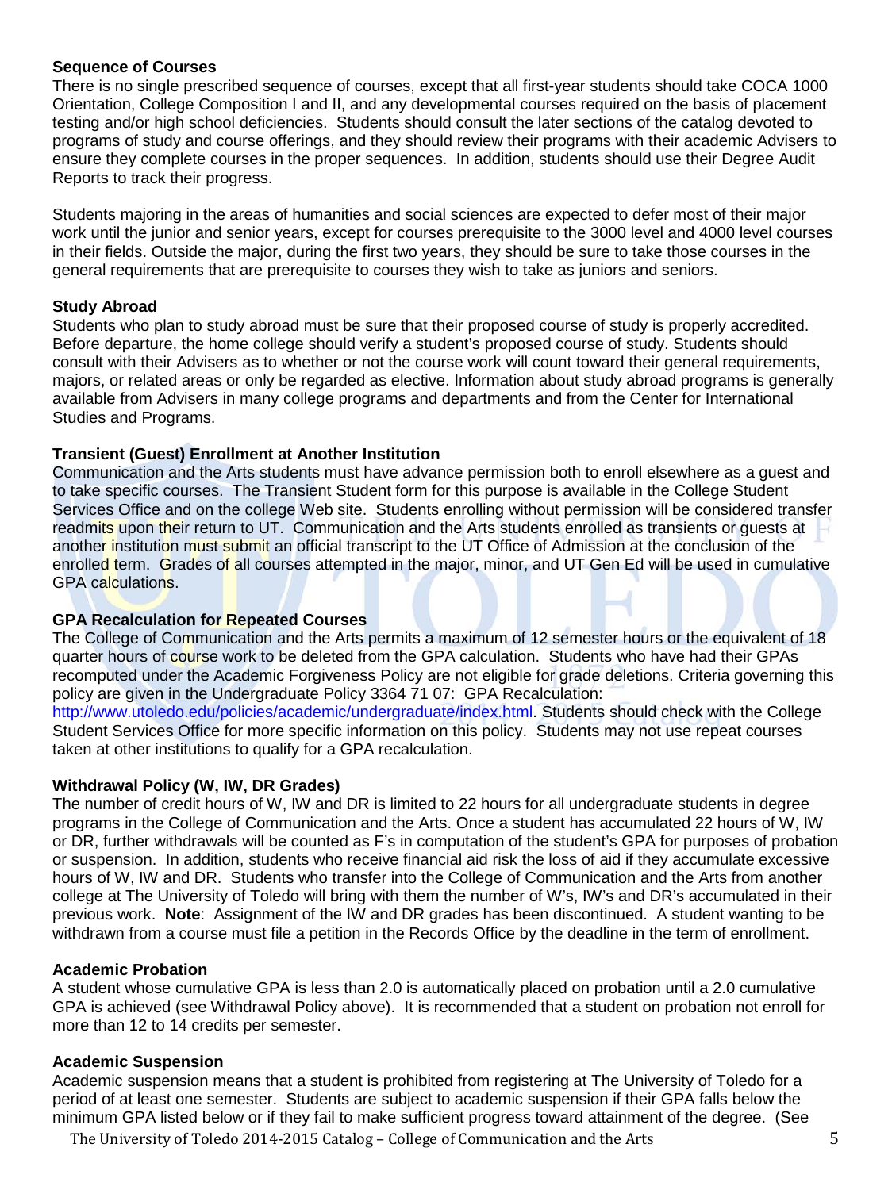### Sequence of Courses

There is no single prescribed sequence of courses, except that all first-year students should take COCA 1000 Orientation, College Composition I and II, and any developmental courses required on the basis of placement testing and/or high school deficiencies. Students should consult the later sections of the catalog devoted to programs of study and course offerings, and they should review their programs with their academic Advisers to ensure they complete courses in the proper sequences. In addition, students should use their Degree Audit Reports to track their progress.

Students majoring in the areas of humanities and social sciences are expected to defer most of their major work until the junior and senior years, except for courses prerequisite to the 3000 level and 4000 level courses in their fields. Outside the major, during the first two years, they should be sure to take those courses in the general requirements that are prerequisite to courses they wish to take as juniors and seniors.

### Study Abroad

Students who plan to study abroad must be sure that their proposed course of study is properly accredited. Before departure, the home college should verify a student's proposed course of study. Students should consult with their Advisers as to whether or not the course work will count toward their general requirements, majors, or related areas or only be regarded as elective. Information about study abroad programs is generally available from Advisers in many college programs and departments and from the Center for International Studies and Programs.

### Transient (Guest) Enrollment at Another Institution

Communication and the Arts students must have advance permission both to enroll elsewhere as a guest and to take specific courses. The Transient Student form for this purpose is available in the College Student Services Office and on the college Web site. Students enrolling without permission will be considered transfer readmits upon their return to UT. Communication and the Arts students enrolled as transients or guests at another institution must submit an official transcript to the UT Office of Admission at the conclusion of the enrolled term. Grades of all courses attempted in the major, minor, and UT Gen Ed will be used in cumulative GPA calculations.

### GPA Recalculation for Repeated Courses

The College of Communication and the Arts permits a maximum of 12 semester hours or the equivalent of 18 quarter hours of course work to be deleted from the GPA calculation. Students who have had their GPAs recomputed under the Academic Forgiveness Policy are not eligible for grade deletions. Criteria governing this policy are given in the Undergraduate Policy 3364 71 07: GPA Recalculation: http://www.utoledo.edu/policies/academic/undergraduate/index.html. Students should check with the College Student Services Office for more specific information on this policy. Students may not use repeat courses taken at other institutions to qualify for a GPA recalculation.

### Withdrawal Policy (W, IW, DR Grades)

The number of credit hours of W, IW and DR is limited to 22 hours for all undergraduate students in degree programs in the College of Communication and the Arts. Once a student has accumulated 22 hours of W, IW or DR, further withdrawals will be counted as F's in computation of the student's GPA for purposes of probation or suspension. In addition, students who receive financial aid risk the loss of aid if they accumulate excessive hours of W, IW and DR. Students who transfer into the College of Communication and the Arts from another college at The University of Toledo will bring with them the number of W's, IW's and DR's accumulated in their previous work. **Note**: Assignment of the IW and DR grades has been discontinued. A student wanting to be withdrawn from a course must file a petition in the Records Office by the deadline in the term of enrollment.

### Academic Probation

A student whose cumulative GPA is less than 2.0 is automatically placed on probation until a 2.0 cumulative GPA is achieved (see Withdrawal Policy above). It is recommended that a student on probation not enroll for more than 12 to 14 credits per semester.

### Academic Suspension

Academic suspension means that a student is prohibited from registering at The University of Toledo for a period of at least one semester. Students are subject to academic suspension if their GPA falls below the minimum GPA listed below or if they fail to make sufficient progress toward attainment of the degree. (See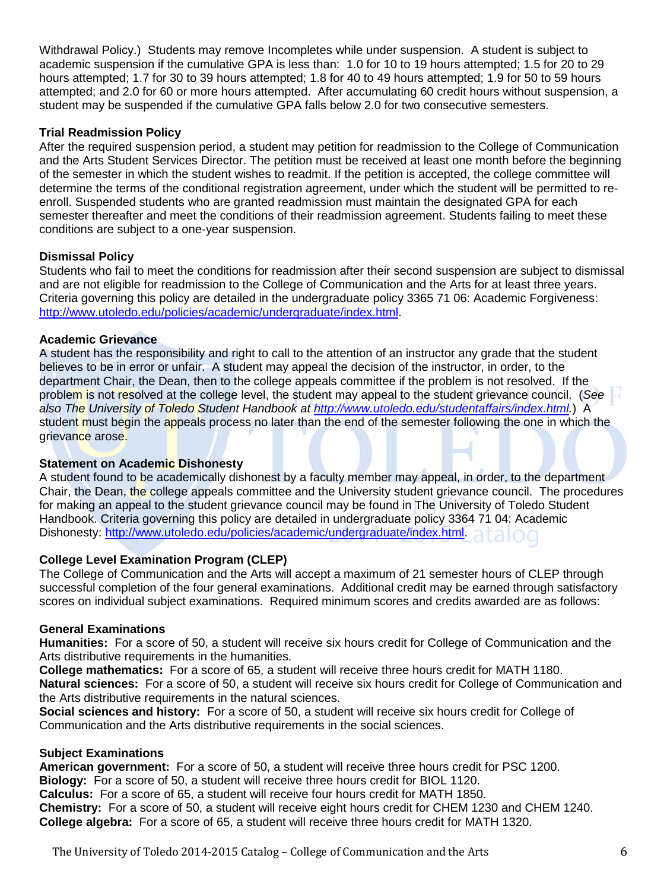Withdrawal Policy.) Students may remove Incompletes while under suspension. A student is subject to academic suspension if the cumulative GPA is less than: 1.0 for 10 to 19 hours attempted; 1.5 for 20 to 29 hours attempted; 1.7 for 30 to 39 hours attempted; 1.8 for 40 to 49 hours attempted; 1.9 for 50 to 59 hours attempted; and 2.0 for 60 or more hours attempted. After accumulating 60 credit hours without suspension, a student may be suspended if the cumulative GPA falls below 2.0 for two consecutive semesters.

**Trial Readmission Policy**

After the required suspension period, a student may petition for readmission to the College of Communication and the Arts Student Services Director. The petition must be received at least one month before the beginning of the semester in which the student wishes to readmit. If the petition is accepted, the college committee will determine the terms of the conditional registration agreement, under which the student will be permitted to re-enroll. Suspended students who are granted readmission must maintain the designated GPA for each semester thereafter and meet the conditions of their readmission agreement. Students failing to meet these conditions are subject to a one-year suspension.

**Dismissal Policy**

Students who fail to meet the conditions for readmission after their second suspension are subject to dismissal and are not eligible for readmission to the College of Communication and the Arts for at least three years. Criteria governing this policy are detailed in the undergraduate policy 3365 71 06: Academic Forgiveness: http://www.utoledo.edu/policies/academic/undergraduate/index.html.

**Academic Grievance**

A student has the responsibility and right to call to the attention of an instructor any grade that the student believes to be in error or unfair. A student may appeal the decision of the instructor, in order, to the department Chair, the Dean, then to the college appeals committee if the problem is not resolved. If the problem is not resolved at the college level, the student may appeal to the student grievance council. (*See also The University of Toledo Student Handbook at http://www.utoledo.edu/studentaffairs/index.html.*) A student must begin the appeals process no later than the end of the semester following the one in which the grievance arose.

**Statement on Academic Dishonesty**

A student found to be academically dishonest by a faculty member may appeal, in order, to the department Chair, the Dean, the college appeals committee and the University student grievance council. The procedures for making an appeal to the student grievance council may be found in The University of Toledo Student Handbook. Criteria governing this policy are detailed in undergraduate policy 3364 71 04: Academic Dishonesty: http://www.utoledo.edu/policies/academic/undergraduate/index.html.

**College Level Examination Program (CLEP)**

The College of Communication and the Arts will accept a maximum of 21 semester hours of CLEP through successful completion of the four general examinations. Additional credit may be earned through satisfactory scores on individual subject examinations. Required minimum scores and credits awarded are as follows:

**General Examinations**

**Humanities:** For a score of 50, a student will receive six hours credit for College of Communication and the Arts distributive requirements in the humanities.
**College mathematics:** For a score of 65, a student will receive three hours credit for MATH 1180.
**Natural sciences:** For a score of 50, a student will receive six hours credit for College of Communication and the Arts distributive requirements in the natural sciences.
**Social sciences and history:** For a score of 50, a student will receive six hours credit for College of Communication and the Arts distributive requirements in the social sciences.

**Subject Examinations**

**American government:** For a score of 50, a student will receive three hours credit for PSC 1200.
**Biology:** For a score of 50, a student will receive three hours credit for BIOL 1120.
**Calculus:** For a score of 65, a student will receive four hours credit for MATH 1850.
**Chemistry:** For a score of 50, a student will receive eight hours credit for CHEM 1230 and CHEM 1240.
**College algebra:** For a score of 65, a student will receive three hours credit for MATH 1320.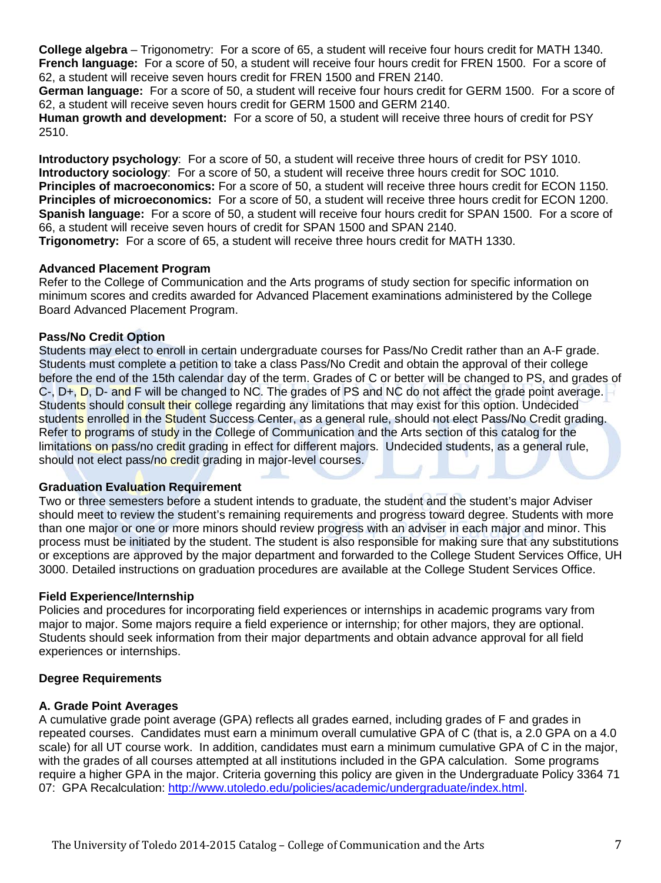**College algebra** – Trigonometry: For a score of 65, a student will receive four hours credit for MATH 1340.
**French language:** For a score of 50, a student will receive four hours credit for FREN 1500. For a score of 62, a student will receive seven hours credit for FREN 1500 and FREN 2140.
**German language:** For a score of 50, a student will receive four hours credit for GERM 1500. For a score of 62, a student will receive seven hours credit for GERM 1500 and GERM 2140.
**Human growth and development:** For a score of 50, a student will receive three hours of credit for PSY 2510.

**Introductory psychology**: For a score of 50, a student will receive three hours of credit for PSY 1010.
**Introductory sociology**: For a score of 50, a student will receive three hours credit for SOC 1010.
**Principles of macroeconomics:** For a score of 50, a student will receive three hours credit for ECON 1150.
**Principles of microeconomics:** For a score of 50, a student will receive three hours credit for ECON 1200.
**Spanish language:** For a score of 50, a student will receive four hours credit for SPAN 1500. For a score of 66, a student will receive seven hours of credit for SPAN 1500 and SPAN 2140.
**Trigonometry:** For a score of 65, a student will receive three hours credit for MATH 1330.

**Advanced Placement Program**
Refer to the College of Communication and the Arts programs of study section for specific information on minimum scores and credits awarded for Advanced Placement examinations administered by the College Board Advanced Placement Program.

**Pass/No Credit Option**
Students may elect to enroll in certain undergraduate courses for Pass/No Credit rather than an A-F grade. Students must complete a petition to take a class Pass/No Credit and obtain the approval of their college before the end of the 15th calendar day of the term. Grades of C or better will be changed to PS, and grades of C-, D+, D, D- and F will be changed to NC. The grades of PS and NC do not affect the grade point average. Students should consult their college regarding any limitations that may exist for this option. Undecided students enrolled in the Student Success Center, as a general rule, should not elect Pass/No Credit grading. Refer to programs of study in the College of Communication and the Arts section of this catalog for the limitations on pass/no credit grading in effect for different majors. Undecided students, as a general rule, should not elect pass/no credit grading in major-level courses.

**Graduation Evaluation Requirement**
Two or three semesters before a student intends to graduate, the student and the student's major Adviser should meet to review the student's remaining requirements and progress toward degree. Students with more than one major or one or more minors should review progress with an adviser in each major and minor. This process must be initiated by the student. The student is also responsible for making sure that any substitutions or exceptions are approved by the major department and forwarded to the College Student Services Office, UH 3000. Detailed instructions on graduation procedures are available at the College Student Services Office.

**Field Experience/Internship**
Policies and procedures for incorporating field experiences or internships in academic programs vary from major to major. Some majors require a field experience or internship; for other majors, they are optional. Students should seek information from their major departments and obtain advance approval for all field experiences or internships.

**Degree Requirements**

**A. Grade Point Averages**
A cumulative grade point average (GPA) reflects all grades earned, including grades of F and grades in repeated courses. Candidates must earn a minimum overall cumulative GPA of C (that is, a 2.0 GPA on a 4.0 scale) for all UT course work. In addition, candidates must earn a minimum cumulative GPA of C in the major, with the grades of all courses attempted at all institutions included in the GPA calculation. Some programs require a higher GPA in the major. Criteria governing this policy are given in the Undergraduate Policy 3364 71 07: GPA Recalculation: http://www.utoledo.edu/policies/academic/undergraduate/index.html.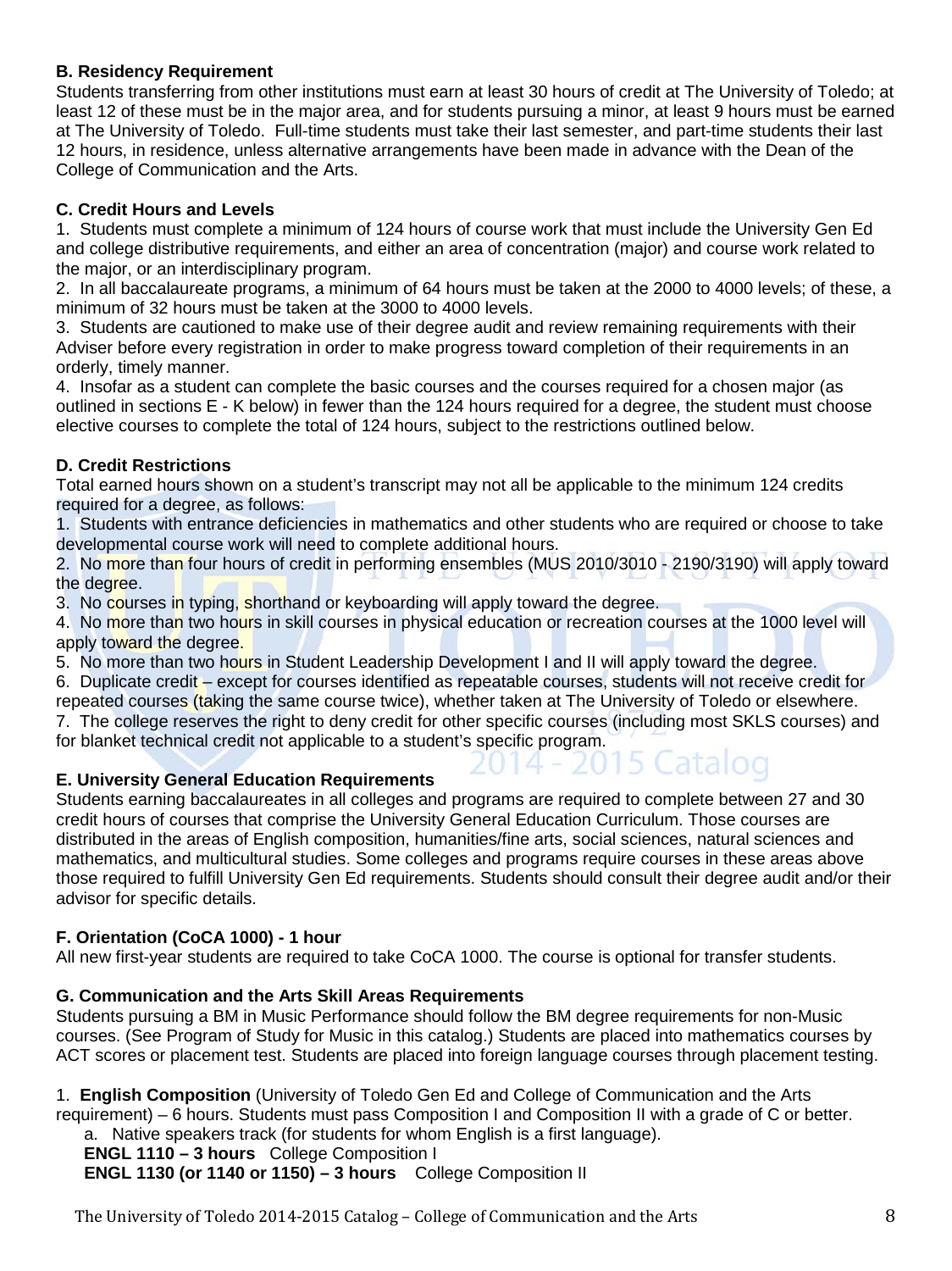**B. Residency Requirement**

Students transferring from other institutions must earn at least 30 hours of credit at The University of Toledo; at least 12 of these must be in the major area, and for students pursuing a minor, at least 9 hours must be earned at The University of Toledo. Full-time students must take their last semester, and part-time students their last 12 hours, in residence, unless alternative arrangements have been made in advance with the Dean of the College of Communication and the Arts.

**C. Credit Hours and Levels**

1. Students must complete a minimum of 124 hours of course work that must include the University Gen Ed and college distributive requirements, and either an area of concentration (major) and course work related to the major, or an interdisciplinary program.
2. In all baccalaureate programs, a minimum of 64 hours must be taken at the 2000 to 4000 levels; of these, a minimum of 32 hours must be taken at the 3000 to 4000 levels.
3. Students are cautioned to make use of their degree audit and review remaining requirements with their Adviser before every registration in order to make progress toward completion of their requirements in an orderly, timely manner.
4. Insofar as a student can complete the basic courses and the courses required for a chosen major (as outlined in sections E - K below) in fewer than the 124 hours required for a degree, the student must choose elective courses to complete the total of 124 hours, subject to the restrictions outlined below.

**D. Credit Restrictions**

Total earned hours shown on a student's transcript may not all be applicable to the minimum 124 credits required for a degree, as follows:

1. Students with entrance deficiencies in mathematics and other students who are required or choose to take developmental course work will need to complete additional hours.
2. No more than four hours of credit in performing ensembles (MUS 2010/3010 - 2190/3190) will apply toward the degree.
3. No courses in typing, shorthand or keyboarding will apply toward the degree.
4. No more than two hours in skill courses in physical education or recreation courses at the 1000 level will apply toward the degree.
5. No more than two hours in Student Leadership Development I and II will apply toward the degree.
6. Duplicate credit – except for courses identified as repeatable courses, students will not receive credit for repeated courses (taking the same course twice), whether taken at The University of Toledo or elsewhere.
7. The college reserves the right to deny credit for other specific courses (including most SKLS courses) and for blanket technical credit not applicable to a student's specific program.

**E. University General Education Requirements**

Students earning baccalaureates in all colleges and programs are required to complete between 27 and 30 credit hours of courses that comprise the University General Education Curriculum. Those courses are distributed in the areas of English composition, humanities/fine arts, social sciences, natural sciences and mathematics, and multicultural studies. Some colleges and programs require courses in these areas above those required to fulfill University Gen Ed requirements. Students should consult their degree audit and/or their advisor for specific details.

**F. Orientation (CoCA 1000) - 1 hour**

All new first-year students are required to take CoCA 1000. The course is optional for transfer students.

**G. Communication and the Arts Skill Areas Requirements**

Students pursuing a BM in Music Performance should follow the BM degree requirements for non-Music courses. (See Program of Study for Music in this catalog.) Students are placed into mathematics courses by ACT scores or placement test. Students are placed into foreign language courses through placement testing.

1. **English Composition** (University of Toledo Gen Ed and College of Communication and the Arts requirement) – 6 hours. Students must pass Composition I and Composition II with a grade of C or better.
   a. Native speakers track (for students for whom English is a first language).
   **ENGL 1110 – 3 hours** College Composition I
   **ENGL 1130 (or 1140 or 1150) – 3 hours** College Composition II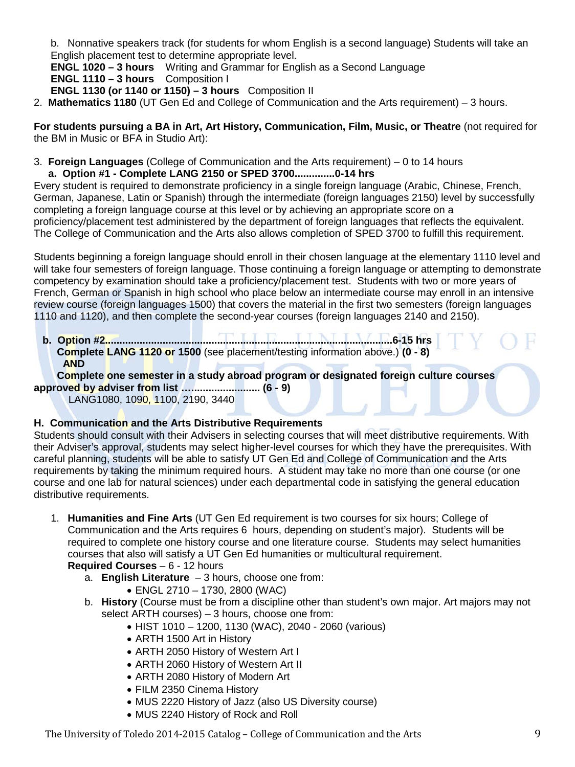b. Nonnative speakers track (for students for whom English is a second language) Students will take an English placement test to determine appropriate level.
**ENGL 1020 – 3 hours** Writing and Grammar for English as a Second Language
**ENGL 1110 – 3 hours** Composition I
**ENGL 1130 (or 1140 or 1150) – 3 hours** Composition II

2. **Mathematics 1180** (UT Gen Ed and College of Communication and the Arts requirement) – 3 hours.

**For students pursuing a BA in Art, Art History, Communication, Film, Music, or Theatre** (not required for the BM in Music or BFA in Studio Art):

3. **Foreign Languages** (College of Communication and the Arts requirement) – 0 to 14 hours
   **a. Option #1 - Complete LANG 2150 or SPED 3700..............0-14 hrs**

Every student is required to demonstrate proficiency in a single foreign language (Arabic, Chinese, French, German, Japanese, Latin or Spanish) through the intermediate (foreign languages 2150) level by successfully completing a foreign language course at this level or by achieving an appropriate score on a proficiency/placement test administered by the department of foreign languages that reflects the equivalent. The College of Communication and the Arts also allows completion of SPED 3700 to fulfill this requirement.

Students beginning a foreign language should enroll in their chosen language at the elementary 1110 level and will take four semesters of foreign language. Those continuing a foreign language or attempting to demonstrate competency by examination should take a proficiency/placement test. Students with two or more years of French, German or Spanish in high school who place below an intermediate course may enroll in an intensive review course (foreign languages 1500) that covers the material in the first two semesters (foreign languages 1110 and 1120), and then complete the second-year courses (foreign languages 2140 and 2150).

**b. Option #2.................................................................................................6-15 hrs**
**Complete LANG 1120 or 1500** (see placement/testing information above.) **(0 - 8)**
**AND**
**Complete one semester in a study abroad program or designated foreign culture courses approved by adviser from list ……..................... (6 - 9)**
LANG1080, 1090, 1100, 2190, 3440

**H. Communication and the Arts Distributive Requirements**

Students should consult with their Advisers in selecting courses that will meet distributive requirements. With their Adviser's approval, students may select higher-level courses for which they have the prerequisites. With careful planning, students will be able to satisfy UT Gen Ed and College of Communication and the Arts requirements by taking the minimum required hours. A student may take no more than one course (or one course and one lab for natural sciences) under each departmental code in satisfying the general education distributive requirements.

1. **Humanities and Fine Arts** (UT Gen Ed requirement is two courses for six hours; College of Communication and the Arts requires 6 hours, depending on student's major). Students will be required to complete one history course and one literature course. Students may select humanities courses that also will satisfy a UT Gen Ed humanities or multicultural requirement.
   **Required Courses** – 6 - 12 hours
   a. **English Literature** – 3 hours, choose one from:
      - ENGL 2710 – 1730, 2800 (WAC)
   b. **History** (Course must be from a discipline other than student's own major. Art majors may not select ARTH courses) – 3 hours, choose one from:
      - HIST 1010 – 1200, 1130 (WAC), 2040 - 2060 (various)
      - ARTH 1500 Art in History
      - ARTH 2050 History of Western Art I
      - ARTH 2060 History of Western Art II
      - ARTH 2080 History of Modern Art
      - FILM 2350 Cinema History
      - MUS 2220 History of Jazz (also US Diversity course)
      - MUS 2240 History of Rock and Roll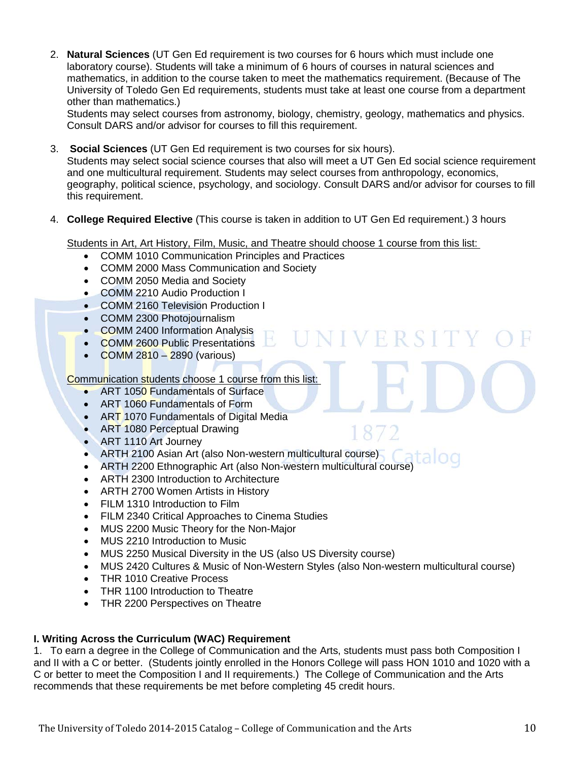2. **Natural Sciences** (UT Gen Ed requirement is two courses for 6 hours which must include one laboratory course). Students will take a minimum of 6 hours of courses in natural sciences and mathematics, in addition to the course taken to meet the mathematics requirement. (Because of The University of Toledo Gen Ed requirements, students must take at least one course from a department other than mathematics.)
   Students may select courses from astronomy, biology, chemistry, geology, mathematics and physics. Consult DARS and/or advisor for courses to fill this requirement.

3. **Social Sciences** (UT Gen Ed requirement is two courses for six hours).
   Students may select social science courses that also will meet a UT Gen Ed social science requirement and one multicultural requirement. Students may select courses from anthropology, economics, geography, political science, psychology, and sociology. Consult DARS and/or advisor for courses to fill this requirement.

4. **College Required Elective** (This course is taken in addition to UT Gen Ed requirement.) 3 hours

   Students in Art, Art History, Film, Music, and Theatre should choose 1 course from this list:
   - COMM 1010 Communication Principles and Practices
   - COMM 2000 Mass Communication and Society
   - COMM 2050 Media and Society
   - COMM 2210 Audio Production I
   - COMM 2160 Television Production I
   - COMM 2300 Photojournalism
   - COMM 2400 Information Analysis
   - COMM 2600 Public Presentations
   - COMM 2810 – 2890 (various)

   Communication students choose 1 course from this list:
   - ART 1050 Fundamentals of Surface
   - ART 1060 Fundamentals of Form
   - ART 1070 Fundamentals of Digital Media
   - ART 1080 Perceptual Drawing
   - ART 1110 Art Journey
   - ARTH 2100 Asian Art (also Non-western multicultural course)
   - ARTH 2200 Ethnographic Art (also Non-western multicultural course)
   - ARTH 2300 Introduction to Architecture
   - ARTH 2700 Women Artists in History
   - FILM 1310 Introduction to Film
   - FILM 2340 Critical Approaches to Cinema Studies
   - MUS 2200 Music Theory for the Non-Major
   - MUS 2210 Introduction to Music
   - MUS 2250 Musical Diversity in the US (also US Diversity course)
   - MUS 2420 Cultures & Music of Non-Western Styles (also Non-western multicultural course)
   - THR 1010 Creative Process
   - THR 1100 Introduction to Theatre
   - THR 2200 Perspectives on Theatre

### I. Writing Across the Curriculum (WAC) Requirement

1. To earn a degree in the College of Communication and the Arts, students must pass both Composition I and II with a C or better. (Students jointly enrolled in the Honors College will pass HON 1010 and 1020 with a C or better to meet the Composition I and II requirements.) The College of Communication and the Arts recommends that these requirements be met before completing 45 credit hours.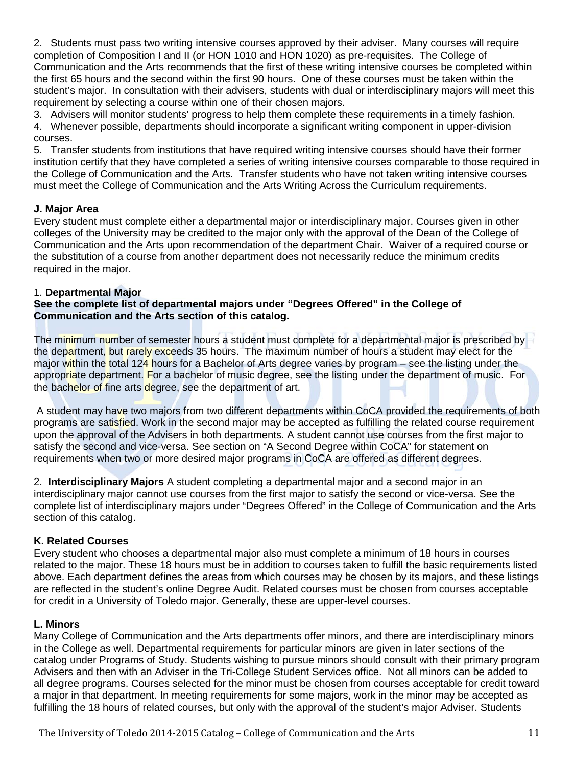2. Students must pass two writing intensive courses approved by their adviser. Many courses will require completion of Composition I and II (or HON 1010 and HON 1020) as pre-requisites. The College of Communication and the Arts recommends that the first of these writing intensive courses be completed within the first 65 hours and the second within the first 90 hours. One of these courses must be taken within the student's major. In consultation with their advisers, students with dual or interdisciplinary majors will meet this requirement by selecting a course within one of their chosen majors.

3. Advisers will monitor students' progress to help them complete these requirements in a timely fashion.

4. Whenever possible, departments should incorporate a significant writing component in upper-division courses.

5. Transfer students from institutions that have required writing intensive courses should have their former institution certify that they have completed a series of writing intensive courses comparable to those required in the College of Communication and the Arts. Transfer students who have not taken writing intensive courses must meet the College of Communication and the Arts Writing Across the Curriculum requirements.

**J. Major Area**

Every student must complete either a departmental major or interdisciplinary major. Courses given in other colleges of the University may be credited to the major only with the approval of the Dean of the College of Communication and the Arts upon recommendation of the department Chair. Waiver of a required course or the substitution of a course from another department does not necessarily reduce the minimum credits required in the major.

1. **Departmental Major**

**See the complete list of departmental majors under "Degrees Offered" in the College of Communication and the Arts section of this catalog.**

The minimum number of semester hours a student must complete for a departmental major is prescribed by the department, but rarely exceeds 35 hours. The maximum number of hours a student may elect for the major within the total 124 hours for a Bachelor of Arts degree varies by program – see the listing under the appropriate department. For a bachelor of music degree, see the listing under the department of music. For the bachelor of fine arts degree, see the department of art.

A student may have two majors from two different departments within CoCA provided the requirements of both programs are satisfied. Work in the second major may be accepted as fulfilling the related course requirement upon the approval of the Advisers in both departments. A student cannot use courses from the first major to satisfy the second and vice-versa. See section on "A Second Degree within CoCA" for statement on requirements when two or more desired major programs in CoCA are offered as different degrees.

2. **Interdisciplinary Majors** A student completing a departmental major and a second major in an interdisciplinary major cannot use courses from the first major to satisfy the second or vice-versa. See the complete list of interdisciplinary majors under "Degrees Offered" in the College of Communication and the Arts section of this catalog.

**K. Related Courses**

Every student who chooses a departmental major also must complete a minimum of 18 hours in courses related to the major. These 18 hours must be in addition to courses taken to fulfill the basic requirements listed above. Each department defines the areas from which courses may be chosen by its majors, and these listings are reflected in the student's online Degree Audit. Related courses must be chosen from courses acceptable for credit in a University of Toledo major. Generally, these are upper-level courses.

**L. Minors**

Many College of Communication and the Arts departments offer minors, and there are interdisciplinary minors in the College as well. Departmental requirements for particular minors are given in later sections of the catalog under Programs of Study. Students wishing to pursue minors should consult with their primary program Advisers and then with an Adviser in the Tri-College Student Services office. Not all minors can be added to all degree programs. Courses selected for the minor must be chosen from courses acceptable for credit toward a major in that department. In meeting requirements for some majors, work in the minor may be accepted as fulfilling the 18 hours of related courses, but only with the approval of the student's major Adviser. Students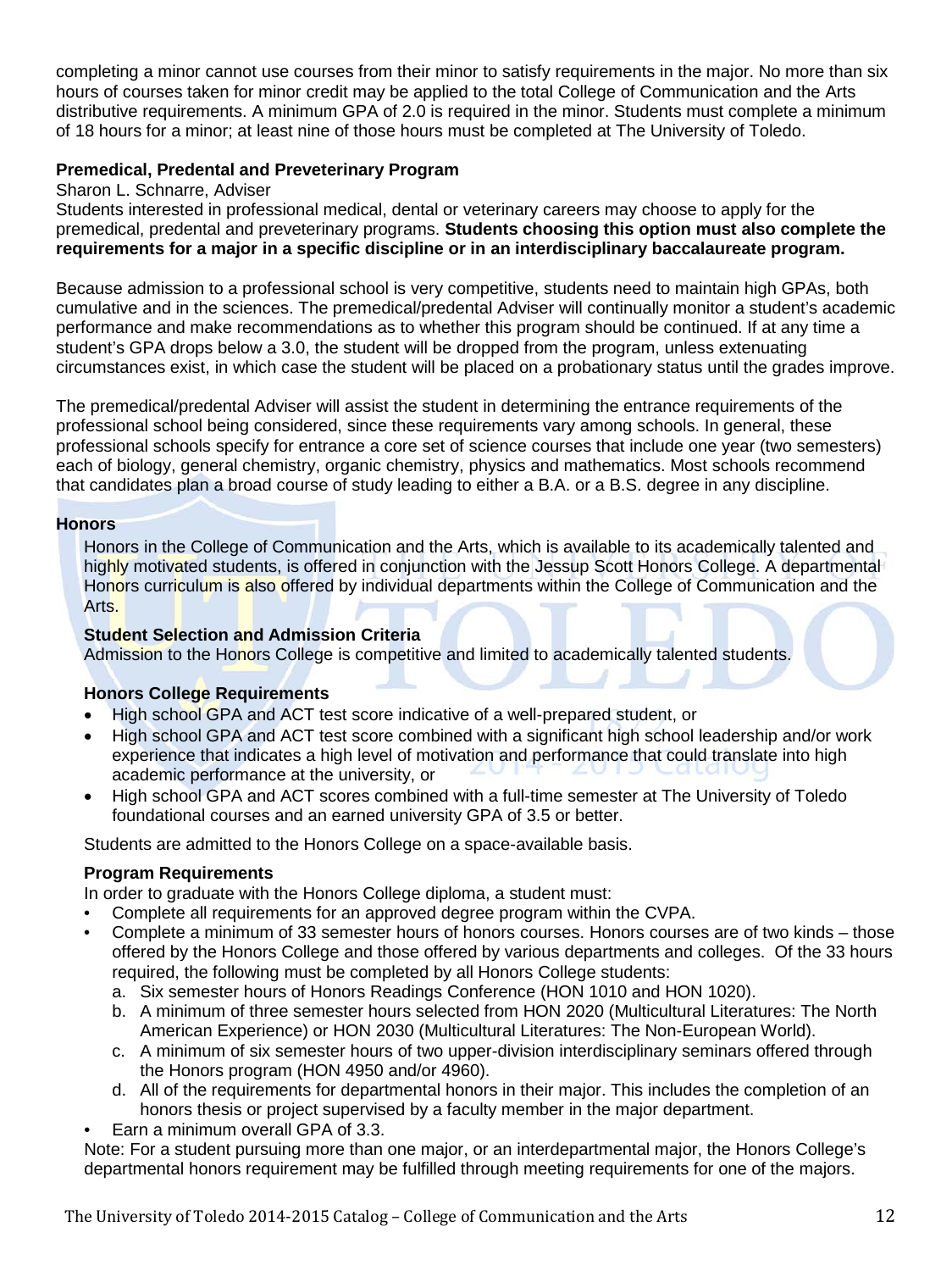completing a minor cannot use courses from their minor to satisfy requirements in the major. No more than six hours of courses taken for minor credit may be applied to the total College of Communication and the Arts distributive requirements. A minimum GPA of 2.0 is required in the minor. Students must complete a minimum of 18 hours for a minor; at least nine of those hours must be completed at The University of Toledo.

### Premedical, Predental and Preveterinary Program

Sharon L. Schnarre, Adviser

Students interested in professional medical, dental or veterinary careers may choose to apply for the premedical, predental and preveterinary programs. **Students choosing this option must also complete the requirements for a major in a specific discipline or in an interdisciplinary baccalaureate program.**

Because admission to a professional school is very competitive, students need to maintain high GPAs, both cumulative and in the sciences. The premedical/predental Adviser will continually monitor a student's academic performance and make recommendations as to whether this program should be continued. If at any time a student's GPA drops below a 3.0, the student will be dropped from the program, unless extenuating circumstances exist, in which case the student will be placed on a probationary status until the grades improve.

The premedical/predental Adviser will assist the student in determining the entrance requirements of the professional school being considered, since these requirements vary among schools. In general, these professional schools specify for entrance a core set of science courses that include one year (two semesters) each of biology, general chemistry, organic chemistry, physics and mathematics. Most schools recommend that candidates plan a broad course of study leading to either a B.A. or a B.S. degree in any discipline.

### Honors

Honors in the College of Communication and the Arts, which is available to its academically talented and highly motivated students, is offered in conjunction with the Jessup Scott Honors College. A departmental Honors curriculum is also offered by individual departments within the College of Communication and the Arts.

#### Student Selection and Admission Criteria

Admission to the Honors College is competitive and limited to academically talented students.

#### Honors College Requirements

- High school GPA and ACT test score indicative of a well-prepared student, or
- High school GPA and ACT test score combined with a significant high school leadership and/or work experience that indicates a high level of motivation and performance that could translate into high academic performance at the university, or
- High school GPA and ACT scores combined with a full-time semester at The University of Toledo foundational courses and an earned university GPA of 3.5 or better.

Students are admitted to the Honors College on a space-available basis.

#### Program Requirements

In order to graduate with the Honors College diploma, a student must:

- Complete all requirements for an approved degree program within the CVPA.
- Complete a minimum of 33 semester hours of honors courses. Honors courses are of two kinds – those offered by the Honors College and those offered by various departments and colleges. Of the 33 hours required, the following must be completed by all Honors College students:
  a. Six semester hours of Honors Readings Conference (HON 1010 and HON 1020).
  b. A minimum of three semester hours selected from HON 2020 (Multicultural Literatures: The North American Experience) or HON 2030 (Multicultural Literatures: The Non-European World).
  c. A minimum of six semester hours of two upper-division interdisciplinary seminars offered through the Honors program (HON 4950 and/or 4960).
  d. All of the requirements for departmental honors in their major. This includes the completion of an honors thesis or project supervised by a faculty member in the major department.
- Earn a minimum overall GPA of 3.3.

Note: For a student pursuing more than one major, or an interdepartmental major, the Honors College's departmental honors requirement may be fulfilled through meeting requirements for one of the majors.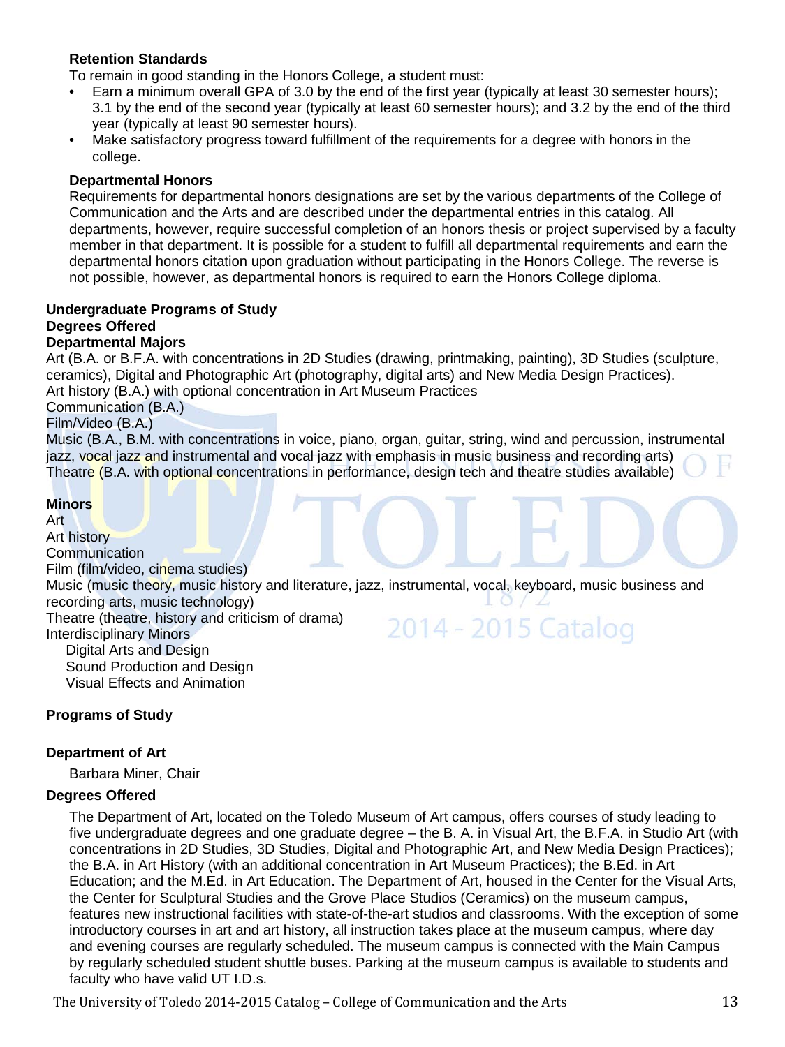### Retention Standards

To remain in good standing in the Honors College, a student must:

- Earn a minimum overall GPA of 3.0 by the end of the first year (typically at least 30 semester hours); 3.1 by the end of the second year (typically at least 60 semester hours); and 3.2 by the end of the third year (typically at least 90 semester hours).
- Make satisfactory progress toward fulfillment of the requirements for a degree with honors in the college.

### Departmental Honors

Requirements for departmental honors designations are set by the various departments of the College of Communication and the Arts and are described under the departmental entries in this catalog. All departments, however, require successful completion of an honors thesis or project supervised by a faculty member in that department. It is possible for a student to fulfill all departmental requirements and earn the departmental honors citation upon graduation without participating in the Honors College. The reverse is not possible, however, as departmental honors is required to earn the Honors College diploma.

## Undergraduate Programs of Study

### Degrees Offered

### Departmental Majors

Art (B.A. or B.F.A. with concentrations in 2D Studies (drawing, printmaking, painting), 3D Studies (sculpture, ceramics), Digital and Photographic Art (photography, digital arts) and New Media Design Practices).
Art history (B.A.) with optional concentration in Art Museum Practices
Communication (B.A.)
Film/Video (B.A.)
Music (B.A., B.M. with concentrations in voice, piano, organ, guitar, string, wind and percussion, instrumental jazz, vocal jazz and instrumental and vocal jazz with emphasis in music business and recording arts)
Theatre (B.A. with optional concentrations in performance, design tech and theatre studies available)

### Minors

Art
Art history
Communication
Film (film/video, cinema studies)
Music (music theory, music history and literature, jazz, instrumental, vocal, keyboard, music business and recording arts, music technology)
Theatre (theatre, history and criticism of drama)
Interdisciplinary Minors
- Digital Arts and Design
- Sound Production and Design
- Visual Effects and Animation

## Programs of Study

### Department of Art

Barbara Miner, Chair

### Degrees Offered

The Department of Art, located on the Toledo Museum of Art campus, offers courses of study leading to five undergraduate degrees and one graduate degree – the B. A. in Visual Art, the B.F.A. in Studio Art (with concentrations in 2D Studies, 3D Studies, Digital and Photographic Art, and New Media Design Practices); the B.A. in Art History (with an additional concentration in Art Museum Practices); the B.Ed. in Art Education; and the M.Ed. in Art Education. The Department of Art, housed in the Center for the Visual Arts, the Center for Sculptural Studies and the Grove Place Studios (Ceramics) on the museum campus, features new instructional facilities with state-of-the-art studios and classrooms. With the exception of some introductory courses in art and art history, all instruction takes place at the museum campus, where day and evening courses are regularly scheduled. The museum campus is connected with the Main Campus by regularly scheduled student shuttle buses. Parking at the museum campus is available to students and faculty who have valid UT I.D.s.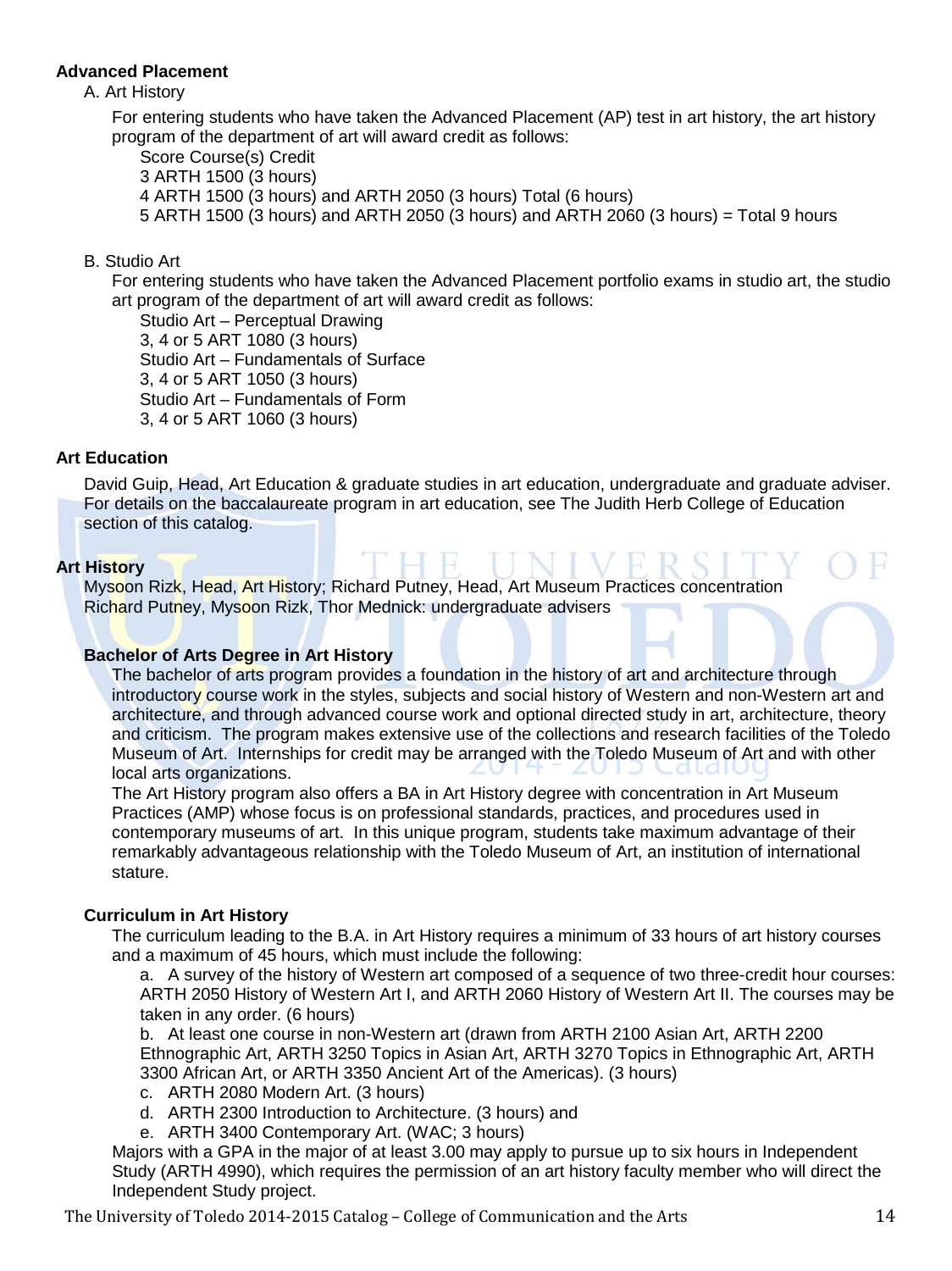**Advanced Placement**

A. Art History

For entering students who have taken the Advanced Placement (AP) test in art history, the art history program of the department of art will award credit as follows:

Score Course(s) Credit
3 ARTH 1500 (3 hours)
4 ARTH 1500 (3 hours) and ARTH 2050 (3 hours) Total (6 hours)
5 ARTH 1500 (3 hours) and ARTH 2050 (3 hours) and ARTH 2060 (3 hours) = Total 9 hours

B. Studio Art

For entering students who have taken the Advanced Placement portfolio exams in studio art, the studio art program of the department of art will award credit as follows:

Studio Art – Perceptual Drawing
3, 4 or 5 ART 1080 (3 hours)
Studio Art – Fundamentals of Surface
3, 4 or 5 ART 1050 (3 hours)
Studio Art – Fundamentals of Form
3, 4 or 5 ART 1060 (3 hours)

**Art Education**

David Guip, Head, Art Education & graduate studies in art education, undergraduate and graduate adviser. For details on the baccalaureate program in art education, see The Judith Herb College of Education section of this catalog.

**Art History**

Mysoon Rizk, Head, Art History; Richard Putney, Head, Art Museum Practices concentration
Richard Putney, Mysoon Rizk, Thor Mednick: undergraduate advisers

**Bachelor of Arts Degree in Art History**

The bachelor of arts program provides a foundation in the history of art and architecture through introductory course work in the styles, subjects and social history of Western and non-Western art and architecture, and through advanced course work and optional directed study in art, architecture, theory and criticism. The program makes extensive use of the collections and research facilities of the Toledo Museum of Art. Internships for credit may be arranged with the Toledo Museum of Art and with other local arts organizations.

The Art History program also offers a BA in Art History degree with concentration in Art Museum Practices (AMP) whose focus is on professional standards, practices, and procedures used in contemporary museums of art. In this unique program, students take maximum advantage of their remarkably advantageous relationship with the Toledo Museum of Art, an institution of international stature.

**Curriculum in Art History**

The curriculum leading to the B.A. in Art History requires a minimum of 33 hours of art history courses and a maximum of 45 hours, which must include the following:

a. A survey of the history of Western art composed of a sequence of two three-credit hour courses: ARTH 2050 History of Western Art I, and ARTH 2060 History of Western Art II. The courses may be taken in any order. (6 hours)

b. At least one course in non-Western art (drawn from ARTH 2100 Asian Art, ARTH 2200 Ethnographic Art, ARTH 3250 Topics in Asian Art, ARTH 3270 Topics in Ethnographic Art, ARTH 3300 African Art, or ARTH 3350 Ancient Art of the Americas). (3 hours)

c. ARTH 2080 Modern Art. (3 hours)

d. ARTH 2300 Introduction to Architecture. (3 hours) and

e. ARTH 3400 Contemporary Art. (WAC; 3 hours)

Majors with a GPA in the major of at least 3.00 may apply to pursue up to six hours in Independent Study (ARTH 4990), which requires the permission of an art history faculty member who will direct the Independent Study project.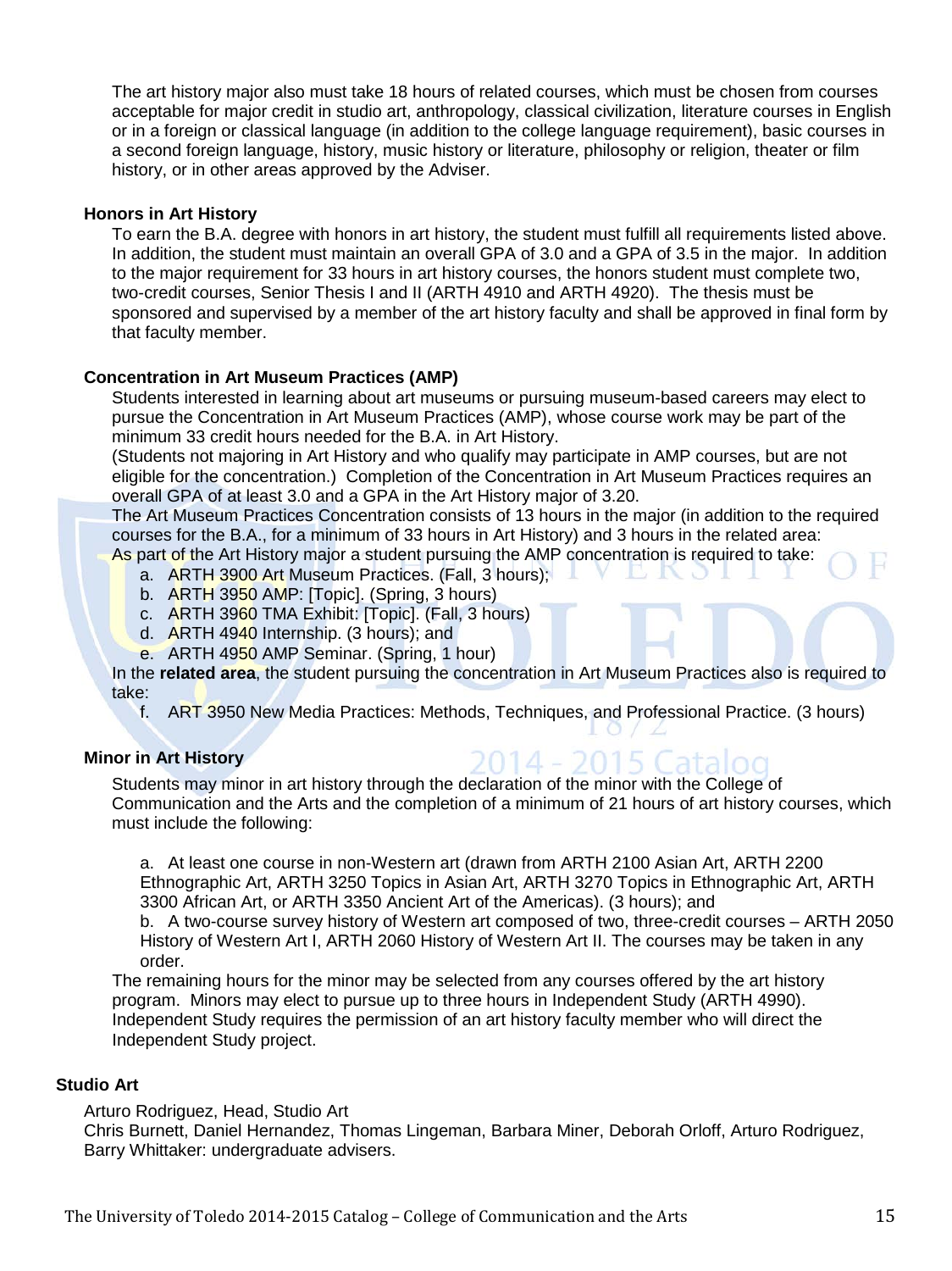The art history major also must take 18 hours of related courses, which must be chosen from courses acceptable for major credit in studio art, anthropology, classical civilization, literature courses in English or in a foreign or classical language (in addition to the college language requirement), basic courses in a second foreign language, history, music history or literature, philosophy or religion, theater or film history, or in other areas approved by the Adviser.

### Honors in Art History

To earn the B.A. degree with honors in art history, the student must fulfill all requirements listed above. In addition, the student must maintain an overall GPA of 3.0 and a GPA of 3.5 in the major. In addition to the major requirement for 33 hours in art history courses, the honors student must complete two, two-credit courses, Senior Thesis I and II (ARTH 4910 and ARTH 4920). The thesis must be sponsored and supervised by a member of the art history faculty and shall be approved in final form by that faculty member.

### Concentration in Art Museum Practices (AMP)

Students interested in learning about art museums or pursuing museum-based careers may elect to pursue the Concentration in Art Museum Practices (AMP), whose course work may be part of the minimum 33 credit hours needed for the B.A. in Art History.

(Students not majoring in Art History and who qualify may participate in AMP courses, but are not eligible for the concentration.) Completion of the Concentration in Art Museum Practices requires an overall GPA of at least 3.0 and a GPA in the Art History major of 3.20.

The Art Museum Practices Concentration consists of 13 hours in the major (in addition to the required courses for the B.A., for a minimum of 33 hours in Art History) and 3 hours in the related area:

As part of the Art History major a student pursuing the AMP concentration is required to take:

a. ARTH 3900 Art Museum Practices. (Fall, 3 hours);
b. ARTH 3950 AMP: [Topic]. (Spring, 3 hours)
c. ARTH 3960 TMA Exhibit: [Topic]. (Fall, 3 hours)
d. ARTH 4940 Internship. (3 hours); and
e. ARTH 4950 AMP Seminar. (Spring, 1 hour)

In the **related area**, the student pursuing the concentration in Art Museum Practices also is required to take:

f. ART 3950 New Media Practices: Methods, Techniques, and Professional Practice. (3 hours)

### Minor in Art History

Students may minor in art history through the declaration of the minor with the College of Communication and the Arts and the completion of a minimum of 21 hours of art history courses, which must include the following:

a. At least one course in non-Western art (drawn from ARTH 2100 Asian Art, ARTH 2200 Ethnographic Art, ARTH 3250 Topics in Asian Art, ARTH 3270 Topics in Ethnographic Art, ARTH 3300 African Art, or ARTH 3350 Ancient Art of the Americas). (3 hours); and
b. A two-course survey history of Western art composed of two, three-credit courses – ARTH 2050 History of Western Art I, ARTH 2060 History of Western Art II. The courses may be taken in any order.

The remaining hours for the minor may be selected from any courses offered by the art history program. Minors may elect to pursue up to three hours in Independent Study (ARTH 4990). Independent Study requires the permission of an art history faculty member who will direct the Independent Study project.

## Studio Art

Arturo Rodriguez, Head, Studio Art

Chris Burnett, Daniel Hernandez, Thomas Lingeman, Barbara Miner, Deborah Orloff, Arturo Rodriguez, Barry Whittaker: undergraduate advisers.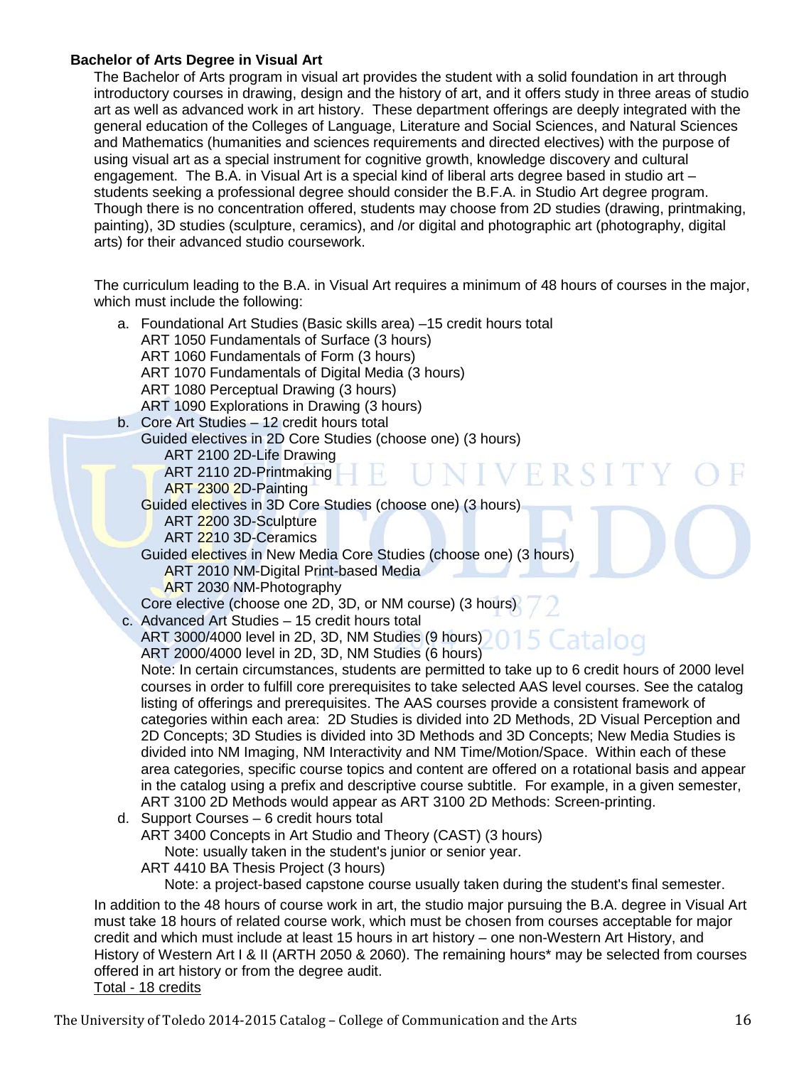**Bachelor of Arts Degree in Visual Art**

The Bachelor of Arts program in visual art provides the student with a solid foundation in art through introductory courses in drawing, design and the history of art, and it offers study in three areas of studio art as well as advanced work in art history. These department offerings are deeply integrated with the general education of the Colleges of Language, Literature and Social Sciences, and Natural Sciences and Mathematics (humanities and sciences requirements and directed electives) with the purpose of using visual art as a special instrument for cognitive growth, knowledge discovery and cultural engagement. The B.A. in Visual Art is a special kind of liberal arts degree based in studio art – students seeking a professional degree should consider the B.F.A. in Studio Art degree program. Though there is no concentration offered, students may choose from 2D studies (drawing, printmaking, painting), 3D studies (sculpture, ceramics), and /or digital and photographic art (photography, digital arts) for their advanced studio coursework.

The curriculum leading to the B.A. in Visual Art requires a minimum of 48 hours of courses in the major, which must include the following:

a. Foundational Art Studies (Basic skills area) –15 credit hours total
   - ART 1050 Fundamentals of Surface (3 hours)
   - ART 1060 Fundamentals of Form (3 hours)
   - ART 1070 Fundamentals of Digital Media (3 hours)
   - ART 1080 Perceptual Drawing (3 hours)
   - ART 1090 Explorations in Drawing (3 hours)

b. Core Art Studies – 12 credit hours total
   - Guided electives in 2D Core Studies (choose one) (3 hours)
     - ART 2100 2D-Life Drawing
     - ART 2110 2D-Printmaking
     - ART 2300 2D-Painting
   - Guided electives in 3D Core Studies (choose one) (3 hours)
     - ART 2200 3D-Sculpture
     - ART 2210 3D-Ceramics
   - Guided electives in New Media Core Studies (choose one) (3 hours)
     - ART 2010 NM-Digital Print-based Media
     - ART 2030 NM-Photography
   - Core elective (choose one 2D, 3D, or NM course) (3 hours)

c. Advanced Art Studies – 15 credit hours total
   - ART 3000/4000 level in 2D, 3D, NM Studies (9 hours)
   - ART 2000/4000 level in 2D, 3D, NM Studies (6 hours)

   Note: In certain circumstances, students are permitted to take up to 6 credit hours of 2000 level courses in order to fulfill core prerequisites to take selected AAS level courses. See the catalog listing of offerings and prerequisites. The AAS courses provide a consistent framework of categories within each area: 2D Studies is divided into 2D Methods, 2D Visual Perception and 2D Concepts; 3D Studies is divided into 3D Methods and 3D Concepts; New Media Studies is divided into NM Imaging, NM Interactivity and NM Time/Motion/Space. Within each of these area categories, specific course topics and content are offered on a rotational basis and appear in the catalog using a prefix and descriptive course subtitle. For example, in a given semester, ART 3100 2D Methods would appear as ART 3100 2D Methods: Screen-printing.

d. Support Courses – 6 credit hours total
   - ART 3400 Concepts in Art Studio and Theory (CAST) (3 hours)
     - Note: usually taken in the student's junior or senior year.
   - ART 4410 BA Thesis Project (3 hours)
     - Note: a project-based capstone course usually taken during the student's final semester.

In addition to the 48 hours of course work in art, the studio major pursuing the B.A. degree in Visual Art must take 18 hours of related course work, which must be chosen from courses acceptable for major credit and which must include at least 15 hours in art history – one non-Western Art History, and History of Western Art I & II (ARTH 2050 & 2060). The remaining hours* may be selected from courses offered in art history or from the degree audit.

<u>Total - 18 credits</u>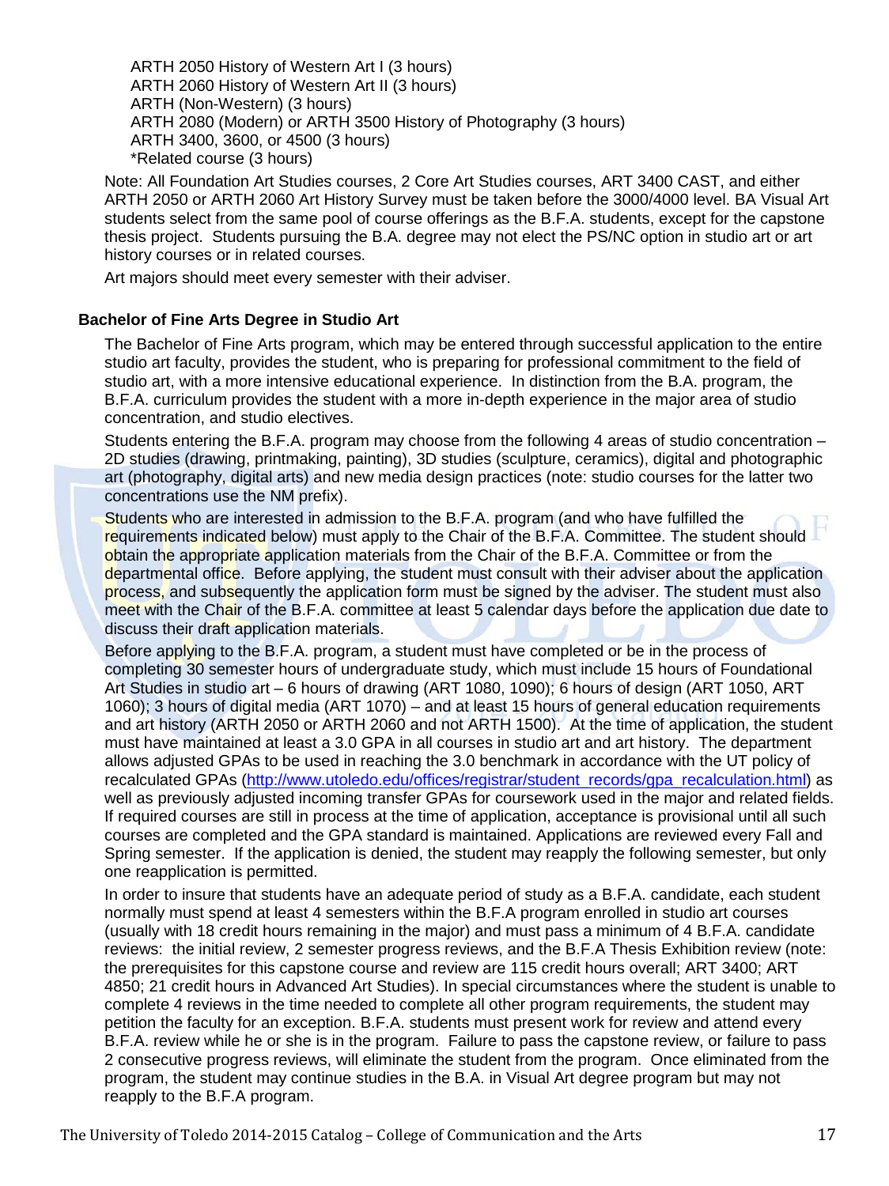ARTH 2050 History of Western Art I (3 hours)
ARTH 2060 History of Western Art II (3 hours)
ARTH (Non-Western) (3 hours)
ARTH 2080 (Modern) or ARTH 3500 History of Photography (3 hours)
ARTH 3400, 3600, or 4500 (3 hours)
*Related course (3 hours)

Note: All Foundation Art Studies courses, 2 Core Art Studies courses, ART 3400 CAST, and either ARTH 2050 or ARTH 2060 Art History Survey must be taken before the 3000/4000 level. BA Visual Art students select from the same pool of course offerings as the B.F.A. students, except for the capstone thesis project. Students pursuing the B.A. degree may not elect the PS/NC option in studio art or art history courses or in related courses.

Art majors should meet every semester with their adviser.

### Bachelor of Fine Arts Degree in Studio Art

The Bachelor of Fine Arts program, which may be entered through successful application to the entire studio art faculty, provides the student, who is preparing for professional commitment to the field of studio art, with a more intensive educational experience. In distinction from the B.A. program, the B.F.A. curriculum provides the student with a more in-depth experience in the major area of studio concentration, and studio electives.

Students entering the B.F.A. program may choose from the following 4 areas of studio concentration – 2D studies (drawing, printmaking, painting), 3D studies (sculpture, ceramics), digital and photographic art (photography, digital arts) and new media design practices (note: studio courses for the latter two concentrations use the NM prefix).

Students who are interested in admission to the B.F.A. program (and who have fulfilled the requirements indicated below) must apply to the Chair of the B.F.A. Committee. The student should obtain the appropriate application materials from the Chair of the B.F.A. Committee or from the departmental office. Before applying, the student must consult with their adviser about the application process, and subsequently the application form must be signed by the adviser. The student must also meet with the Chair of the B.F.A. committee at least 5 calendar days before the application due date to discuss their draft application materials.

Before applying to the B.F.A. program, a student must have completed or be in the process of completing 30 semester hours of undergraduate study, which must include 15 hours of Foundational Art Studies in studio art – 6 hours of drawing (ART 1080, 1090); 6 hours of design (ART 1050, ART 1060); 3 hours of digital media (ART 1070) – and at least 15 hours of general education requirements and art history (ARTH 2050 or ARTH 2060 and not ARTH 1500). At the time of application, the student must have maintained at least a 3.0 GPA in all courses in studio art and art history. The department allows adjusted GPAs to be used in reaching the 3.0 benchmark in accordance with the UT policy of recalculated GPAs (http://www.utoledo.edu/offices/registrar/student_records/gpa_recalculation.html) as well as previously adjusted incoming transfer GPAs for coursework used in the major and related fields. If required courses are still in process at the time of application, acceptance is provisional until all such courses are completed and the GPA standard is maintained. Applications are reviewed every Fall and Spring semester. If the application is denied, the student may reapply the following semester, but only one reapplication is permitted.

In order to insure that students have an adequate period of study as a B.F.A. candidate, each student normally must spend at least 4 semesters within the B.F.A program enrolled in studio art courses (usually with 18 credit hours remaining in the major) and must pass a minimum of 4 B.F.A. candidate reviews: the initial review, 2 semester progress reviews, and the B.F.A Thesis Exhibition review (note: the prerequisites for this capstone course and review are 115 credit hours overall; ART 3400; ART 4850; 21 credit hours in Advanced Art Studies). In special circumstances where the student is unable to complete 4 reviews in the time needed to complete all other program requirements, the student may petition the faculty for an exception. B.F.A. students must present work for review and attend every B.F.A. review while he or she is in the program. Failure to pass the capstone review, or failure to pass 2 consecutive progress reviews, will eliminate the student from the program. Once eliminated from the program, the student may continue studies in the B.A. in Visual Art degree program but may not reapply to the B.F.A program.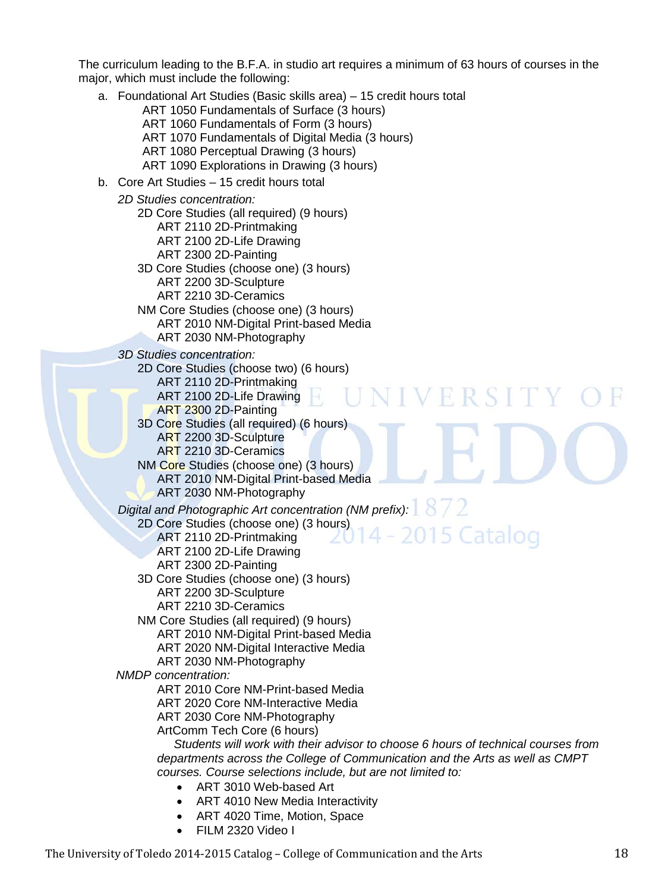The curriculum leading to the B.F.A. in studio art requires a minimum of 63 hours of courses in the major, which must include the following:

a. Foundational Art Studies (Basic skills area) – 15 credit hours total
   - ART 1050 Fundamentals of Surface (3 hours)
   - ART 1060 Fundamentals of Form (3 hours)
   - ART 1070 Fundamentals of Digital Media (3 hours)
   - ART 1080 Perceptual Drawing (3 hours)
   - ART 1090 Explorations in Drawing (3 hours)

b. Core Art Studies – 15 credit hours total

   *2D Studies concentration:*
   - 2D Core Studies (all required) (9 hours)
     - ART 2110 2D-Printmaking
     - ART 2100 2D-Life Drawing
     - ART 2300 2D-Painting
   - 3D Core Studies (choose one) (3 hours)
     - ART 2200 3D-Sculpture
     - ART 2210 3D-Ceramics
   - NM Core Studies (choose one) (3 hours)
     - ART 2010 NM-Digital Print-based Media
     - ART 2030 NM-Photography

   *3D Studies concentration:*
   - 2D Core Studies (choose two) (6 hours)
     - ART 2110 2D-Printmaking
     - ART 2100 2D-Life Drawing
     - ART 2300 2D-Painting
   - 3D Core Studies (all required) (6 hours)
     - ART 2200 3D-Sculpture
     - ART 2210 3D-Ceramics
   - NM Core Studies (choose one) (3 hours)
     - ART 2010 NM-Digital Print-based Media
     - ART 2030 NM-Photography

   *Digital and Photographic Art concentration (NM prefix):*
   - 2D Core Studies (choose one) (3 hours)
     - ART 2110 2D-Printmaking
     - ART 2100 2D-Life Drawing
     - ART 2300 2D-Painting
   - 3D Core Studies (choose one) (3 hours)
     - ART 2200 3D-Sculpture
     - ART 2210 3D-Ceramics
   - NM Core Studies (all required) (9 hours)
     - ART 2010 NM-Digital Print-based Media
     - ART 2020 NM-Digital Interactive Media
     - ART 2030 NM-Photography

   *NMDP concentration:*
   - ART 2010 Core NM-Print-based Media
   - ART 2020 Core NM-Interactive Media
   - ART 2030 Core NM-Photography
   - ArtComm Tech Core (6 hours)

     *Students will work with their advisor to choose 6 hours of technical courses from departments across the College of Communication and the Arts as well as CMPT courses. Course selections include, but are not limited to:*
     - ART 3010 Web-based Art
     - ART 4010 New Media Interactivity
     - ART 4020 Time, Motion, Space
     - FILM 2320 Video I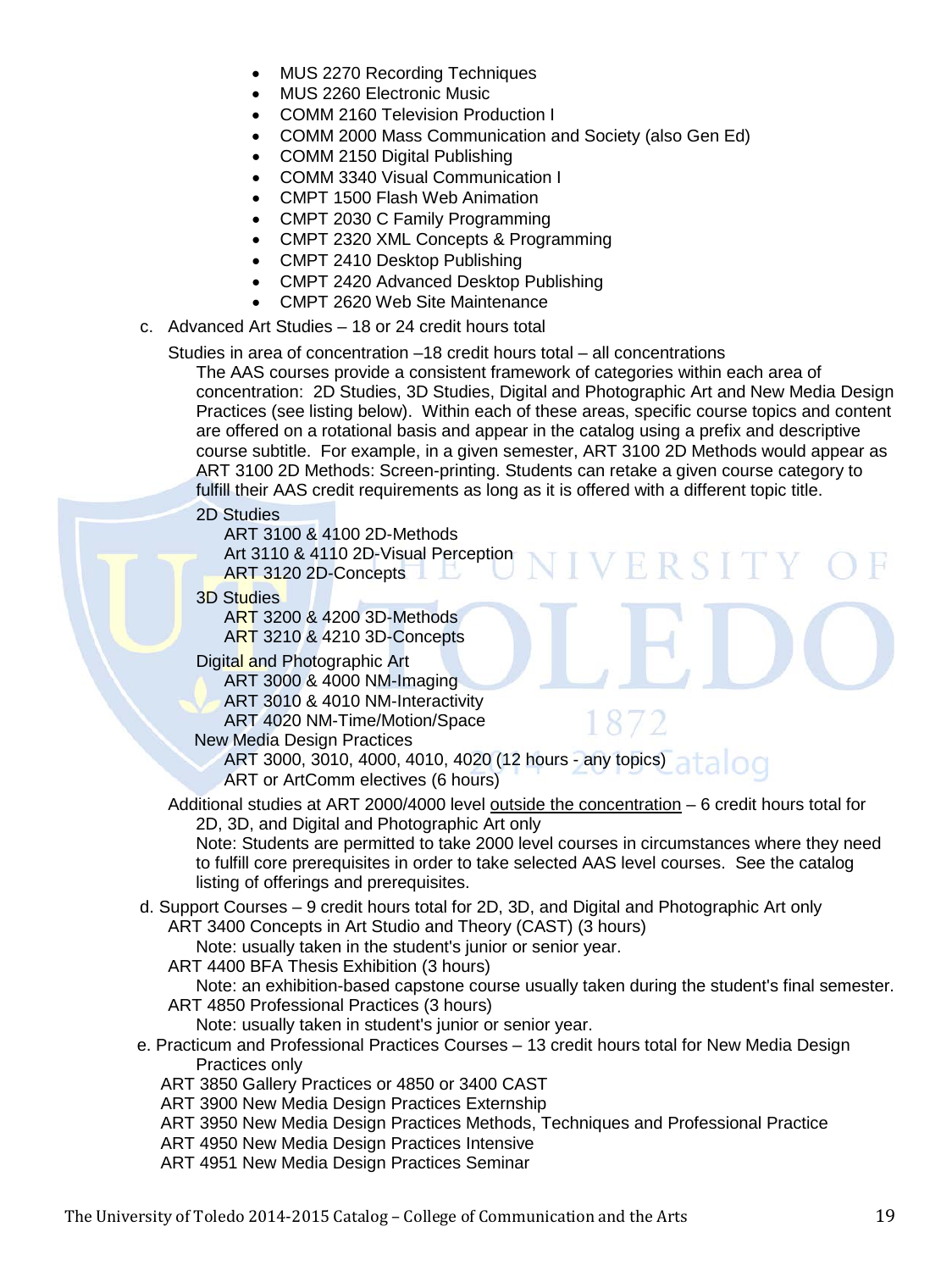- MUS 2270 Recording Techniques
- MUS 2260 Electronic Music
- COMM 2160 Television Production I
- COMM 2000 Mass Communication and Society (also Gen Ed)
- COMM 2150 Digital Publishing
- COMM 3340 Visual Communication I
- CMPT 1500 Flash Web Animation
- CMPT 2030 C Family Programming
- CMPT 2320 XML Concepts & Programming
- CMPT 2410 Desktop Publishing
- CMPT 2420 Advanced Desktop Publishing
- CMPT 2620 Web Site Maintenance

c. Advanced Art Studies – 18 or 24 credit hours total

Studies in area of concentration –18 credit hours total – all concentrations

The AAS courses provide a consistent framework of categories within each area of concentration: 2D Studies, 3D Studies, Digital and Photographic Art and New Media Design Practices (see listing below). Within each of these areas, specific course topics and content are offered on a rotational basis and appear in the catalog using a prefix and descriptive course subtitle. For example, in a given semester, ART 3100 2D Methods would appear as ART 3100 2D Methods: Screen-printing. Students can retake a given course category to fulfill their AAS credit requirements as long as it is offered with a different topic title.

2D Studies
- ART 3100 & 4100 2D-Methods
- Art 3110 & 4110 2D-Visual Perception
- ART 3120 2D-Concepts

3D Studies
- ART 3200 & 4200 3D-Methods
- ART 3210 & 4210 3D-Concepts

Digital and Photographic Art
- ART 3000 & 4000 NM-Imaging
- ART 3010 & 4010 NM-Interactivity
- ART 4020 NM-Time/Motion/Space

New Media Design Practices
- ART 3000, 3010, 4000, 4010, 4020 (12 hours - any topics)
- ART or ArtComm electives (6 hours)

Additional studies at ART 2000/4000 level outside the concentration – 6 credit hours total for 2D, 3D, and Digital and Photographic Art only

Note: Students are permitted to take 2000 level courses in circumstances where they need to fulfill core prerequisites in order to take selected AAS level courses. See the catalog listing of offerings and prerequisites.

d. Support Courses – 9 credit hours total for 2D, 3D, and Digital and Photographic Art only

ART 3400 Concepts in Art Studio and Theory (CAST) (3 hours)
Note: usually taken in the student's junior or senior year.

ART 4400 BFA Thesis Exhibition (3 hours)
Note: an exhibition-based capstone course usually taken during the student's final semester.

ART 4850 Professional Practices (3 hours)
Note: usually taken in student's junior or senior year.

e. Practicum and Professional Practices Courses – 13 credit hours total for New Media Design Practices only

ART 3850 Gallery Practices or 4850 or 3400 CAST
ART 3900 New Media Design Practices Externship
ART 3950 New Media Design Practices Methods, Techniques and Professional Practice
ART 4950 New Media Design Practices Intensive
ART 4951 New Media Design Practices Seminar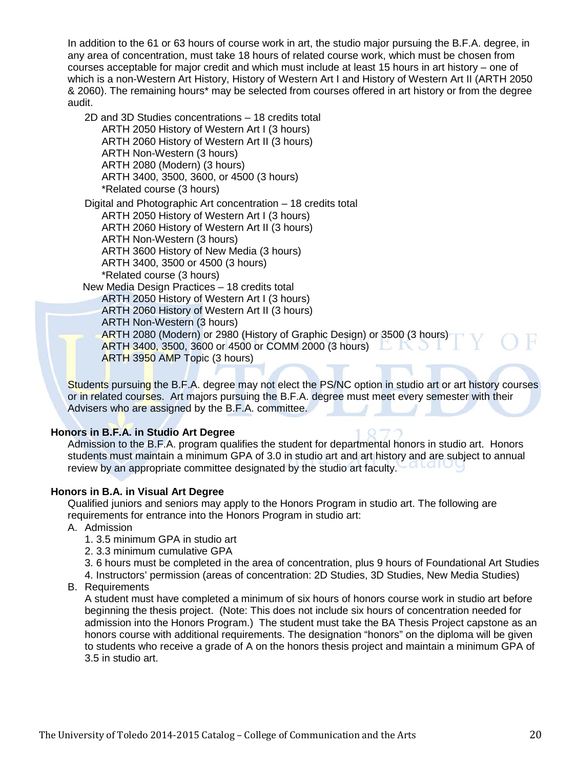In addition to the 61 or 63 hours of course work in art, the studio major pursuing the B.F.A. degree, in any area of concentration, must take 18 hours of related course work, which must be chosen from courses acceptable for major credit and which must include at least 15 hours in art history – one of which is a non-Western Art History, History of Western Art I and History of Western Art II (ARTH 2050 & 2060). The remaining hours* may be selected from courses offered in art history or from the degree audit.

2D and 3D Studies concentrations – 18 credits total
- ARTH 2050 History of Western Art I (3 hours)
- ARTH 2060 History of Western Art II (3 hours)
- ARTH Non-Western (3 hours)
- ARTH 2080 (Modern) (3 hours)
- ARTH 3400, 3500, 3600, or 4500 (3 hours)
- *Related course (3 hours)

Digital and Photographic Art concentration – 18 credits total
- ARTH 2050 History of Western Art I (3 hours)
- ARTH 2060 History of Western Art II (3 hours)
- ARTH Non-Western (3 hours)
- ARTH 3600 History of New Media (3 hours)
- ARTH 3400, 3500 or 4500 (3 hours)
- *Related course (3 hours)

New Media Design Practices – 18 credits total
- ARTH 2050 History of Western Art I (3 hours)
- ARTH 2060 History of Western Art II (3 hours)
- ARTH Non-Western (3 hours)
- ARTH 2080 (Modern) or 2980 (History of Graphic Design) or 3500 (3 hours)
- ARTH 3400, 3500, 3600 or 4500 or COMM 2000 (3 hours)
- ARTH 3950 AMP Topic (3 hours)

Students pursuing the B.F.A. degree may not elect the PS/NC option in studio art or art history courses or in related courses. Art majors pursuing the B.F.A. degree must meet every semester with their Advisers who are assigned by the B.F.A. committee.

**Honors in B.F.A. in Studio Art Degree**

Admission to the B.F.A. program qualifies the student for departmental honors in studio art. Honors students must maintain a minimum GPA of 3.0 in studio art and art history and are subject to annual review by an appropriate committee designated by the studio art faculty.

**Honors in B.A. in Visual Art Degree**

Qualified juniors and seniors may apply to the Honors Program in studio art. The following are requirements for entrance into the Honors Program in studio art:

A. Admission
   1. 3.5 minimum GPA in studio art
   2. 3.3 minimum cumulative GPA
   3. 6 hours must be completed in the area of concentration, plus 9 hours of Foundational Art Studies
   4. Instructors' permission (areas of concentration: 2D Studies, 3D Studies, New Media Studies)

B. Requirements

   A student must have completed a minimum of six hours of honors course work in studio art before beginning the thesis project. (Note: This does not include six hours of concentration needed for admission into the Honors Program.) The student must take the BA Thesis Project capstone as an honors course with additional requirements. The designation "honors" on the diploma will be given to students who receive a grade of A on the honors thesis project and maintain a minimum GPA of 3.5 in studio art.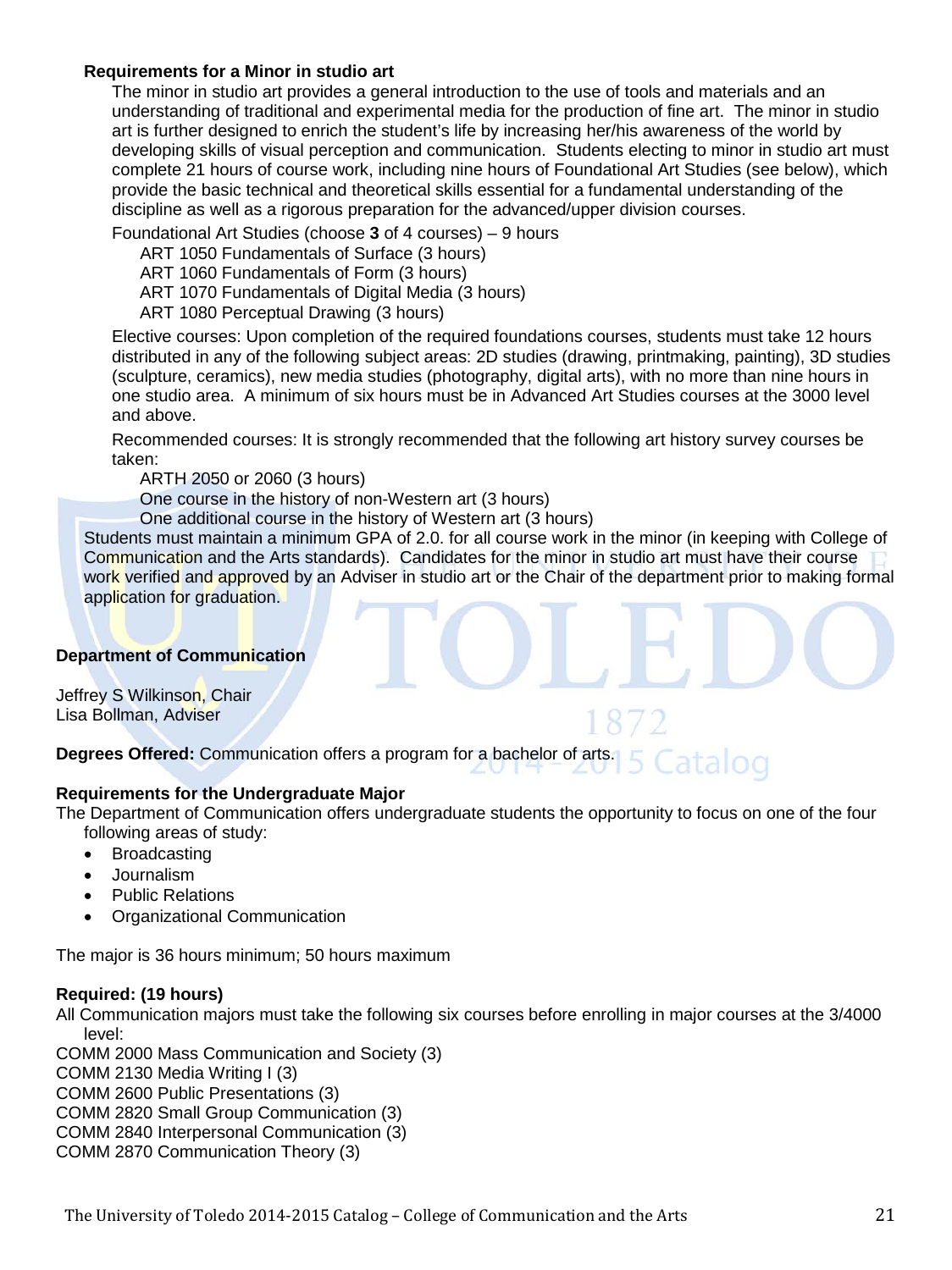### Requirements for a Minor in studio art

The minor in studio art provides a general introduction to the use of tools and materials and an understanding of traditional and experimental media for the production of fine art. The minor in studio art is further designed to enrich the student's life by increasing her/his awareness of the world by developing skills of visual perception and communication. Students electing to minor in studio art must complete 21 hours of course work, including nine hours of Foundational Art Studies (see below), which provide the basic technical and theoretical skills essential for a fundamental understanding of the discipline as well as a rigorous preparation for the advanced/upper division courses.

Foundational Art Studies (choose **3** of 4 courses) – 9 hours

- ART 1050 Fundamentals of Surface (3 hours)
- ART 1060 Fundamentals of Form (3 hours)
- ART 1070 Fundamentals of Digital Media (3 hours)
- ART 1080 Perceptual Drawing (3 hours)

Elective courses: Upon completion of the required foundations courses, students must take 12 hours distributed in any of the following subject areas: 2D studies (drawing, printmaking, painting), 3D studies (sculpture, ceramics), new media studies (photography, digital arts), with no more than nine hours in one studio area. A minimum of six hours must be in Advanced Art Studies courses at the 3000 level and above.

Recommended courses: It is strongly recommended that the following art history survey courses be taken:

- ARTH 2050 or 2060 (3 hours)
- One course in the history of non-Western art (3 hours)
- One additional course in the history of Western art (3 hours)

Students must maintain a minimum GPA of 2.0. for all course work in the minor (in keeping with College of Communication and the Arts standards). Candidates for the minor in studio art must have their course work verified and approved by an Adviser in studio art or the Chair of the department prior to making formal application for graduation.

## Department of Communication

Jeffrey S Wilkinson, Chair
Lisa Bollman, Adviser

**Degrees Offered:** Communication offers a program for a bachelor of arts.

### Requirements for the Undergraduate Major

The Department of Communication offers undergraduate students the opportunity to focus on one of the four following areas of study:

- Broadcasting
- Journalism
- Public Relations
- Organizational Communication

The major is 36 hours minimum; 50 hours maximum

### Required: (19 hours)

All Communication majors must take the following six courses before enrolling in major courses at the 3/4000 level:

COMM 2000 Mass Communication and Society (3)
COMM 2130 Media Writing I (3)
COMM 2600 Public Presentations (3)
COMM 2820 Small Group Communication (3)
COMM 2840 Interpersonal Communication (3)
COMM 2870 Communication Theory (3)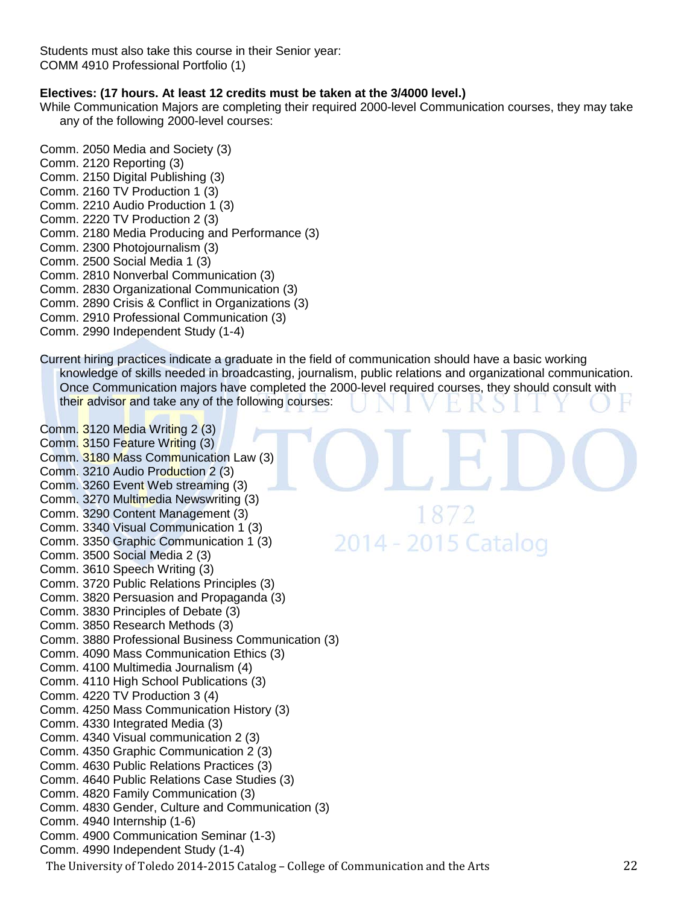Students must also take this course in their Senior year:
COMM 4910 Professional Portfolio (1)

**Electives: (17 hours. At least 12 credits must be taken at the 3/4000 level.)**

While Communication Majors are completing their required 2000-level Communication courses, they may take any of the following 2000-level courses:

Comm. 2050 Media and Society (3)
Comm. 2120 Reporting (3)
Comm. 2150 Digital Publishing (3)
Comm. 2160 TV Production 1 (3)
Comm. 2210 Audio Production 1 (3)
Comm. 2220 TV Production 2 (3)
Comm. 2180 Media Producing and Performance (3)
Comm. 2300 Photojournalism (3)
Comm. 2500 Social Media 1 (3)
Comm. 2810 Nonverbal Communication (3)
Comm. 2830 Organizational Communication (3)
Comm. 2890 Crisis & Conflict in Organizations (3)
Comm. 2910 Professional Communication (3)
Comm. 2990 Independent Study (1-4)

Current hiring practices indicate a graduate in the field of communication should have a basic working knowledge of skills needed in broadcasting, journalism, public relations and organizational communication. Once Communication majors have completed the 2000-level required courses, they should consult with their advisor and take any of the following courses:

Comm. 3120 Media Writing 2 (3)
Comm. 3150 Feature Writing (3)
Comm. 3180 Mass Communication Law (3)
Comm. 3210 Audio Production 2 (3)
Comm. 3260 Event Web streaming (3)
Comm. 3270 Multimedia Newswriting (3)
Comm. 3290 Content Management (3)
Comm. 3340 Visual Communication 1 (3)
Comm. 3350 Graphic Communication 1 (3)
Comm. 3500 Social Media 2 (3)
Comm. 3610 Speech Writing (3)
Comm. 3720 Public Relations Principles (3)
Comm. 3820 Persuasion and Propaganda (3)
Comm. 3830 Principles of Debate (3)
Comm. 3850 Research Methods (3)
Comm. 3880 Professional Business Communication (3)
Comm. 4090 Mass Communication Ethics (3)
Comm. 4100 Multimedia Journalism (4)
Comm. 4110 High School Publications (3)
Comm. 4220 TV Production 3 (4)
Comm. 4250 Mass Communication History (3)
Comm. 4330 Integrated Media (3)
Comm. 4340 Visual communication 2 (3)
Comm. 4350 Graphic Communication 2 (3)
Comm. 4630 Public Relations Practices (3)
Comm. 4640 Public Relations Case Studies (3)
Comm. 4820 Family Communication (3)
Comm. 4830 Gender, Culture and Communication (3)
Comm. 4940 Internship (1-6)
Comm. 4900 Communication Seminar (1-3)
Comm. 4990 Independent Study (1-4)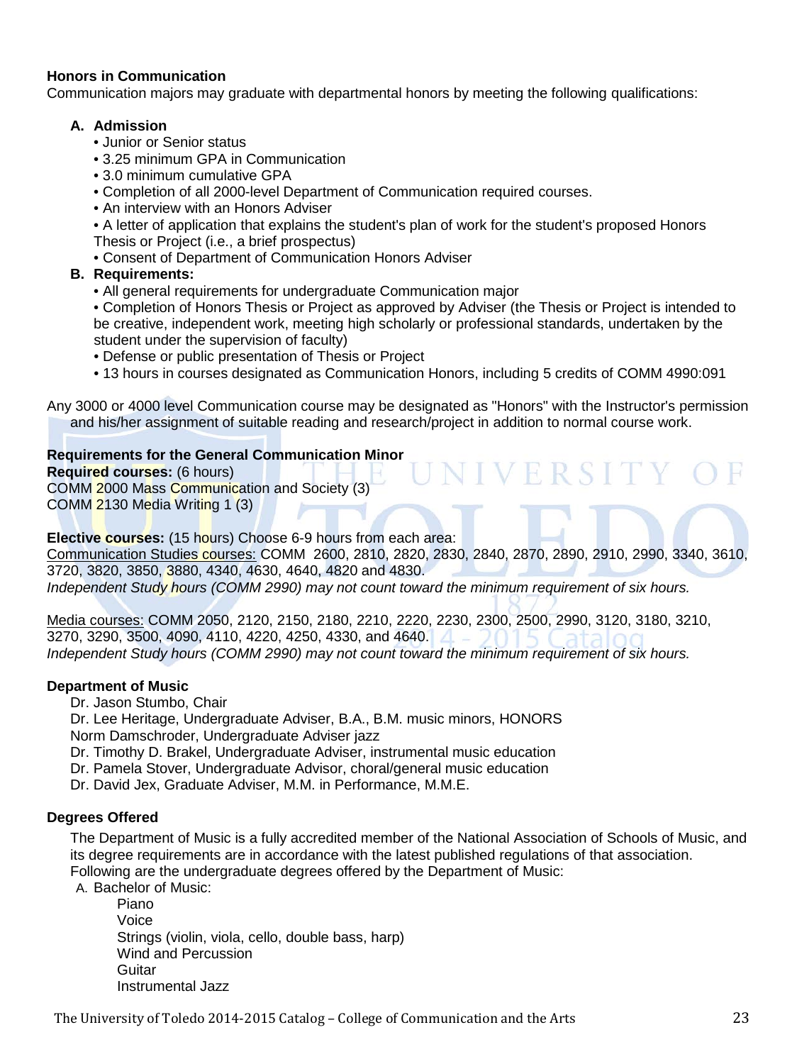### Honors in Communication

Communication majors may graduate with departmental honors by meeting the following qualifications:

**A. Admission**

- Junior or Senior status
- 3.25 minimum GPA in Communication
- 3.0 minimum cumulative GPA
- Completion of all 2000-level Department of Communication required courses.
- An interview with an Honors Adviser
- A letter of application that explains the student's plan of work for the student's proposed Honors Thesis or Project (i.e., a brief prospectus)
- Consent of Department of Communication Honors Adviser

**B. Requirements:**

- All general requirements for undergraduate Communication major
- Completion of Honors Thesis or Project as approved by Adviser (the Thesis or Project is intended to be creative, independent work, meeting high scholarly or professional standards, undertaken by the student under the supervision of faculty)
- Defense or public presentation of Thesis or Project
- 13 hours in courses designated as Communication Honors, including 5 credits of COMM 4990:091

Any 3000 or 4000 level Communication course may be designated as "Honors" with the Instructor's permission and his/her assignment of suitable reading and research/project in addition to normal course work.

### Requirements for the General Communication Minor

**Required courses:** (6 hours)
COMM 2000 Mass Communication and Society (3)
COMM 2130 Media Writing 1 (3)

**Elective courses:** (15 hours) Choose 6-9 hours from each area:
Communication Studies courses: COMM 2600, 2810, 2820, 2830, 2840, 2870, 2890, 2910, 2990, 3340, 3610, 3720, 3820, 3850, 3880, 4340, 4630, 4640, 4820 and 4830.
*Independent Study hours (COMM 2990) may not count toward the minimum requirement of six hours.*

Media courses: COMM 2050, 2120, 2150, 2180, 2210, 2220, 2230, 2300, 2500, 2990, 3120, 3180, 3210, 3270, 3290, 3500, 4090, 4110, 4220, 4250, 4330, and 4640.
*Independent Study hours (COMM 2990) may not count toward the minimum requirement of six hours.*

### Department of Music

Dr. Jason Stumbo, Chair
Dr. Lee Heritage, Undergraduate Adviser, B.A., B.M. music minors, HONORS
Norm Damschroder, Undergraduate Adviser jazz
Dr. Timothy D. Brakel, Undergraduate Adviser, instrumental music education
Dr. Pamela Stover, Undergraduate Advisor, choral/general music education
Dr. David Jex, Graduate Adviser, M.M. in Performance, M.M.E.

### Degrees Offered

The Department of Music is a fully accredited member of the National Association of Schools of Music, and its degree requirements are in accordance with the latest published regulations of that association. Following are the undergraduate degrees offered by the Department of Music:

A. Bachelor of Music:
- Piano
- Voice
- Strings (violin, viola, cello, double bass, harp)
- Wind and Percussion
- Guitar
- Instrumental Jazz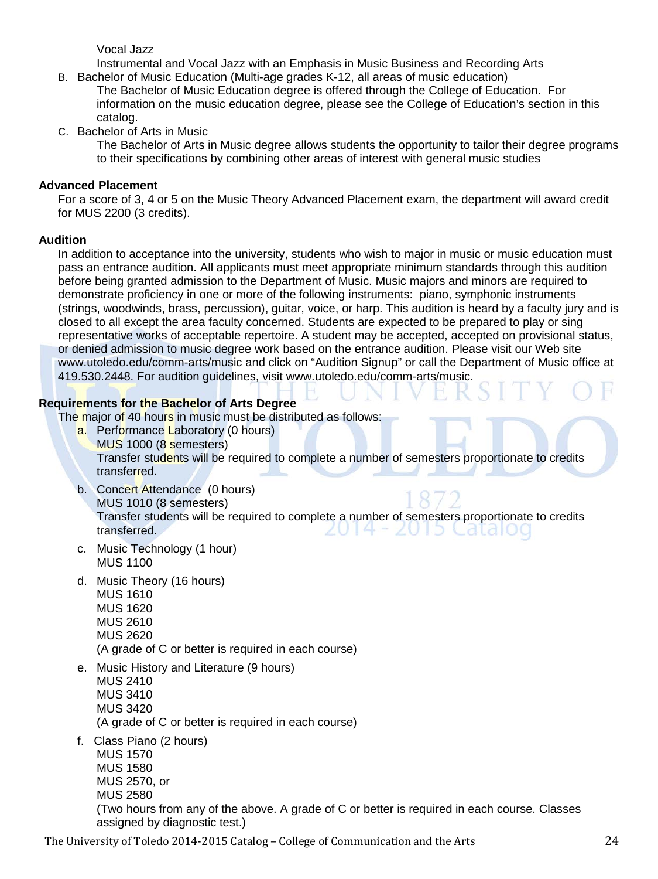Vocal Jazz

Instrumental and Vocal Jazz with an Emphasis in Music Business and Recording Arts

B. Bachelor of Music Education (Multi-age grades K-12, all areas of music education)

The Bachelor of Music Education degree is offered through the College of Education. For information on the music education degree, please see the College of Education's section in this catalog.

C. Bachelor of Arts in Music

The Bachelor of Arts in Music degree allows students the opportunity to tailor their degree programs to their specifications by combining other areas of interest with general music studies

**Advanced Placement**

For a score of 3, 4 or 5 on the Music Theory Advanced Placement exam, the department will award credit for MUS 2200 (3 credits).

**Audition**

In addition to acceptance into the university, students who wish to major in music or music education must pass an entrance audition. All applicants must meet appropriate minimum standards through this audition before being granted admission to the Department of Music. Music majors and minors are required to demonstrate proficiency in one or more of the following instruments: piano, symphonic instruments (strings, woodwinds, brass, percussion), guitar, voice, or harp. This audition is heard by a faculty jury and is closed to all except the area faculty concerned. Students are expected to be prepared to play or sing representative works of acceptable repertoire. A student may be accepted, accepted on provisional status, or denied admission to music degree work based on the entrance audition. Please visit our Web site www.utoledo.edu/comm-arts/music and click on "Audition Signup" or call the Department of Music office at 419.530.2448. For audition guidelines, visit www.utoledo.edu/comm-arts/music.

**Requirements for the Bachelor of Arts Degree**

The major of 40 hours in music must be distributed as follows:

a. Performance Laboratory (0 hours)
   MUS 1000 (8 semesters)
   Transfer students will be required to complete a number of semesters proportionate to credits transferred.

b. Concert Attendance (0 hours)
   MUS 1010 (8 semesters)
   Transfer students will be required to complete a number of semesters proportionate to credits transferred.

c. Music Technology (1 hour)
   MUS 1100

d. Music Theory (16 hours)
   MUS 1610
   MUS 1620
   MUS 2610
   MUS 2620
   (A grade of C or better is required in each course)

e. Music History and Literature (9 hours)
   MUS 2410
   MUS 3410
   MUS 3420
   (A grade of C or better is required in each course)

f. Class Piano (2 hours)
   MUS 1570
   MUS 1580
   MUS 2570, or
   MUS 2580
   (Two hours from any of the above. A grade of C or better is required in each course. Classes assigned by diagnostic test.)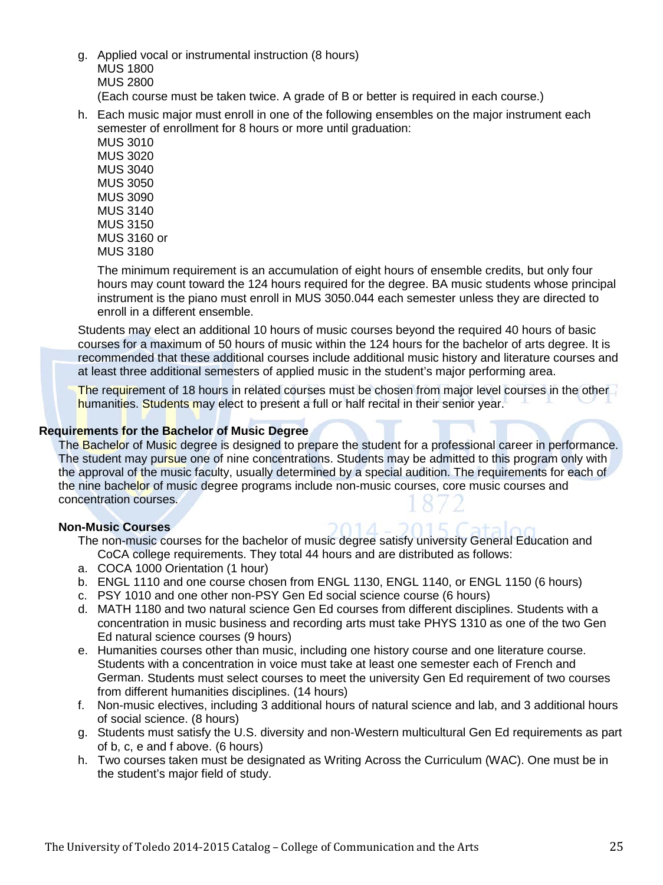g. Applied vocal or instrumental instruction (8 hours)
   MUS 1800
   MUS 2800
   (Each course must be taken twice. A grade of B or better is required in each course.)

h. Each music major must enroll in one of the following ensembles on the major instrument each semester of enrollment for 8 hours or more until graduation:
   MUS 3010
   MUS 3020
   MUS 3040
   MUS 3050
   MUS 3090
   MUS 3140
   MUS 3150
   MUS 3160 or
   MUS 3180

   The minimum requirement is an accumulation of eight hours of ensemble credits, but only four hours may count toward the 124 hours required for the degree. BA music students whose principal instrument is the piano must enroll in MUS 3050.044 each semester unless they are directed to enroll in a different ensemble.

Students may elect an additional 10 hours of music courses beyond the required 40 hours of basic courses for a maximum of 50 hours of music within the 124 hours for the bachelor of arts degree. It is recommended that these additional courses include additional music history and literature courses and at least three additional semesters of applied music in the student's major performing area.

The requirement of 18 hours in related courses must be chosen from major level courses in the other humanities. Students may elect to present a full or half recital in their senior year.

## Requirements for the Bachelor of Music Degree

The Bachelor of Music degree is designed to prepare the student for a professional career in performance. The student may pursue one of nine concentrations. Students may be admitted to this program only with the approval of the music faculty, usually determined by a special audition. The requirements for each of the nine bachelor of music degree programs include non-music courses, core music courses and concentration courses.

### Non-Music Courses

The non-music courses for the bachelor of music degree satisfy university General Education and CoCA college requirements. They total 44 hours and are distributed as follows:

a. COCA 1000 Orientation (1 hour)
b. ENGL 1110 and one course chosen from ENGL 1130, ENGL 1140, or ENGL 1150 (6 hours)
c. PSY 1010 and one other non-PSY Gen Ed social science course (6 hours)
d. MATH 1180 and two natural science Gen Ed courses from different disciplines. Students with a concentration in music business and recording arts must take PHYS 1310 as one of the two Gen Ed natural science courses (9 hours)
e. Humanities courses other than music, including one history course and one literature course. Students with a concentration in voice must take at least one semester each of French and German. Students must select courses to meet the university Gen Ed requirement of two courses from different humanities disciplines. (14 hours)
f. Non-music electives, including 3 additional hours of natural science and lab, and 3 additional hours of social science. (8 hours)
g. Students must satisfy the U.S. diversity and non-Western multicultural Gen Ed requirements as part of b, c, e and f above. (6 hours)
h. Two courses taken must be designated as Writing Across the Curriculum (WAC). One must be in the student's major field of study.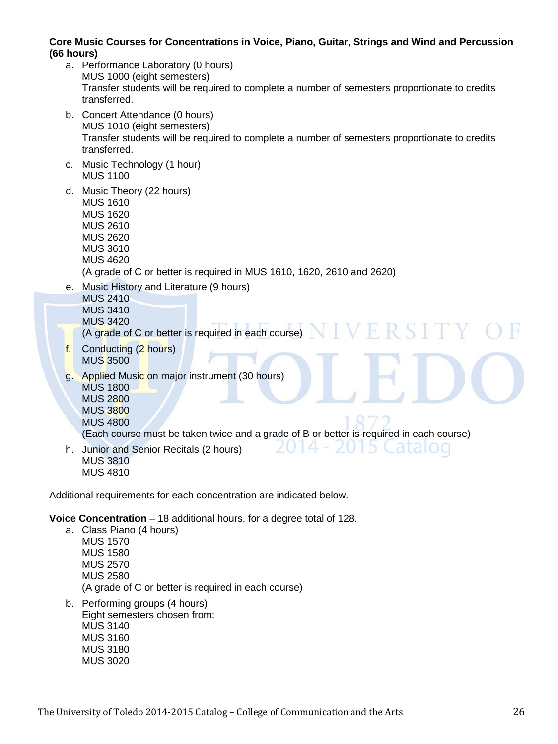**Core Music Courses for Concentrations in Voice, Piano, Guitar, Strings and Wind and Percussion (66 hours)**

a. Performance Laboratory (0 hours)
   MUS 1000 (eight semesters)
   Transfer students will be required to complete a number of semesters proportionate to credits transferred.
b. Concert Attendance (0 hours)
   MUS 1010 (eight semesters)
   Transfer students will be required to complete a number of semesters proportionate to credits transferred.
c. Music Technology (1 hour)
   MUS 1100
d. Music Theory (22 hours)
   MUS 1610
   MUS 1620
   MUS 2610
   MUS 2620
   MUS 3610
   MUS 4620
   (A grade of C or better is required in MUS 1610, 1620, 2610 and 2620)
e. Music History and Literature (9 hours)
   MUS 2410
   MUS 3410
   MUS 3420
   (A grade of C or better is required in each course)
f. Conducting (2 hours)
   MUS 3500
g. Applied Music on major instrument (30 hours)
   MUS 1800
   MUS 2800
   MUS 3800
   MUS 4800
   (Each course must be taken twice and a grade of B or better is required in each course)
h. Junior and Senior Recitals (2 hours)
   MUS 3810
   MUS 4810

Additional requirements for each concentration are indicated below.

**Voice Concentration** – 18 additional hours, for a degree total of 128.

a. Class Piano (4 hours)
   MUS 1570
   MUS 1580
   MUS 2570
   MUS 2580
   (A grade of C or better is required in each course)
b. Performing groups (4 hours)
   Eight semesters chosen from:
   MUS 3140
   MUS 3160
   MUS 3180
   MUS 3020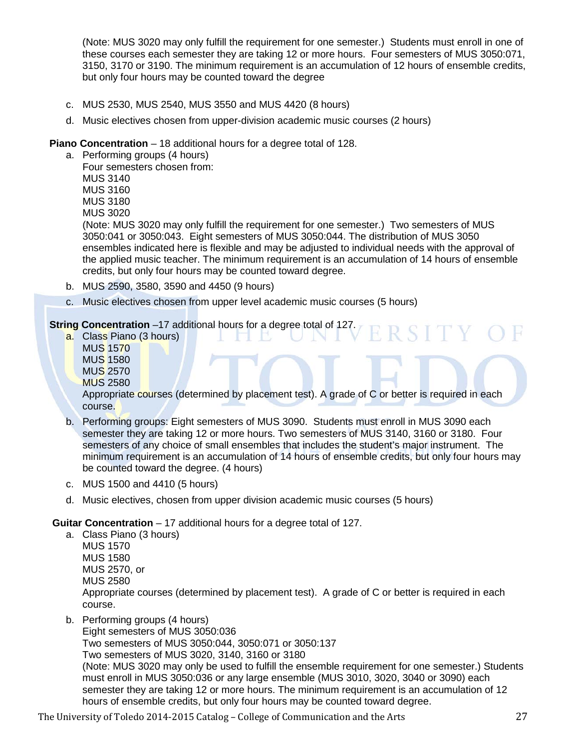(Note: MUS 3020 may only fulfill the requirement for one semester.) Students must enroll in one of these courses each semester they are taking 12 or more hours. Four semesters of MUS 3050:071, 3150, 3170 or 3190. The minimum requirement is an accumulation of 12 hours of ensemble credits, but only four hours may be counted toward the degree

c. MUS 2530, MUS 2540, MUS 3550 and MUS 4420 (8 hours)

d. Music electives chosen from upper-division academic music courses (2 hours)

**Piano Concentration** – 18 additional hours for a degree total of 128.

a. Performing groups (4 hours)
   Four semesters chosen from:
   MUS 3140
   MUS 3160
   MUS 3180
   MUS 3020
   (Note: MUS 3020 may only fulfill the requirement for one semester.) Two semesters of MUS 3050:041 or 3050:043. Eight semesters of MUS 3050:044. The distribution of MUS 3050 ensembles indicated here is flexible and may be adjusted to individual needs with the approval of the applied music teacher. The minimum requirement is an accumulation of 14 hours of ensemble credits, but only four hours may be counted toward degree.

b. MUS 2590, 3580, 3590 and 4450 (9 hours)

c. Music electives chosen from upper level academic music courses (5 hours)

**String Concentration** –17 additional hours for a degree total of 127.

a. Class Piano (3 hours)
   MUS 1570
   MUS 1580
   MUS 2570
   MUS 2580
   Appropriate courses (determined by placement test). A grade of C or better is required in each course.

b. Performing groups: Eight semesters of MUS 3090. Students must enroll in MUS 3090 each semester they are taking 12 or more hours. Two semesters of MUS 3140, 3160 or 3180. Four semesters of any choice of small ensembles that includes the student's major instrument. The minimum requirement is an accumulation of 14 hours of ensemble credits, but only four hours may be counted toward the degree. (4 hours)

c. MUS 1500 and 4410 (5 hours)

d. Music electives, chosen from upper division academic music courses (5 hours)

**Guitar Concentration** – 17 additional hours for a degree total of 127.

a. Class Piano (3 hours)
   MUS 1570
   MUS 1580
   MUS 2570, or
   MUS 2580
   Appropriate courses (determined by placement test). A grade of C or better is required in each course.

b. Performing groups (4 hours)
   Eight semesters of MUS 3050:036
   Two semesters of MUS 3050:044, 3050:071 or 3050:137
   Two semesters of MUS 3020, 3140, 3160 or 3180
   (Note: MUS 3020 may only be used to fulfill the ensemble requirement for one semester.) Students must enroll in MUS 3050:036 or any large ensemble (MUS 3010, 3020, 3040 or 3090) each semester they are taking 12 or more hours. The minimum requirement is an accumulation of 12 hours of ensemble credits, but only four hours may be counted toward degree.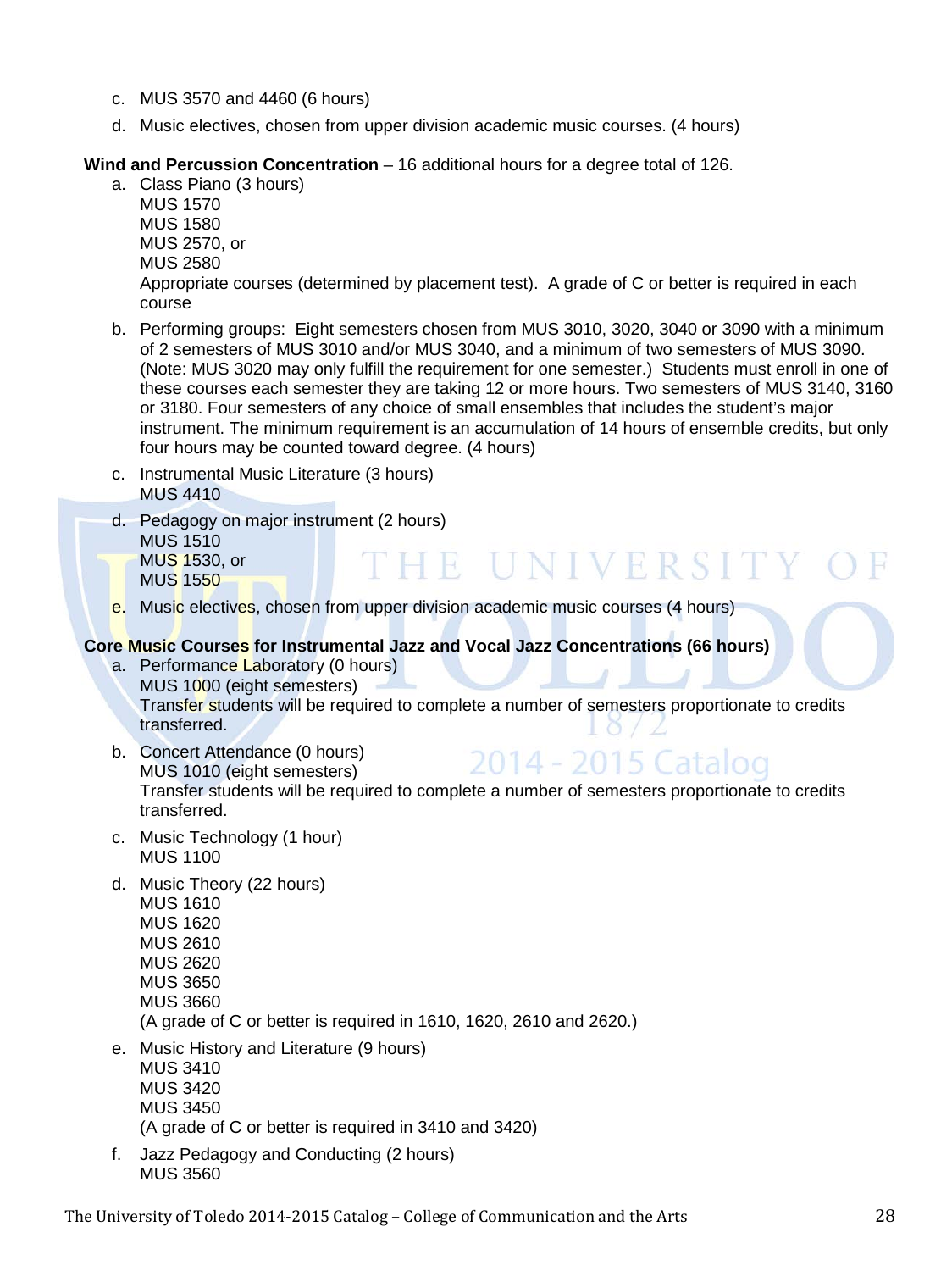c. MUS 3570 and 4460 (6 hours)

d. Music electives, chosen from upper division academic music courses. (4 hours)

**Wind and Percussion Concentration** – 16 additional hours for a degree total of 126.

a. Class Piano (3 hours)
   MUS 1570
   MUS 1580
   MUS 2570, or
   MUS 2580
   Appropriate courses (determined by placement test). A grade of C or better is required in each course

b. Performing groups: Eight semesters chosen from MUS 3010, 3020, 3040 or 3090 with a minimum of 2 semesters of MUS 3010 and/or MUS 3040, and a minimum of two semesters of MUS 3090. (Note: MUS 3020 may only fulfill the requirement for one semester.) Students must enroll in one of these courses each semester they are taking 12 or more hours. Two semesters of MUS 3140, 3160 or 3180. Four semesters of any choice of small ensembles that includes the student's major instrument. The minimum requirement is an accumulation of 14 hours of ensemble credits, but only four hours may be counted toward degree. (4 hours)

c. Instrumental Music Literature (3 hours)
   MUS 4410

d. Pedagogy on major instrument (2 hours)
   MUS 1510
   MUS 1530, or
   MUS 1550

e. Music electives, chosen from upper division academic music courses (4 hours)

**Core Music Courses for Instrumental Jazz and Vocal Jazz Concentrations (66 hours)**

a. Performance Laboratory (0 hours)
   MUS 1000 (eight semesters)
   Transfer students will be required to complete a number of semesters proportionate to credits transferred.

b. Concert Attendance (0 hours)
   MUS 1010 (eight semesters)
   Transfer students will be required to complete a number of semesters proportionate to credits transferred.

c. Music Technology (1 hour)
   MUS 1100

d. Music Theory (22 hours)
   MUS 1610
   MUS 1620
   MUS 2610
   MUS 2620
   MUS 3650
   MUS 3660
   (A grade of C or better is required in 1610, 1620, 2610 and 2620.)

e. Music History and Literature (9 hours)
   MUS 3410
   MUS 3420
   MUS 3450
   (A grade of C or better is required in 3410 and 3420)

f. Jazz Pedagogy and Conducting (2 hours)
   MUS 3560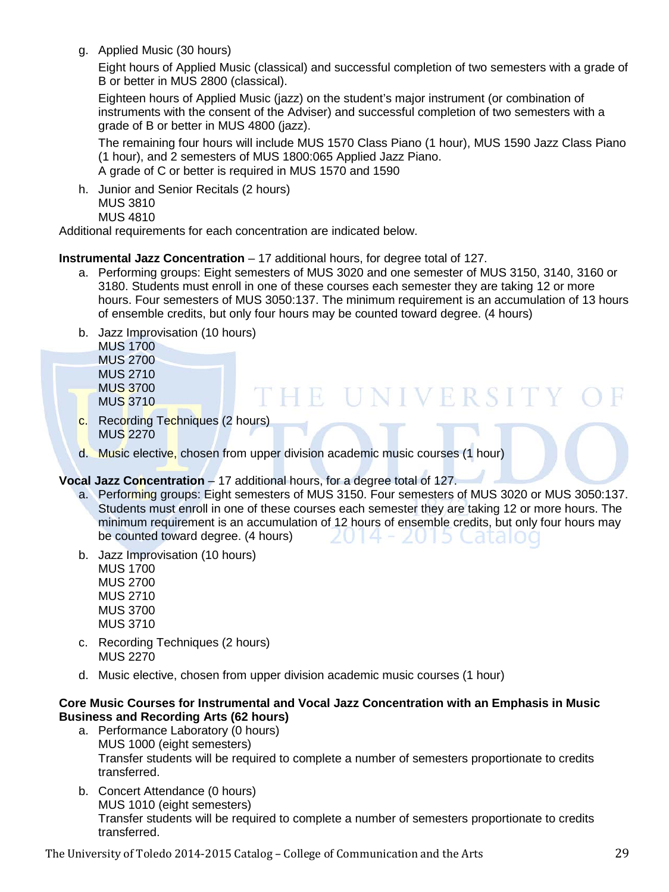g. Applied Music (30 hours)

   Eight hours of Applied Music (classical) and successful completion of two semesters with a grade of B or better in MUS 2800 (classical).

   Eighteen hours of Applied Music (jazz) on the student's major instrument (or combination of instruments with the consent of the Adviser) and successful completion of two semesters with a grade of B or better in MUS 4800 (jazz).

   The remaining four hours will include MUS 1570 Class Piano (1 hour), MUS 1590 Jazz Class Piano (1 hour), and 2 semesters of MUS 1800:065 Applied Jazz Piano.
   A grade of C or better is required in MUS 1570 and 1590

h. Junior and Senior Recitals (2 hours)
   MUS 3810
   MUS 4810

Additional requirements for each concentration are indicated below.

**Instrumental Jazz Concentration** – 17 additional hours, for degree total of 127.

a. Performing groups: Eight semesters of MUS 3020 and one semester of MUS 3150, 3140, 3160 or 3180. Students must enroll in one of these courses each semester they are taking 12 or more hours. Four semesters of MUS 3050:137. The minimum requirement is an accumulation of 13 hours of ensemble credits, but only four hours may be counted toward degree. (4 hours)
b. Jazz Improvisation (10 hours)
   MUS 1700
   MUS 2700
   MUS 2710
   MUS 3700
   MUS 3710
c. Recording Techniques (2 hours)
   MUS 2270
d. Music elective, chosen from upper division academic music courses (1 hour)

**Vocal Jazz Concentration** – 17 additional hours, for a degree total of 127.

a. Performing groups: Eight semesters of MUS 3150. Four semesters of MUS 3020 or MUS 3050:137. Students must enroll in one of these courses each semester they are taking 12 or more hours. The minimum requirement is an accumulation of 12 hours of ensemble credits, but only four hours may be counted toward degree. (4 hours)
b. Jazz Improvisation (10 hours)
   MUS 1700
   MUS 2700
   MUS 2710
   MUS 3700
   MUS 3710
c. Recording Techniques (2 hours)
   MUS 2270
d. Music elective, chosen from upper division academic music courses (1 hour)

**Core Music Courses for Instrumental and Vocal Jazz Concentration with an Emphasis in Music Business and Recording Arts (62 hours)**

a. Performance Laboratory (0 hours)
   MUS 1000 (eight semesters)
   Transfer students will be required to complete a number of semesters proportionate to credits transferred.
b. Concert Attendance (0 hours)
   MUS 1010 (eight semesters)
   Transfer students will be required to complete a number of semesters proportionate to credits transferred.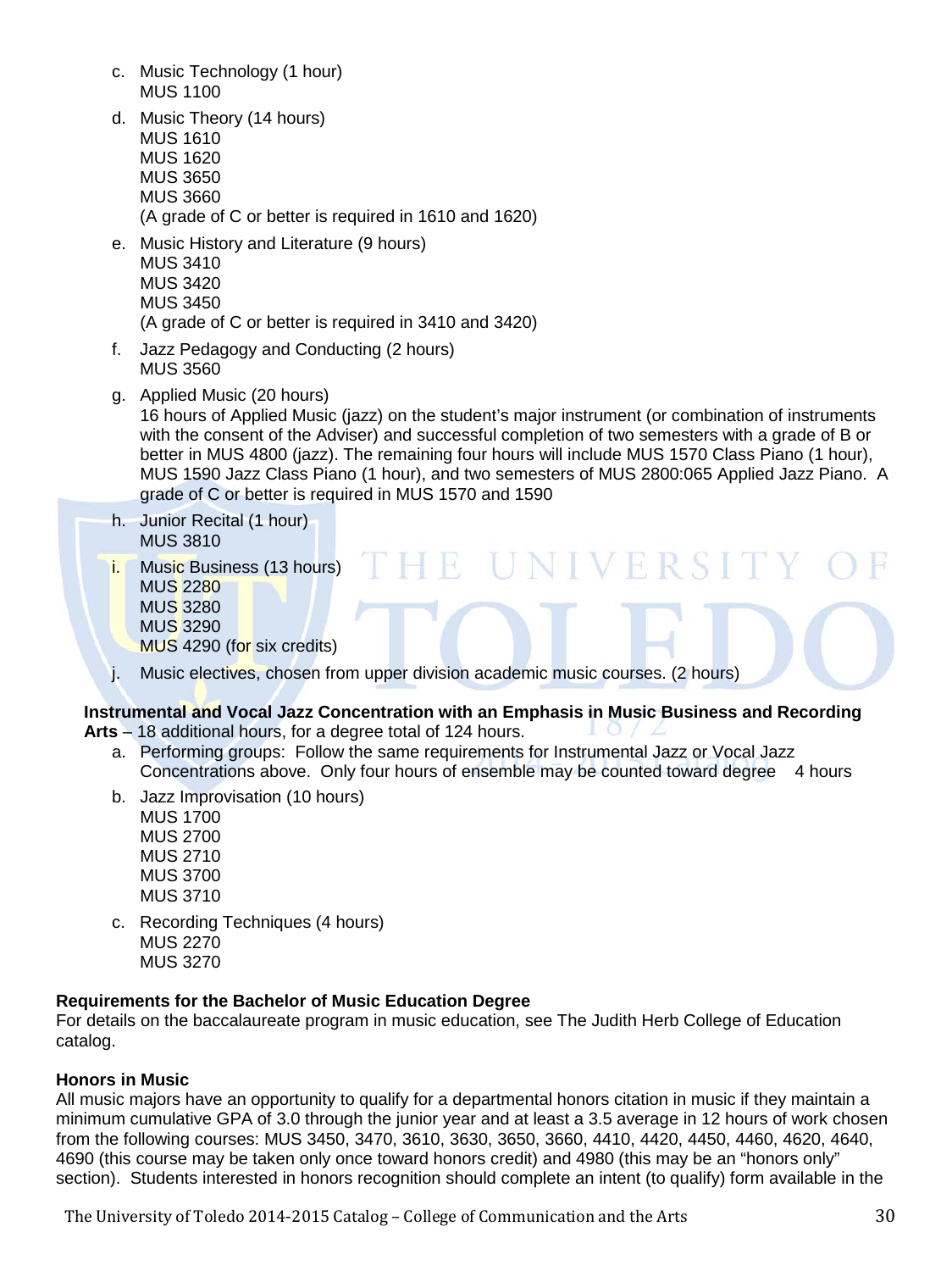c. Music Technology (1 hour)
   MUS 1100

d. Music Theory (14 hours)
   MUS 1610
   MUS 1620
   MUS 3650
   MUS 3660
   (A grade of C or better is required in 1610 and 1620)

e. Music History and Literature (9 hours)
   MUS 3410
   MUS 3420
   MUS 3450
   (A grade of C or better is required in 3410 and 3420)

f. Jazz Pedagogy and Conducting (2 hours)
   MUS 3560

g. Applied Music (20 hours)
   16 hours of Applied Music (jazz) on the student's major instrument (or combination of instruments with the consent of the Adviser) and successful completion of two semesters with a grade of B or better in MUS 4800 (jazz). The remaining four hours will include MUS 1570 Class Piano (1 hour), MUS 1590 Jazz Class Piano (1 hour), and two semesters of MUS 2800:065 Applied Jazz Piano. A grade of C or better is required in MUS 1570 and 1590

h. Junior Recital (1 hour)
   MUS 3810

i. Music Business (13 hours)
   MUS 2280
   MUS 3280
   MUS 3290
   MUS 4290 (for six credits)

j. Music electives, chosen from upper division academic music courses. (2 hours)

**Instrumental and Vocal Jazz Concentration with an Emphasis in Music Business and Recording Arts** – 18 additional hours, for a degree total of 124 hours.

a. Performing groups: Follow the same requirements for Instrumental Jazz or Vocal Jazz Concentrations above. Only four hours of ensemble may be counted toward degree 4 hours

b. Jazz Improvisation (10 hours)
   MUS 1700
   MUS 2700
   MUS 2710
   MUS 3700
   MUS 3710

c. Recording Techniques (4 hours)
   MUS 2270
   MUS 3270

**Requirements for the Bachelor of Music Education Degree**

For details on the baccalaureate program in music education, see The Judith Herb College of Education catalog.

**Honors in Music**

All music majors have an opportunity to qualify for a departmental honors citation in music if they maintain a minimum cumulative GPA of 3.0 through the junior year and at least a 3.5 average in 12 hours of work chosen from the following courses: MUS 3450, 3470, 3610, 3630, 3650, 3660, 4410, 4420, 4450, 4460, 4620, 4640, 4690 (this course may be taken only once toward honors credit) and 4980 (this may be an "honors only" section). Students interested in honors recognition should complete an intent (to qualify) form available in the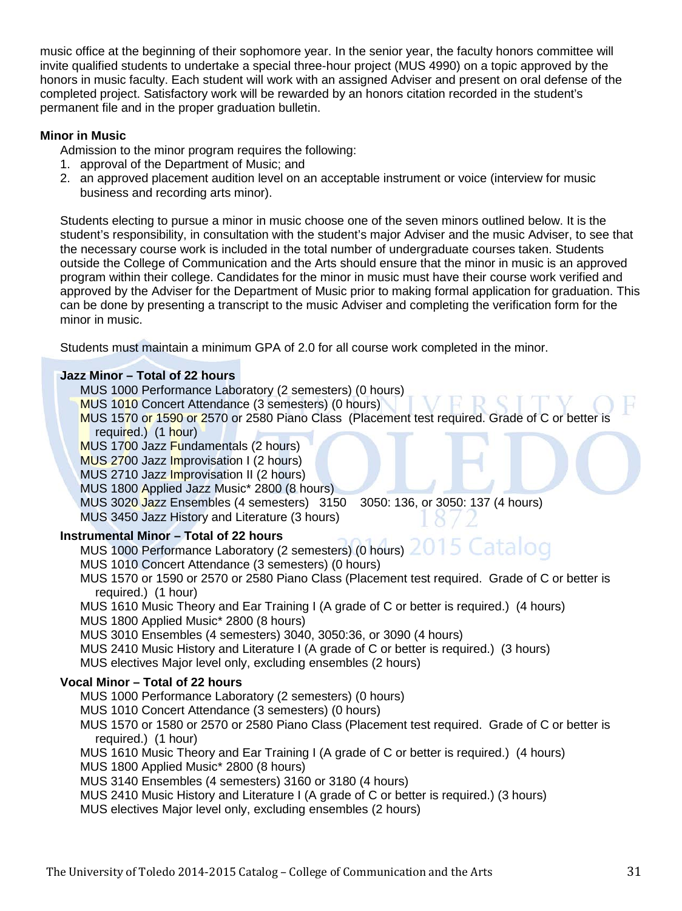music office at the beginning of their sophomore year. In the senior year, the faculty honors committee will invite qualified students to undertake a special three-hour project (MUS 4990) on a topic approved by the honors in music faculty. Each student will work with an assigned Adviser and present on oral defense of the completed project. Satisfactory work will be rewarded by an honors citation recorded in the student's permanent file and in the proper graduation bulletin.

**Minor in Music**

Admission to the minor program requires the following:

1. approval of the Department of Music; and
2. an approved placement audition level on an acceptable instrument or voice (interview for music business and recording arts minor).

Students electing to pursue a minor in music choose one of the seven minors outlined below. It is the student's responsibility, in consultation with the student's major Adviser and the music Adviser, to see that the necessary course work is included in the total number of undergraduate courses taken. Students outside the College of Communication and the Arts should ensure that the minor in music is an approved program within their college. Candidates for the minor in music must have their course work verified and approved by the Adviser for the Department of Music prior to making formal application for graduation. This can be done by presenting a transcript to the music Adviser and completing the verification form for the minor in music.

Students must maintain a minimum GPA of 2.0 for all course work completed in the minor.

**Jazz Minor – Total of 22 hours**

MUS 1000 Performance Laboratory (2 semesters) (0 hours)
MUS 1010 Concert Attendance (3 semesters) (0 hours)
MUS 1570 or 1590 or 2570 or 2580 Piano Class (Placement test required. Grade of C or better is required.) (1 hour)
MUS 1700 Jazz Fundamentals (2 hours)
MUS 2700 Jazz Improvisation I (2 hours)
MUS 2710 Jazz Improvisation II (2 hours)
MUS 1800 Applied Jazz Music* 2800 (8 hours)
MUS 3020 Jazz Ensembles (4 semesters) 3150 3050: 136, or 3050: 137 (4 hours)
MUS 3450 Jazz History and Literature (3 hours)

**Instrumental Minor – Total of 22 hours**

MUS 1000 Performance Laboratory (2 semesters) (0 hours)
MUS 1010 Concert Attendance (3 semesters) (0 hours)
MUS 1570 or 1590 or 2570 or 2580 Piano Class (Placement test required. Grade of C or better is required.) (1 hour)
MUS 1610 Music Theory and Ear Training I (A grade of C or better is required.) (4 hours)
MUS 1800 Applied Music* 2800 (8 hours)
MUS 3010 Ensembles (4 semesters) 3040, 3050:36, or 3090 (4 hours)
MUS 2410 Music History and Literature I (A grade of C or better is required.) (3 hours)
MUS electives Major level only, excluding ensembles (2 hours)

**Vocal Minor – Total of 22 hours**

MUS 1000 Performance Laboratory (2 semesters) (0 hours)
MUS 1010 Concert Attendance (3 semesters) (0 hours)
MUS 1570 or 1580 or 2570 or 2580 Piano Class (Placement test required. Grade of C or better is required.) (1 hour)
MUS 1610 Music Theory and Ear Training I (A grade of C or better is required.) (4 hours)
MUS 1800 Applied Music* 2800 (8 hours)
MUS 3140 Ensembles (4 semesters) 3160 or 3180 (4 hours)
MUS 2410 Music History and Literature I (A grade of C or better is required.) (3 hours)
MUS electives Major level only, excluding ensembles (2 hours)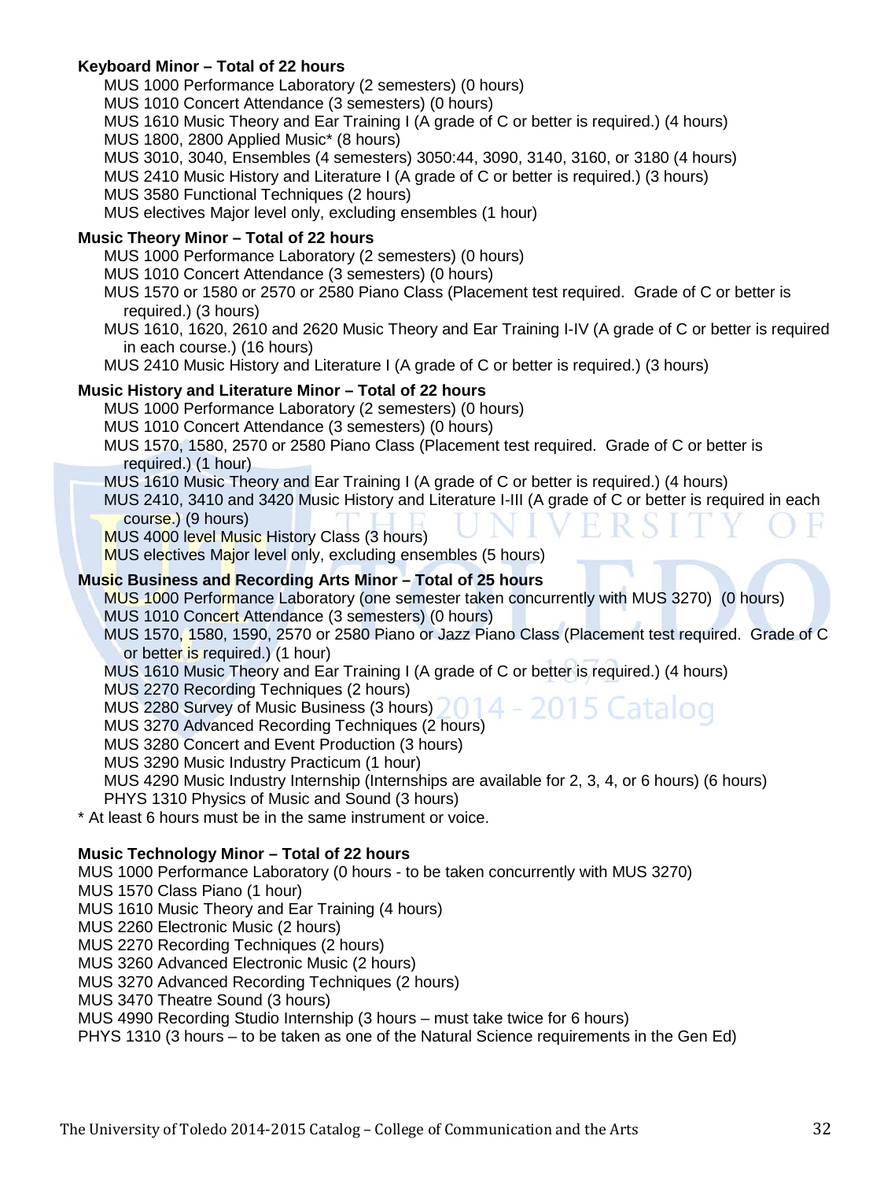**Keyboard Minor – Total of 22 hours**

MUS 1000 Performance Laboratory (2 semesters) (0 hours)
MUS 1010 Concert Attendance (3 semesters) (0 hours)
MUS 1610 Music Theory and Ear Training I (A grade of C or better is required.) (4 hours)
MUS 1800, 2800 Applied Music* (8 hours)
MUS 3010, 3040, Ensembles (4 semesters) 3050:44, 3090, 3140, 3160, or 3180 (4 hours)
MUS 2410 Music History and Literature I (A grade of C or better is required.) (3 hours)
MUS 3580 Functional Techniques (2 hours)
MUS electives Major level only, excluding ensembles (1 hour)

**Music Theory Minor – Total of 22 hours**

MUS 1000 Performance Laboratory (2 semesters) (0 hours)
MUS 1010 Concert Attendance (3 semesters) (0 hours)
MUS 1570 or 1580 or 2570 or 2580 Piano Class (Placement test required. Grade of C or better is required.) (3 hours)
MUS 1610, 1620, 2610 and 2620 Music Theory and Ear Training I-IV (A grade of C or better is required in each course.) (16 hours)
MUS 2410 Music History and Literature I (A grade of C or better is required.) (3 hours)

**Music History and Literature Minor – Total of 22 hours**

MUS 1000 Performance Laboratory (2 semesters) (0 hours)
MUS 1010 Concert Attendance (3 semesters) (0 hours)
MUS 1570, 1580, 2570 or 2580 Piano Class (Placement test required. Grade of C or better is required.) (1 hour)
MUS 1610 Music Theory and Ear Training I (A grade of C or better is required.) (4 hours)
MUS 2410, 3410 and 3420 Music History and Literature I-III (A grade of C or better is required in each course.) (9 hours)
MUS 4000 level Music History Class (3 hours)
MUS electives Major level only, excluding ensembles (5 hours)

**Music Business and Recording Arts Minor – Total of 25 hours**

MUS 1000 Performance Laboratory (one semester taken concurrently with MUS 3270) (0 hours)
MUS 1010 Concert Attendance (3 semesters) (0 hours)
MUS 1570, 1580, 1590, 2570 or 2580 Piano or Jazz Piano Class (Placement test required. Grade of C or better is required.) (1 hour)
MUS 1610 Music Theory and Ear Training I (A grade of C or better is required.) (4 hours)
MUS 2270 Recording Techniques (2 hours)
MUS 2280 Survey of Music Business (3 hours)
MUS 3270 Advanced Recording Techniques (2 hours)
MUS 3280 Concert and Event Production (3 hours)
MUS 3290 Music Industry Practicum (1 hour)
MUS 4290 Music Industry Internship (Internships are available for 2, 3, 4, or 6 hours) (6 hours)
PHYS 1310 Physics of Music and Sound (3 hours)

\* At least 6 hours must be in the same instrument or voice.

**Music Technology Minor – Total of 22 hours**

MUS 1000 Performance Laboratory (0 hours - to be taken concurrently with MUS 3270)
MUS 1570 Class Piano (1 hour)
MUS 1610 Music Theory and Ear Training (4 hours)
MUS 2260 Electronic Music (2 hours)
MUS 2270 Recording Techniques (2 hours)
MUS 3260 Advanced Electronic Music (2 hours)
MUS 3270 Advanced Recording Techniques (2 hours)
MUS 3470 Theatre Sound (3 hours)
MUS 4990 Recording Studio Internship (3 hours – must take twice for 6 hours)
PHYS 1310 (3 hours – to be taken as one of the Natural Science requirements in the Gen Ed)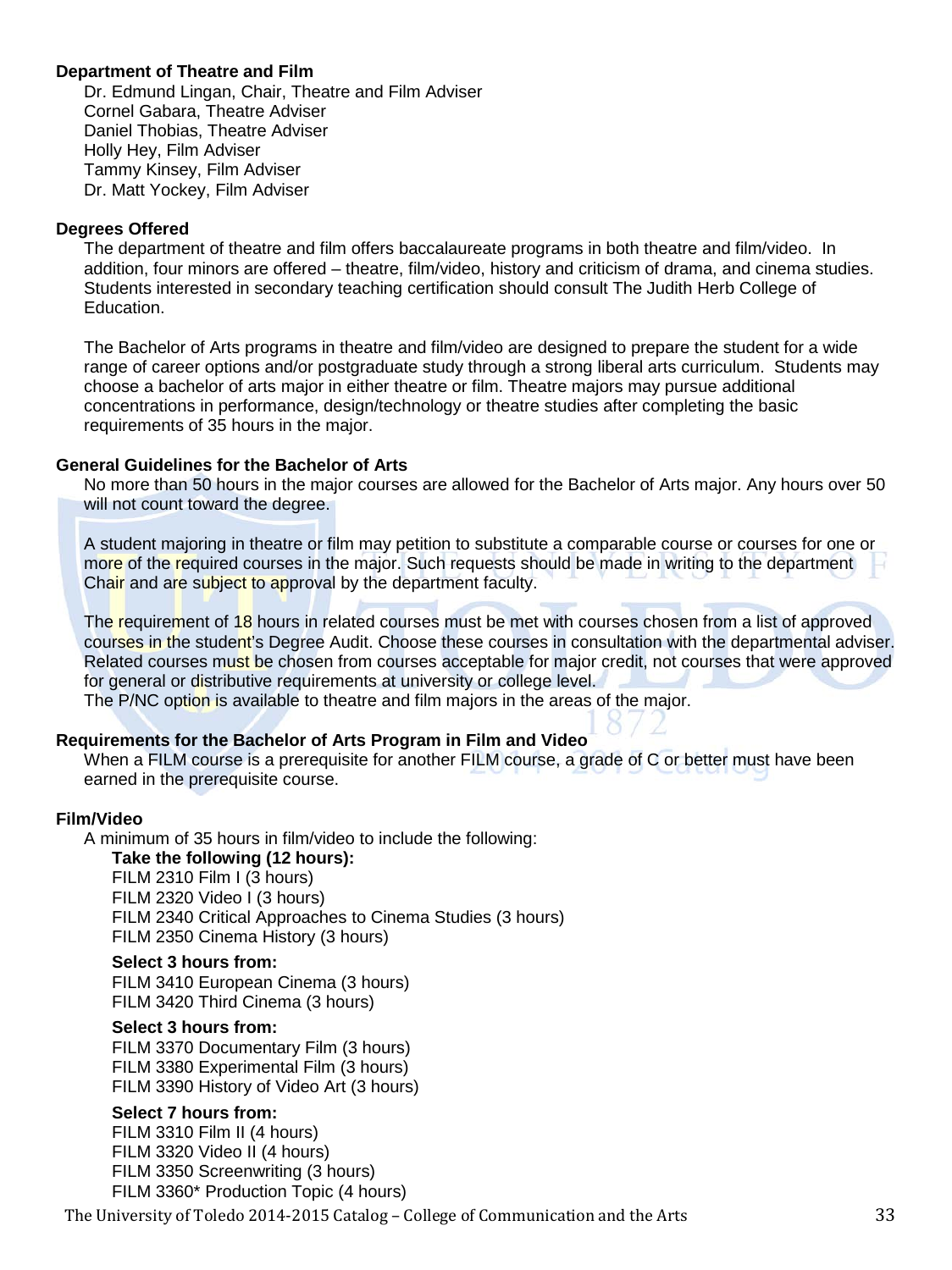## Department of Theatre and Film

Dr. Edmund Lingan, Chair, Theatre and Film Adviser
Cornel Gabara, Theatre Adviser
Daniel Thobias, Theatre Adviser
Holly Hey, Film Adviser
Tammy Kinsey, Film Adviser
Dr. Matt Yockey, Film Adviser

## Degrees Offered

The department of theatre and film offers baccalaureate programs in both theatre and film/video. In addition, four minors are offered – theatre, film/video, history and criticism of drama, and cinema studies. Students interested in secondary teaching certification should consult The Judith Herb College of Education.

The Bachelor of Arts programs in theatre and film/video are designed to prepare the student for a wide range of career options and/or postgraduate study through a strong liberal arts curriculum. Students may choose a bachelor of arts major in either theatre or film. Theatre majors may pursue additional concentrations in performance, design/technology or theatre studies after completing the basic requirements of 35 hours in the major.

## General Guidelines for the Bachelor of Arts

No more than 50 hours in the major courses are allowed for the Bachelor of Arts major. Any hours over 50 will not count toward the degree.

A student majoring in theatre or film may petition to substitute a comparable course or courses for one or more of the required courses in the major. Such requests should be made in writing to the department Chair and are subject to approval by the department faculty.

The requirement of 18 hours in related courses must be met with courses chosen from a list of approved courses in the student's Degree Audit. Choose these courses in consultation with the departmental adviser. Related courses must be chosen from courses acceptable for major credit, not courses that were approved for general or distributive requirements at university or college level.
The P/NC option is available to theatre and film majors in the areas of the major.

## Requirements for the Bachelor of Arts Program in Film and Video

When a FILM course is a prerequisite for another FILM course, a grade of C or better must have been earned in the prerequisite course.

### Film/Video

A minimum of 35 hours in film/video to include the following:

**Take the following (12 hours):**
FILM 2310 Film I (3 hours)
FILM 2320 Video I (3 hours)
FILM 2340 Critical Approaches to Cinema Studies (3 hours)
FILM 2350 Cinema History (3 hours)

**Select 3 hours from:**
FILM 3410 European Cinema (3 hours)
FILM 3420 Third Cinema (3 hours)

**Select 3 hours from:**
FILM 3370 Documentary Film (3 hours)
FILM 3380 Experimental Film (3 hours)
FILM 3390 History of Video Art (3 hours)

**Select 7 hours from:**
FILM 3310 Film II (4 hours)
FILM 3320 Video II (4 hours)
FILM 3350 Screenwriting (3 hours)
FILM 3360* Production Topic (4 hours)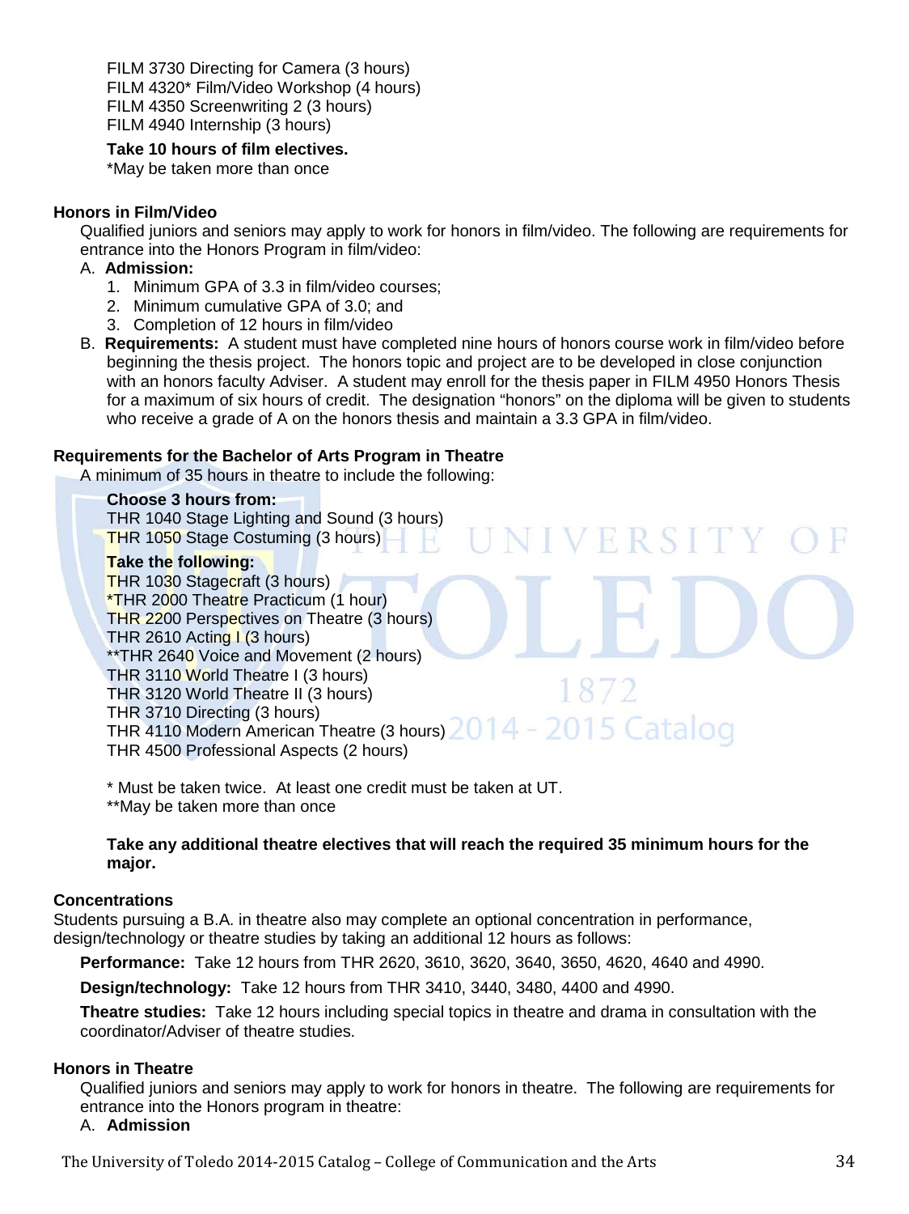FILM 3730 Directing for Camera (3 hours)
FILM 4320* Film/Video Workshop (4 hours)
FILM 4350 Screenwriting 2 (3 hours)
FILM 4940 Internship (3 hours)

**Take 10 hours of film electives.**
*May be taken more than once

### Honors in Film/Video

Qualified juniors and seniors may apply to work for honors in film/video. The following are requirements for entrance into the Honors Program in film/video:

A. **Admission:**
   1. Minimum GPA of 3.3 in film/video courses;
   2. Minimum cumulative GPA of 3.0; and
   3. Completion of 12 hours in film/video

B. **Requirements:** A student must have completed nine hours of honors course work in film/video before beginning the thesis project. The honors topic and project are to be developed in close conjunction with an honors faculty Adviser. A student may enroll for the thesis paper in FILM 4950 Honors Thesis for a maximum of six hours of credit. The designation "honors" on the diploma will be given to students who receive a grade of A on the honors thesis and maintain a 3.3 GPA in film/video.

### Requirements for the Bachelor of Arts Program in Theatre

A minimum of 35 hours in theatre to include the following:

**Choose 3 hours from:**
THR 1040 Stage Lighting and Sound (3 hours)
THR 1050 Stage Costuming (3 hours)

**Take the following:**
THR 1030 Stagecraft (3 hours)
*THR 2000 Theatre Practicum (1 hour)
THR 2200 Perspectives on Theatre (3 hours)
THR 2610 Acting I (3 hours)
**THR 2640 Voice and Movement (2 hours)
THR 3110 World Theatre I (3 hours)
THR 3120 World Theatre II (3 hours)
THR 3710 Directing (3 hours)
THR 4110 Modern American Theatre (3 hours)
THR 4500 Professional Aspects (2 hours)

* Must be taken twice. At least one credit must be taken at UT.
**May be taken more than once

**Take any additional theatre electives that will reach the required 35 minimum hours for the major.**

### Concentrations

Students pursuing a B.A. in theatre also may complete an optional concentration in performance, design/technology or theatre studies by taking an additional 12 hours as follows:

**Performance:** Take 12 hours from THR 2620, 3610, 3620, 3640, 3650, 4620, 4640 and 4990.

**Design/technology:** Take 12 hours from THR 3410, 3440, 3480, 4400 and 4990.

**Theatre studies:** Take 12 hours including special topics in theatre and drama in consultation with the coordinator/Adviser of theatre studies.

### Honors in Theatre

Qualified juniors and seniors may apply to work for honors in theatre. The following are requirements for entrance into the Honors program in theatre:

A. **Admission**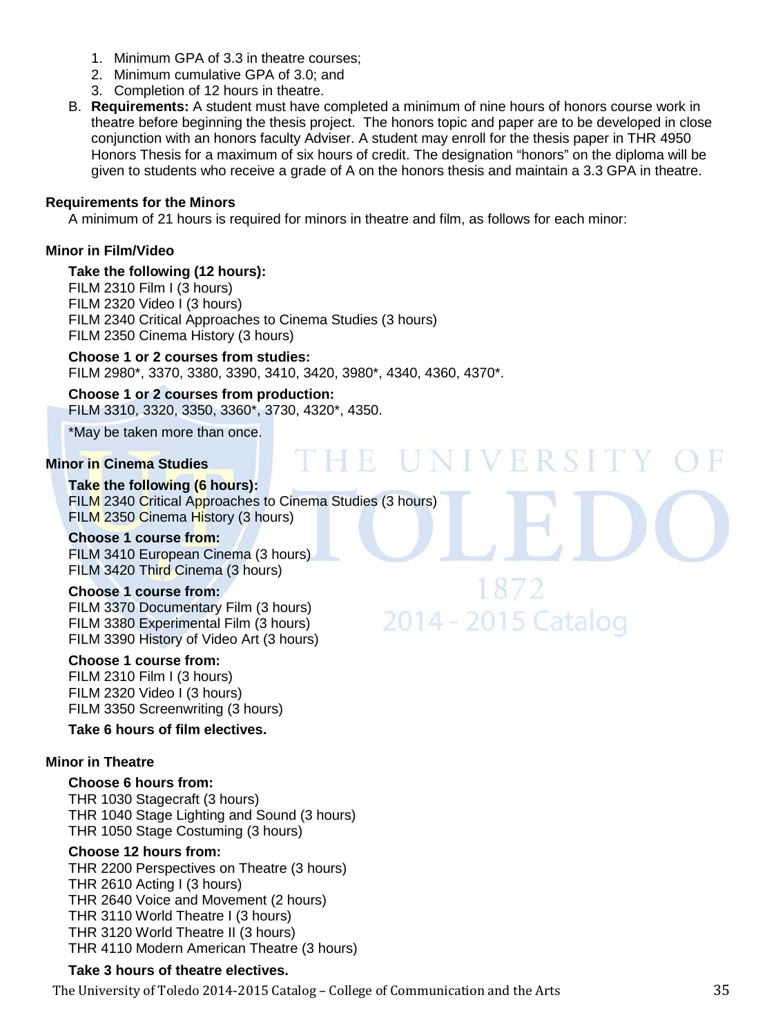1. Minimum GPA of 3.3 in theatre courses;
2. Minimum cumulative GPA of 3.0; and
3. Completion of 12 hours in theatre.

B. **Requirements:** A student must have completed a minimum of nine hours of honors course work in theatre before beginning the thesis project. The honors topic and paper are to be developed in close conjunction with an honors faculty Adviser. A student may enroll for the thesis paper in THR 4950 Honors Thesis for a maximum of six hours of credit. The designation "honors" on the diploma will be given to students who receive a grade of A on the honors thesis and maintain a 3.3 GPA in theatre.

### Requirements for the Minors

A minimum of 21 hours is required for minors in theatre and film, as follows for each minor:

### Minor in Film/Video

**Take the following (12 hours):**
FILM 2310 Film I (3 hours)
FILM 2320 Video I (3 hours)
FILM 2340 Critical Approaches to Cinema Studies (3 hours)
FILM 2350 Cinema History (3 hours)

**Choose 1 or 2 courses from studies:**
FILM 2980*, 3370, 3380, 3390, 3410, 3420, 3980*, 4340, 4360, 4370*.

**Choose 1 or 2 courses from production:**
FILM 3310, 3320, 3350, 3360*, 3730, 4320*, 4350.

*May be taken more than once.

### Minor in Cinema Studies

**Take the following (6 hours):**
FILM 2340 Critical Approaches to Cinema Studies (3 hours)
FILM 2350 Cinema History (3 hours)

**Choose 1 course from:**
FILM 3410 European Cinema (3 hours)
FILM 3420 Third Cinema (3 hours)

**Choose 1 course from:**
FILM 3370 Documentary Film (3 hours)
FILM 3380 Experimental Film (3 hours)
FILM 3390 History of Video Art (3 hours)

**Choose 1 course from:**
FILM 2310 Film I (3 hours)
FILM 2320 Video I (3 hours)
FILM 3350 Screenwriting (3 hours)

**Take 6 hours of film electives.**

### Minor in Theatre

**Choose 6 hours from:**
THR 1030 Stagecraft (3 hours)
THR 1040 Stage Lighting and Sound (3 hours)
THR 1050 Stage Costuming (3 hours)

**Choose 12 hours from:**
THR 2200 Perspectives on Theatre (3 hours)
THR 2610 Acting I (3 hours)
THR 2640 Voice and Movement (2 hours)
THR 3110 World Theatre I (3 hours)
THR 3120 World Theatre II (3 hours)
THR 4110 Modern American Theatre (3 hours)

**Take 3 hours of theatre electives.**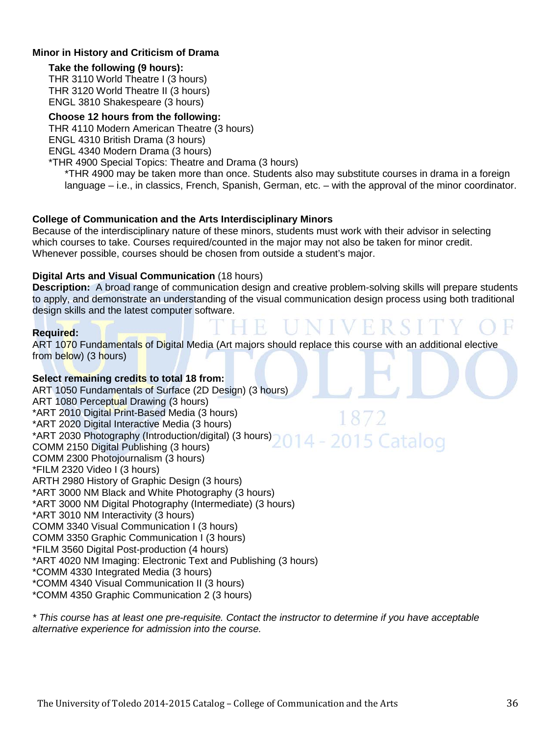### Minor in History and Criticism of Drama

**Take the following (9 hours):**

THR 3110 World Theatre I (3 hours)
THR 3120 World Theatre II (3 hours)
ENGL 3810 Shakespeare (3 hours)

**Choose 12 hours from the following:**

THR 4110 Modern American Theatre (3 hours)
ENGL 4310 British Drama (3 hours)
ENGL 4340 Modern Drama (3 hours)
*THR 4900 Special Topics: Theatre and Drama (3 hours)

*THR 4900 may be taken more than once. Students also may substitute courses in drama in a foreign language – i.e., in classics, French, Spanish, German, etc. – with the approval of the minor coordinator.

### College of Communication and the Arts Interdisciplinary Minors

Because of the interdisciplinary nature of these minors, students must work with their advisor in selecting which courses to take. Courses required/counted in the major may not also be taken for minor credit. Whenever possible, courses should be chosen from outside a student's major.

**Digital Arts and Visual Communication** (18 hours)

**Description:** A broad range of communication design and creative problem-solving skills will prepare students to apply, and demonstrate an understanding of the visual communication design process using both traditional design skills and the latest computer software.

**Required:**

ART 1070 Fundamentals of Digital Media (Art majors should replace this course with an additional elective from below) (3 hours)

**Select remaining credits to total 18 from:**

ART 1050 Fundamentals of Surface (2D Design) (3 hours)
ART 1080 Perceptual Drawing (3 hours)
*ART 2010 Digital Print-Based Media (3 hours)
*ART 2020 Digital Interactive Media (3 hours)
*ART 2030 Photography (Introduction/digital) (3 hours)
COMM 2150 Digital Publishing (3 hours)
COMM 2300 Photojournalism (3 hours)
*FILM 2320 Video I (3 hours)
ARTH 2980 History of Graphic Design (3 hours)
*ART 3000 NM Black and White Photography (3 hours)
*ART 3000 NM Digital Photography (Intermediate) (3 hours)
*ART 3010 NM Interactivity (3 hours)
COMM 3340 Visual Communication I (3 hours)
COMM 3350 Graphic Communication I (3 hours)
*FILM 3560 Digital Post-production (4 hours)
*ART 4020 NM Imaging: Electronic Text and Publishing (3 hours)
*COMM 4330 Integrated Media (3 hours)
*COMM 4340 Visual Communication II (3 hours)
*COMM 4350 Graphic Communication 2 (3 hours)

*\* This course has at least one pre-requisite. Contact the instructor to determine if you have acceptable alternative experience for admission into the course.*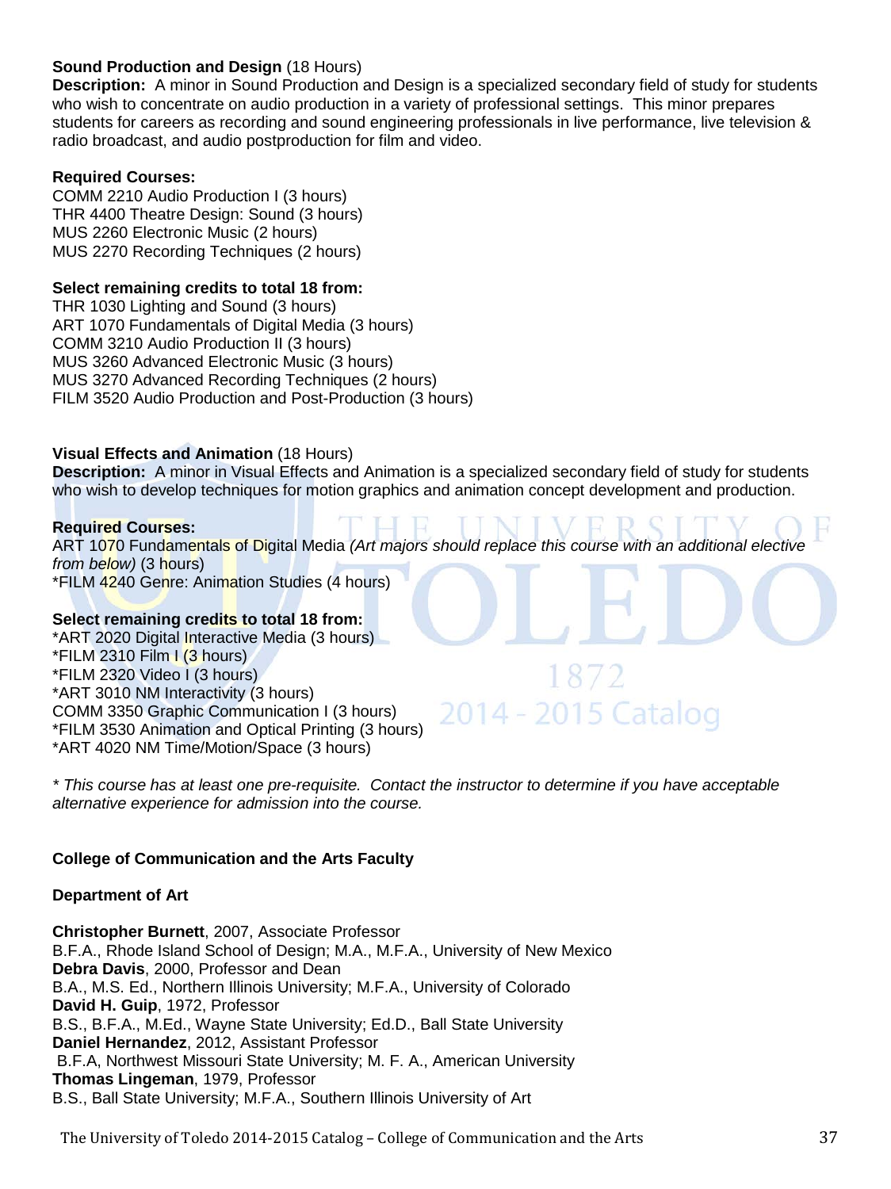**Sound Production and Design** (18 Hours)

**Description:** A minor in Sound Production and Design is a specialized secondary field of study for students who wish to concentrate on audio production in a variety of professional settings. This minor prepares students for careers as recording and sound engineering professionals in live performance, live television & radio broadcast, and audio postproduction for film and video.

**Required Courses:**

COMM 2210 Audio Production I (3 hours)
THR 4400 Theatre Design: Sound (3 hours)
MUS 2260 Electronic Music (2 hours)
MUS 2270 Recording Techniques (2 hours)

**Select remaining credits to total 18 from:**

THR 1030 Lighting and Sound (3 hours)
ART 1070 Fundamentals of Digital Media (3 hours)
COMM 3210 Audio Production II (3 hours)
MUS 3260 Advanced Electronic Music (3 hours)
MUS 3270 Advanced Recording Techniques (2 hours)
FILM 3520 Audio Production and Post-Production (3 hours)

**Visual Effects and Animation** (18 Hours)

**Description:** A minor in Visual Effects and Animation is a specialized secondary field of study for students who wish to develop techniques for motion graphics and animation concept development and production.

**Required Courses:**

ART 1070 Fundamentals of Digital Media *(Art majors should replace this course with an additional elective from below)* (3 hours)
*FILM 4240 Genre: Animation Studies (4 hours)

**Select remaining credits to total 18 from:**

*ART 2020 Digital Interactive Media (3 hours)
*FILM 2310 Film I (3 hours)
*FILM 2320 Video I (3 hours)
*ART 3010 NM Interactivity (3 hours)
COMM 3350 Graphic Communication I (3 hours)
*FILM 3530 Animation and Optical Printing (3 hours)
*ART 4020 NM Time/Motion/Space (3 hours)

*\* This course has at least one pre-requisite. Contact the instructor to determine if you have acceptable alternative experience for admission into the course.*

**College of Communication and the Arts Faculty**

**Department of Art**

**Christopher Burnett**, 2007, Associate Professor
B.F.A., Rhode Island School of Design; M.A., M.F.A., University of New Mexico
**Debra Davis**, 2000, Professor and Dean
B.A., M.S. Ed., Northern Illinois University; M.F.A., University of Colorado
**David H. Guip**, 1972, Professor
B.S., B.F.A., M.Ed., Wayne State University; Ed.D., Ball State University
**Daniel Hernandez**, 2012, Assistant Professor
B.F.A, Northwest Missouri State University; M. F. A., American University
**Thomas Lingeman**, 1979, Professor
B.S., Ball State University; M.F.A., Southern Illinois University of Art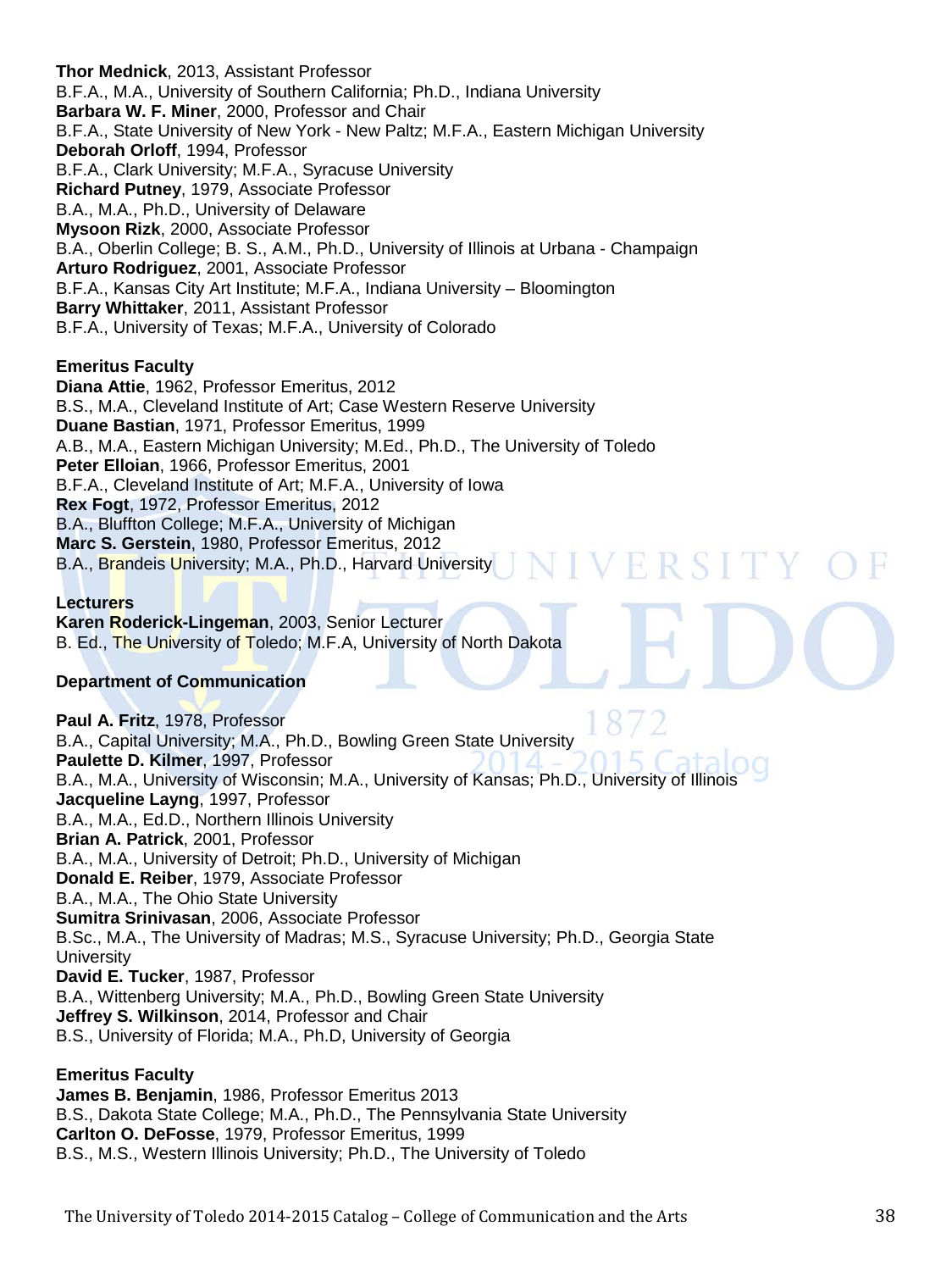**Thor Mednick**, 2013, Assistant Professor
B.F.A., M.A., University of Southern California; Ph.D., Indiana University
**Barbara W. F. Miner**, 2000, Professor and Chair
B.F.A., State University of New York - New Paltz; M.F.A., Eastern Michigan University
**Deborah Orloff**, 1994, Professor
B.F.A., Clark University; M.F.A., Syracuse University
**Richard Putney**, 1979, Associate Professor
B.A., M.A., Ph.D., University of Delaware
**Mysoon Rizk**, 2000, Associate Professor
B.A., Oberlin College; B. S., A.M., Ph.D., University of Illinois at Urbana - Champaign
**Arturo Rodriguez**, 2001, Associate Professor
B.F.A., Kansas City Art Institute; M.F.A., Indiana University – Bloomington
**Barry Whittaker**, 2011, Assistant Professor
B.F.A., University of Texas; M.F.A., University of Colorado

**Emeritus Faculty**
**Diana Attie**, 1962, Professor Emeritus, 2012
B.S., M.A., Cleveland Institute of Art; Case Western Reserve University
**Duane Bastian**, 1971, Professor Emeritus, 1999
A.B., M.A., Eastern Michigan University; M.Ed., Ph.D., The University of Toledo
**Peter Elloian**, 1966, Professor Emeritus, 2001
B.F.A., Cleveland Institute of Art; M.F.A., University of Iowa
**Rex Fogt**, 1972, Professor Emeritus, 2012
B.A., Bluffton College; M.F.A., University of Michigan
**Marc S. Gerstein**, 1980, Professor Emeritus, 2012
B.A., Brandeis University; M.A., Ph.D., Harvard University

**Lecturers**
**Karen Roderick-Lingeman**, 2003, Senior Lecturer
B. Ed., The University of Toledo; M.F.A, University of North Dakota

**Department of Communication**

**Paul A. Fritz**, 1978, Professor
B.A., Capital University; M.A., Ph.D., Bowling Green State University
**Paulette D. Kilmer**, 1997, Professor
B.A., M.A., University of Wisconsin; M.A., University of Kansas; Ph.D., University of Illinois
**Jacqueline Layng**, 1997, Professor
B.A., M.A., Ed.D., Northern Illinois University
**Brian A. Patrick**, 2001, Professor
B.A., M.A., University of Detroit; Ph.D., University of Michigan
**Donald E. Reiber**, 1979, Associate Professor
B.A., M.A., The Ohio State University
**Sumitra Srinivasan**, 2006, Associate Professor
B.Sc., M.A., The University of Madras; M.S., Syracuse University; Ph.D., Georgia State University
**David E. Tucker**, 1987, Professor
B.A., Wittenberg University; M.A., Ph.D., Bowling Green State University
**Jeffrey S. Wilkinson**, 2014, Professor and Chair
B.S., University of Florida; M.A., Ph.D, University of Georgia

**Emeritus Faculty**
**James B. Benjamin**, 1986, Professor Emeritus 2013
B.S., Dakota State College; M.A., Ph.D., The Pennsylvania State University
**Carlton O. DeFosse**, 1979, Professor Emeritus, 1999
B.S., M.S., Western Illinois University; Ph.D., The University of Toledo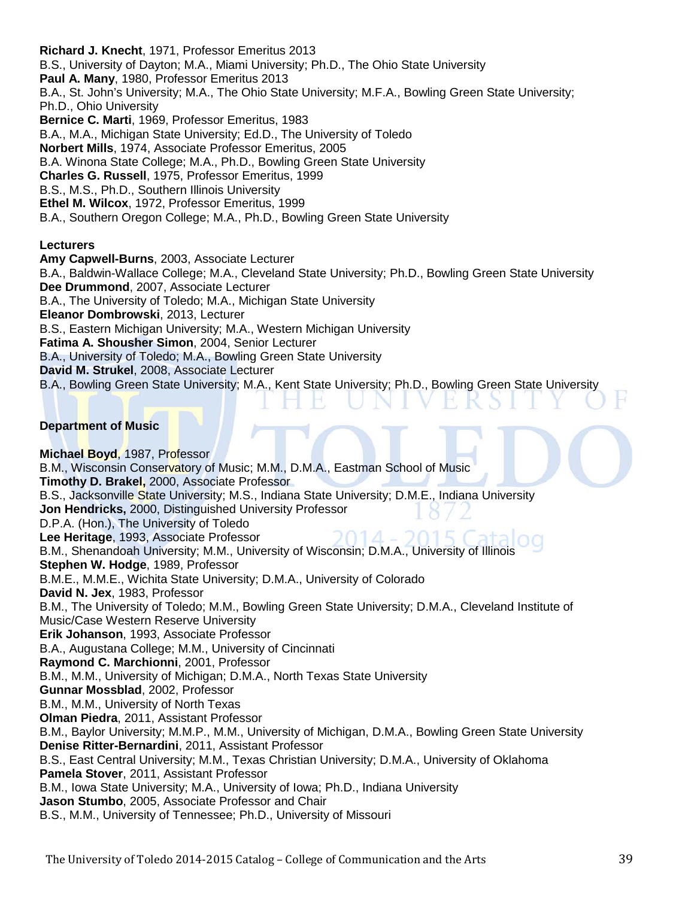**Richard J. Knecht**, 1971, Professor Emeritus 2013
B.S., University of Dayton; M.A., Miami University; Ph.D., The Ohio State University
**Paul A. Many**, 1980, Professor Emeritus 2013
B.A., St. John's University; M.A., The Ohio State University; M.F.A., Bowling Green State University; Ph.D., Ohio University
**Bernice C. Marti**, 1969, Professor Emeritus, 1983
B.A., M.A., Michigan State University; Ed.D., The University of Toledo
**Norbert Mills**, 1974, Associate Professor Emeritus, 2005
B.A. Winona State College; M.A., Ph.D., Bowling Green State University
**Charles G. Russell**, 1975, Professor Emeritus, 1999
B.S., M.S., Ph.D., Southern Illinois University
**Ethel M. Wilcox**, 1972, Professor Emeritus, 1999
B.A., Southern Oregon College; M.A., Ph.D., Bowling Green State University

**Lecturers**

**Amy Capwell-Burns**, 2003, Associate Lecturer
B.A., Baldwin-Wallace College; M.A., Cleveland State University; Ph.D., Bowling Green State University
**Dee Drummond**, 2007, Associate Lecturer
B.A., The University of Toledo; M.A., Michigan State University
**Eleanor Dombrowski**, 2013, Lecturer
B.S., Eastern Michigan University; M.A., Western Michigan University
**Fatima A. Shousher Simon**, 2004, Senior Lecturer
B.A., University of Toledo; M.A., Bowling Green State University
**David M. Strukel**, 2008, Associate Lecturer
B.A., Bowling Green State University; M.A., Kent State University; Ph.D., Bowling Green State University

## Department of Music

**Michael Boyd**, 1987, Professor
B.M., Wisconsin Conservatory of Music; M.M., D.M.A., Eastman School of Music
**Timothy D. Brakel,** 2000, Associate Professor
B.S., Jacksonville State University; M.S., Indiana State University; D.M.E., Indiana University
**Jon Hendricks,** 2000, Distinguished University Professor
D.P.A. (Hon.), The University of Toledo
**Lee Heritage**, 1993, Associate Professor
B.M., Shenandoah University; M.M., University of Wisconsin; D.M.A., University of Illinois
**Stephen W. Hodge**, 1989, Professor
B.M.E., M.M.E., Wichita State University; D.M.A., University of Colorado
**David N. Jex**, 1983, Professor
B.M., The University of Toledo; M.M., Bowling Green State University; D.M.A., Cleveland Institute of Music/Case Western Reserve University
**Erik Johanson**, 1993, Associate Professor
B.A., Augustana College; M.M., University of Cincinnati
**Raymond C. Marchionni**, 2001, Professor
B.M., M.M., University of Michigan; D.M.A., North Texas State University
**Gunnar Mossblad**, 2002, Professor
B.M., M.M., University of North Texas
**Olman Piedra**, 2011, Assistant Professor
B.M., Baylor University; M.M.P., M.M., University of Michigan, D.M.A., Bowling Green State University
**Denise Ritter-Bernardini**, 2011, Assistant Professor
B.S., East Central University; M.M., Texas Christian University; D.M.A., University of Oklahoma
**Pamela Stover**, 2011, Assistant Professor
B.M., Iowa State University; M.A., University of Iowa; Ph.D., Indiana University
**Jason Stumbo**, 2005, Associate Professor and Chair
B.S., M.M., University of Tennessee; Ph.D., University of Missouri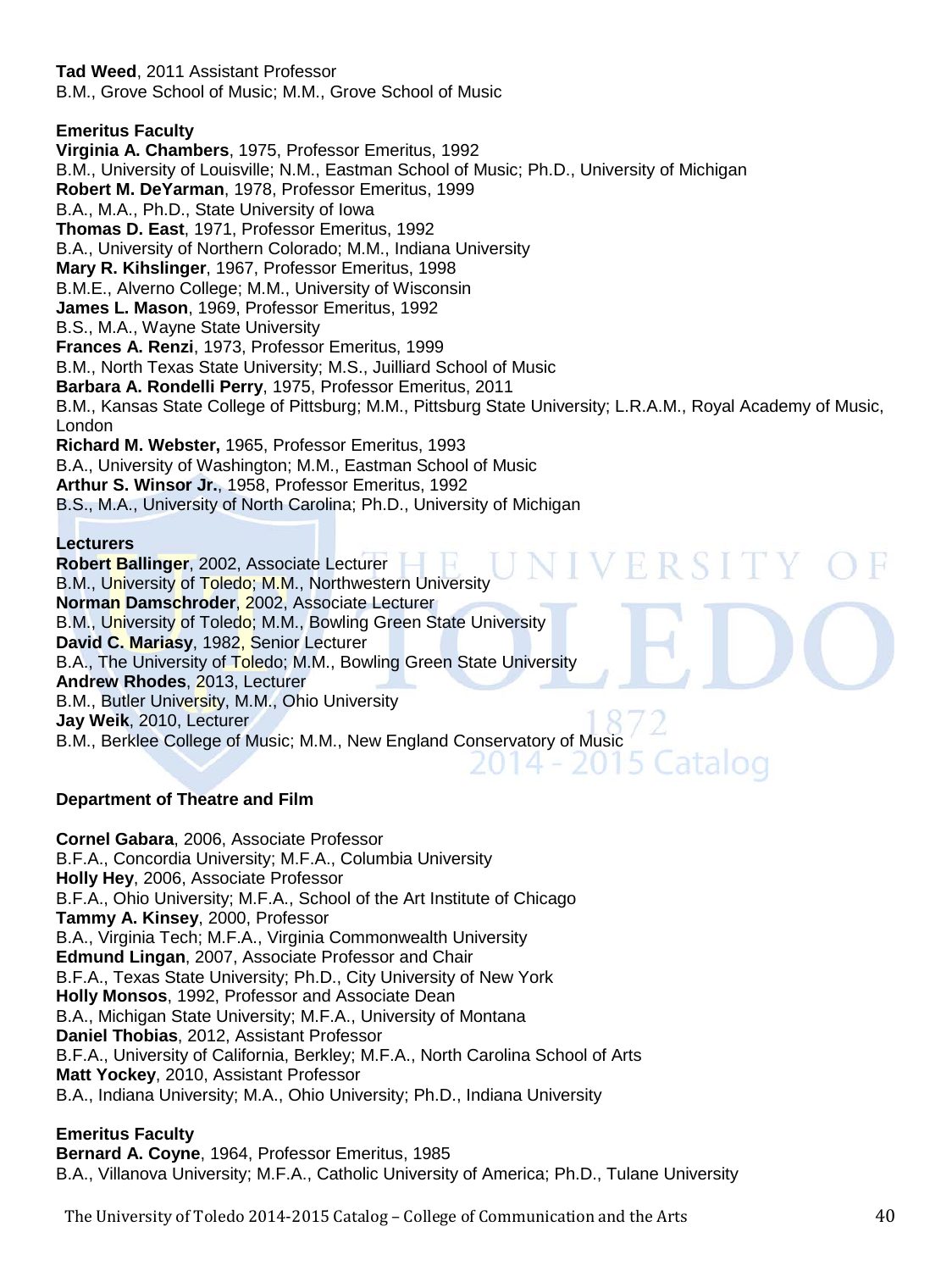**Tad Weed**, 2011 Assistant Professor
B.M., Grove School of Music; M.M., Grove School of Music

**Emeritus Faculty**

**Virginia A. Chambers**, 1975, Professor Emeritus, 1992
B.M., University of Louisville; N.M., Eastman School of Music; Ph.D., University of Michigan

**Robert M. DeYarman**, 1978, Professor Emeritus, 1999
B.A., M.A., Ph.D., State University of Iowa

**Thomas D. East**, 1971, Professor Emeritus, 1992
B.A., University of Northern Colorado; M.M., Indiana University

**Mary R. Kihslinger**, 1967, Professor Emeritus, 1998
B.M.E., Alverno College; M.M., University of Wisconsin

**James L. Mason**, 1969, Professor Emeritus, 1992
B.S., M.A., Wayne State University

**Frances A. Renzi**, 1973, Professor Emeritus, 1999
B.M., North Texas State University; M.S., Juilliard School of Music

**Barbara A. Rondelli Perry**, 1975, Professor Emeritus, 2011
B.M., Kansas State College of Pittsburg; M.M., Pittsburg State University; L.R.A.M., Royal Academy of Music, London

**Richard M. Webster,** 1965, Professor Emeritus, 1993
B.A., University of Washington; M.M., Eastman School of Music

**Arthur S. Winsor Jr.**, 1958, Professor Emeritus, 1992
B.S., M.A., University of North Carolina; Ph.D., University of Michigan

**Lecturers**

**Robert Ballinger**, 2002, Associate Lecturer
B.M., University of Toledo; M.M., Northwestern University

**Norman Damschroder**, 2002, Associate Lecturer
B.M., University of Toledo; M.M., Bowling Green State University

**David C. Mariasy**, 1982, Senior Lecturer
B.A., The University of Toledo; M.M., Bowling Green State University

**Andrew Rhodes**, 2013, Lecturer
B.M., Butler University, M.M., Ohio University

**Jay Weik**, 2010, Lecturer
B.M., Berklee College of Music; M.M., New England Conservatory of Music

**Department of Theatre and Film**

**Cornel Gabara**, 2006, Associate Professor
B.F.A., Concordia University; M.F.A., Columbia University

**Holly Hey**, 2006, Associate Professor
B.F.A., Ohio University; M.F.A., School of the Art Institute of Chicago

**Tammy A. Kinsey**, 2000, Professor
B.A., Virginia Tech; M.F.A., Virginia Commonwealth University

**Edmund Lingan**, 2007, Associate Professor and Chair
B.F.A., Texas State University; Ph.D., City University of New York

**Holly Monsos**, 1992, Professor and Associate Dean
B.A., Michigan State University; M.F.A., University of Montana

**Daniel Thobias**, 2012, Assistant Professor
B.F.A., University of California, Berkley; M.F.A., North Carolina School of Arts

**Matt Yockey**, 2010, Assistant Professor
B.A., Indiana University; M.A., Ohio University; Ph.D., Indiana University

**Emeritus Faculty**

**Bernard A. Coyne**, 1964, Professor Emeritus, 1985
B.A., Villanova University; M.F.A., Catholic University of America; Ph.D., Tulane University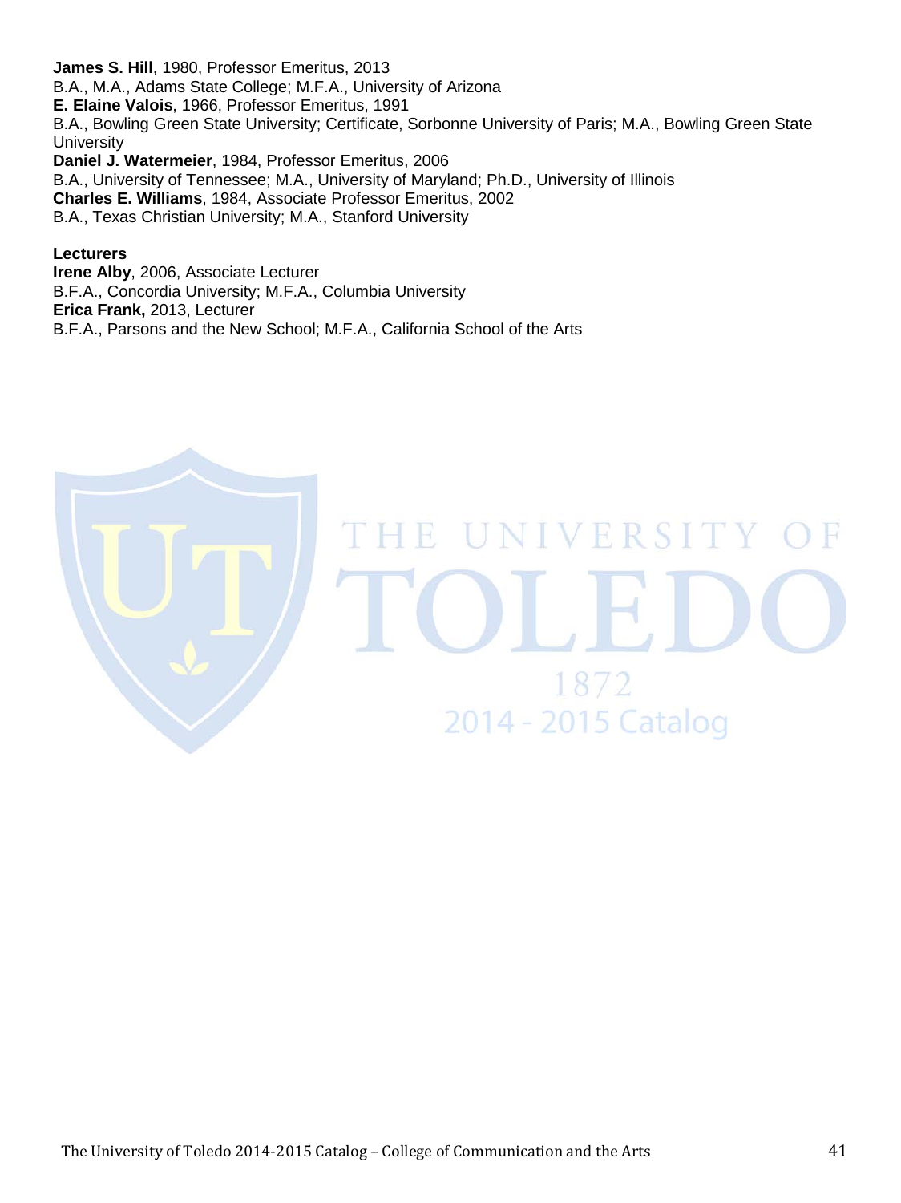**James S. Hill**, 1980, Professor Emeritus, 2013
B.A., M.A., Adams State College; M.F.A., University of Arizona
**E. Elaine Valois**, 1966, Professor Emeritus, 1991
B.A., Bowling Green State University; Certificate, Sorbonne University of Paris; M.A., Bowling Green State University
**Daniel J. Watermeier**, 1984, Professor Emeritus, 2006
B.A., University of Tennessee; M.A., University of Maryland; Ph.D., University of Illinois
**Charles E. Williams**, 1984, Associate Professor Emeritus, 2002
B.A., Texas Christian University; M.A., Stanford University

**Lecturers**
**Irene Alby**, 2006, Associate Lecturer
B.F.A., Concordia University; M.F.A., Columbia University
**Erica Frank,** 2013, Lecturer
B.F.A., Parsons and the New School; M.F.A., California School of the Arts